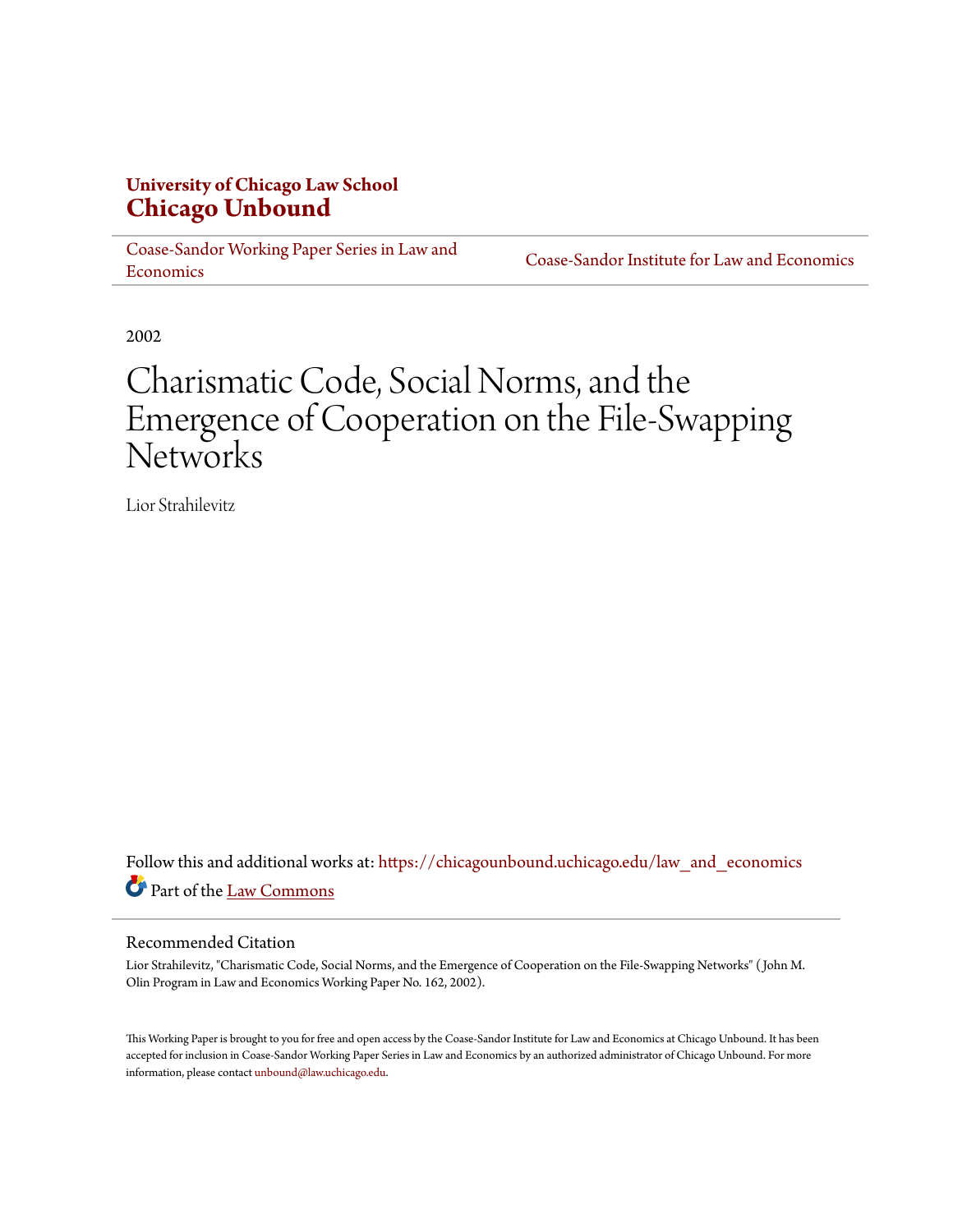**University of Chicago Law School**
**Chicago Unbound**

Coase-Sandor Working Paper Series in Law and Economics | Coase-Sandor Institute for Law and Economics

2002

# Charismatic Code, Social Norms, and the Emergence of Cooperation on the File-Swapping Networks

Lior Strahilevitz

Follow this and additional works at: https://chicagounbound.uchicago.edu/law_and_economics

Part of the Law Commons

## Recommended Citation

Lior Strahilevitz, "Charismatic Code, Social Norms, and the Emergence of Cooperation on the File-Swapping Networks" (John M. Olin Program in Law and Economics Working Paper No. 162, 2002).

This Working Paper is brought to you for free and open access by the Coase-Sandor Institute for Law and Economics at Chicago Unbound. It has been accepted for inclusion in Coase-Sandor Working Paper Series in Law and Economics by an authorized administrator of Chicago Unbound. For more information, please contact unbound@law.uchicago.edu.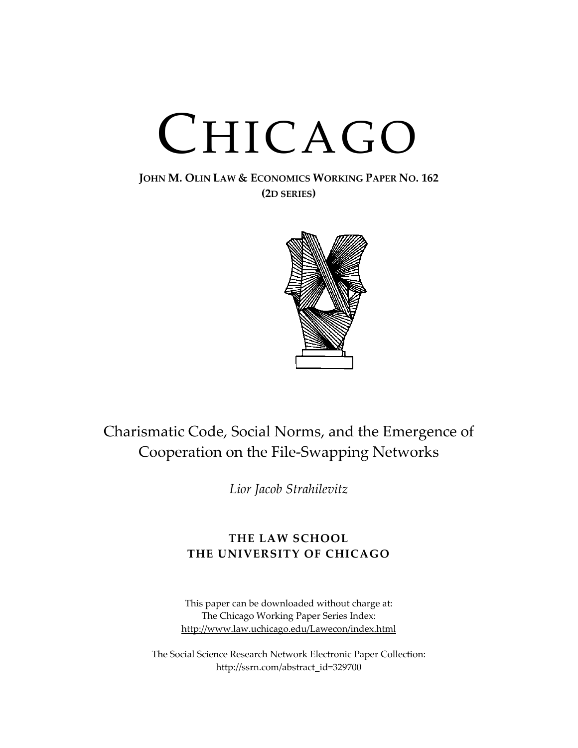# CHICAGO

**JOHN M. OLIN LAW & ECONOMICS WORKING PAPER NO. 162**
**(2D SERIES)**

Charismatic Code, Social Norms, and the Emergence of Cooperation on the File-Swapping Networks

*Lior Jacob Strahilevitz*

**THE LAW SCHOOL**
**THE UNIVERSITY OF CHICAGO**

This paper can be downloaded without charge at:
The Chicago Working Paper Series Index:
http://www.law.uchicago.edu/Lawecon/index.html

The Social Science Research Network Electronic Paper Collection:
http://ssrn.com/abstract_id=329700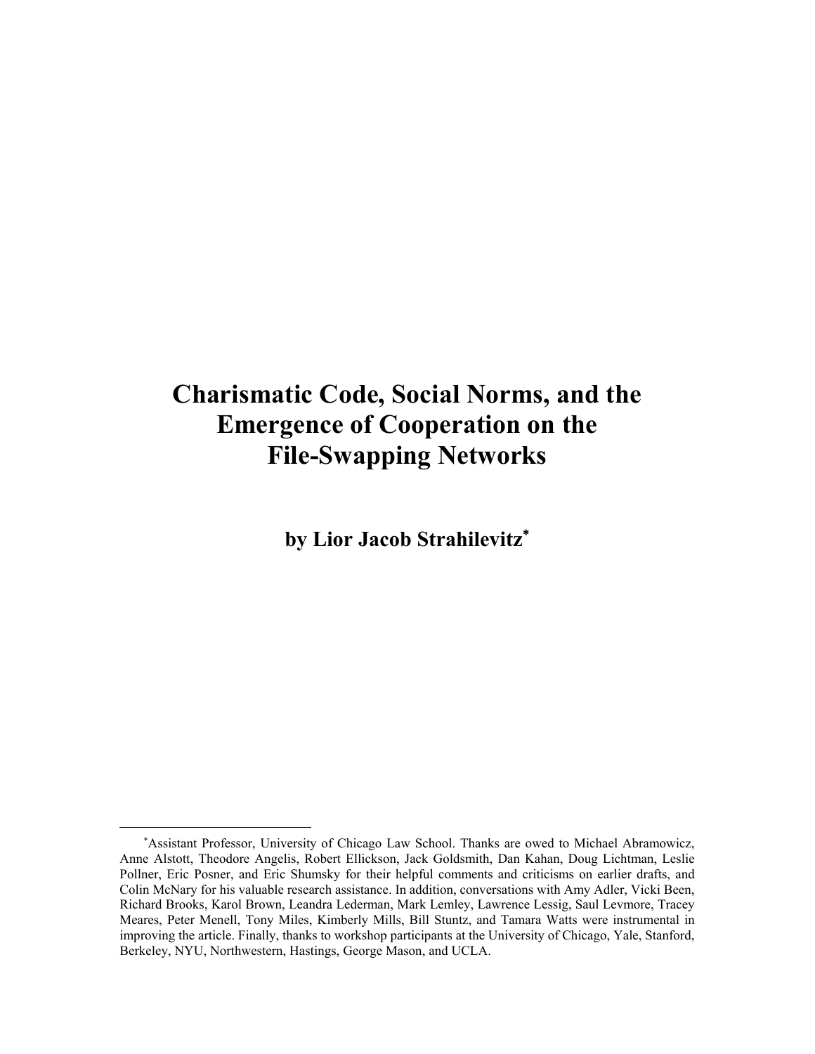# Charismatic Code, Social Norms, and the Emergence of Cooperation on the File-Swapping Networks

**by Lior Jacob Strahilevitz***

---

*Assistant Professor, University of Chicago Law School. Thanks are owed to Michael Abramowicz, Anne Alstott, Theodore Angelis, Robert Ellickson, Jack Goldsmith, Dan Kahan, Doug Lichtman, Leslie Pollner, Eric Posner, and Eric Shumsky for their helpful comments and criticisms on earlier drafts, and Colin McNary for his valuable research assistance. In addition, conversations with Amy Adler, Vicki Been, Richard Brooks, Karol Brown, Leandra Lederman, Mark Lemley, Lawrence Lessig, Saul Levmore, Tracey Meares, Peter Menell, Tony Miles, Kimberly Mills, Bill Stuntz, and Tamara Watts were instrumental in improving the article. Finally, thanks to workshop participants at the University of Chicago, Yale, Stanford, Berkeley, NYU, Northwestern, Hastings, George Mason, and UCLA.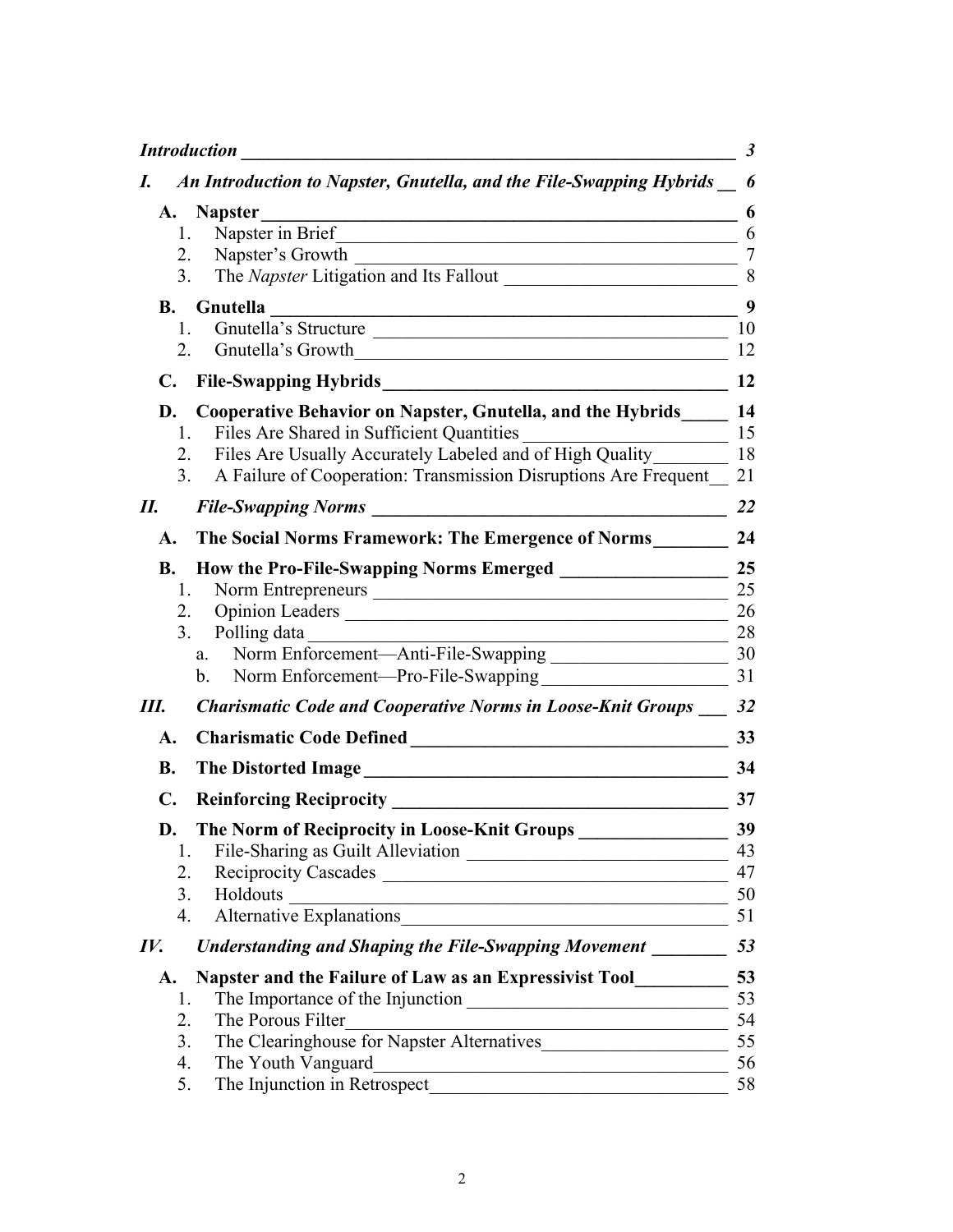*Introduction* — *3*

*I. An Introduction to Napster, Gnutella, and the File-Swapping Hybrids* — *6*

- **A. Napster** — **6**
  1. Napster in Brief — 6
  2. Napster's Growth — 7
  3. The *Napster* Litigation and Its Fallout — 8
- **B. Gnutella** — **9**
  1. Gnutella's Structure — 10
  2. Gnutella's Growth — 12
- **C. File-Swapping Hybrids** — **12**
- **D. Cooperative Behavior on Napster, Gnutella, and the Hybrids** — **14**
  1. Files Are Shared in Sufficient Quantities — 15
  2. Files Are Usually Accurately Labeled and of High Quality — 18
  3. A Failure of Cooperation: Transmission Disruptions Are Frequent — 21

*II. File-Swapping Norms* — *22*

- **A. The Social Norms Framework: The Emergence of Norms** — **24**
- **B. How the Pro-File-Swapping Norms Emerged** — **25**
  1. Norm Entrepreneurs — 25
  2. Opinion Leaders — 26
  3. Polling data — 28
     - a. Norm Enforcement—Anti-File-Swapping — 30
     - b. Norm Enforcement—Pro-File-Swapping — 31

*III. Charismatic Code and Cooperative Norms in Loose-Knit Groups* — *32*

- **A. Charismatic Code Defined** — **33**
- **B. The Distorted Image** — **34**
- **C. Reinforcing Reciprocity** — **37**
- **D. The Norm of Reciprocity in Loose-Knit Groups** — **39**
  1. File-Sharing as Guilt Alleviation — 43
  2. Reciprocity Cascades — 47
  3. Holdouts — 50
  4. Alternative Explanations — 51

*IV. Understanding and Shaping the File-Swapping Movement* — *53*

- **A. Napster and the Failure of Law as an Expressivist Tool** — **53**
  1. The Importance of the Injunction — 53
  2. The Porous Filter — 54
  3. The Clearinghouse for Napster Alternatives — 55
  4. The Youth Vanguard — 56
  5. The Injunction in Retrospect — 58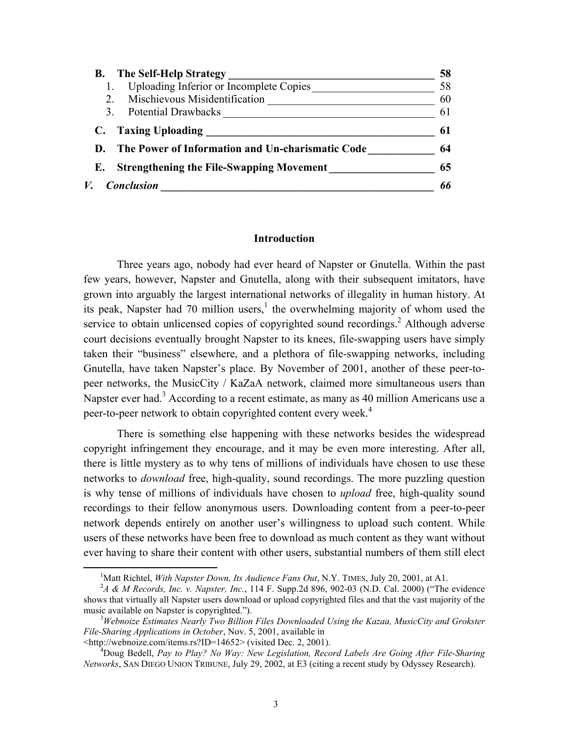**B. The Self-Help Strategy** ______________________________________ **58**

1. Uploading Inferior or Incomplete Copies ______________________ 58
2. Mischievous Misidentification ______________________________ 60
3. Potential Drawbacks ______________________________________ 61

**C. Taxing Uploading** __________________________________________ **61**

**D. The Power of Information and Un-charismatic Code** ____________ **64**

**E. Strengthening the File-Swapping Movement** ___________________ **65**

***V. Conclusion*** ___________________________________________________ ***66***

## Introduction

Three years ago, nobody had ever heard of Napster or Gnutella. Within the past few years, however, Napster and Gnutella, along with their subsequent imitators, have grown into arguably the largest international networks of illegality in human history. At its peak, Napster had 70 million users,[1] the overwhelming majority of whom used the service to obtain unlicensed copies of copyrighted sound recordings.[2] Although adverse court decisions eventually brought Napster to its knees, file-swapping users have simply taken their "business" elsewhere, and a plethora of file-swapping networks, including Gnutella, have taken Napster's place. By November of 2001, another of these peer-to-peer networks, the MusicCity / KaZaA network, claimed more simultaneous users than Napster ever had.[3] According to a recent estimate, as many as 40 million Americans use a peer-to-peer network to obtain copyrighted content every week.[4]

There is something else happening with these networks besides the widespread copyright infringement they encourage, and it may be even more interesting. After all, there is little mystery as to why tens of millions of individuals have chosen to use these networks to *download* free, high-quality, sound recordings. The more puzzling question is why tense of millions of individuals have chosen to *upload* free, high-quality sound recordings to their fellow anonymous users. Downloading content from a peer-to-peer network depends entirely on another user's willingness to upload such content. While users of these networks have been free to download as much content as they want without ever having to share their content with other users, substantial numbers of them still elect

---

[1] Matt Richtel, *With Napster Down, Its Audience Fans Out*, N.Y. TIMES, July 20, 2001, at A1.

[2] *A & M Records, Inc. v. Napster, Inc.*, 114 F. Supp.2d 896, 902-03 (N.D. Cal. 2000) ("The evidence shows that virtually all Napster users download or upload copyrighted files and that the vast majority of the music available on Napster is copyrighted.").

[3] *Webnoize Estimates Nearly Two Billion Files Downloaded Using the Kazaa, MusicCity and Grokster File-Sharing Applications in October*, Nov. 5, 2001, available in <http://webnoize.com/items.rs?ID=14652> (visited Dec. 2, 2001).

[4] Doug Bedell, *Pay to Play? No Way: New Legislation, Record Labels Are Going After File-Sharing Networks*, SAN DIEGO UNION TRIBUNE, July 29, 2002, at E3 (citing a recent study by Odyssey Research).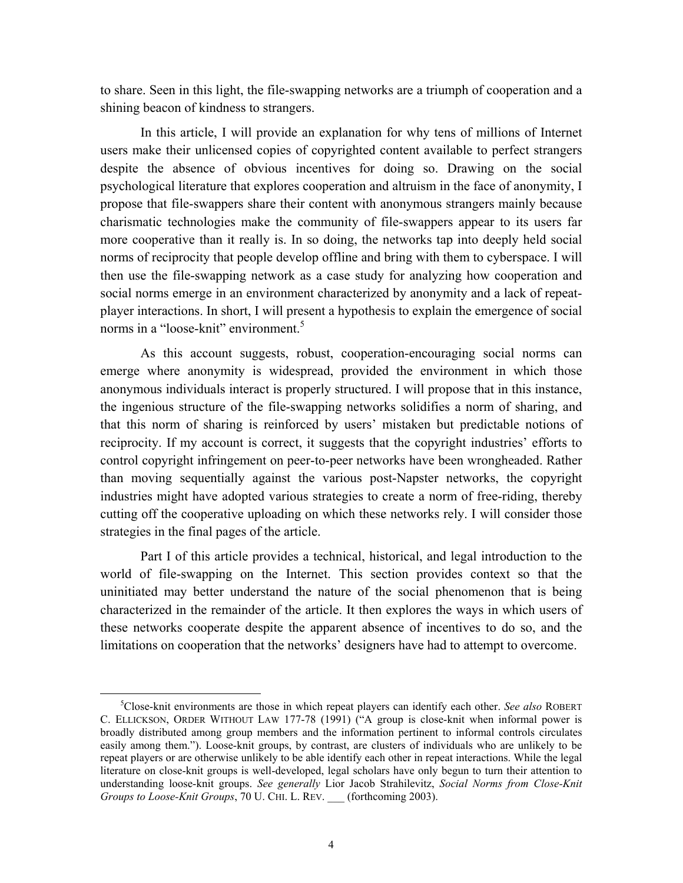to share. Seen in this light, the file-swapping networks are a triumph of cooperation and a shining beacon of kindness to strangers.

In this article, I will provide an explanation for why tens of millions of Internet users make their unlicensed copies of copyrighted content available to perfect strangers despite the absence of obvious incentives for doing so. Drawing on the social psychological literature that explores cooperation and altruism in the face of anonymity, I propose that file-swappers share their content with anonymous strangers mainly because charismatic technologies make the community of file-swappers appear to its users far more cooperative than it really is. In so doing, the networks tap into deeply held social norms of reciprocity that people develop offline and bring with them to cyberspace. I will then use the file-swapping network as a case study for analyzing how cooperation and social norms emerge in an environment characterized by anonymity and a lack of repeat-player interactions. In short, I will present a hypothesis to explain the emergence of social norms in a "loose-knit" environment.[5]

As this account suggests, robust, cooperation-encouraging social norms can emerge where anonymity is widespread, provided the environment in which those anonymous individuals interact is properly structured. I will propose that in this instance, the ingenious structure of the file-swapping networks solidifies a norm of sharing, and that this norm of sharing is reinforced by users' mistaken but predictable notions of reciprocity. If my account is correct, it suggests that the copyright industries' efforts to control copyright infringement on peer-to-peer networks have been wrongheaded. Rather than moving sequentially against the various post-Napster networks, the copyright industries might have adopted various strategies to create a norm of free-riding, thereby cutting off the cooperative uploading on which these networks rely. I will consider those strategies in the final pages of the article.

Part I of this article provides a technical, historical, and legal introduction to the world of file-swapping on the Internet. This section provides context so that the uninitiated may better understand the nature of the social phenomenon that is being characterized in the remainder of the article. It then explores the ways in which users of these networks cooperate despite the apparent absence of incentives to do so, and the limitations on cooperation that the networks' designers have had to attempt to overcome.

---

[5] Close-knit environments are those in which repeat players can identify each other. *See also* ROBERT C. ELLICKSON, ORDER WITHOUT LAW 177-78 (1991) ("A group is close-knit when informal power is broadly distributed among group members and the information pertinent to informal controls circulates easily among them."). Loose-knit groups, by contrast, are clusters of individuals who are unlikely to be repeat players or are otherwise unlikely to be able identify each other in repeat interactions. While the legal literature on close-knit groups is well-developed, legal scholars have only begun to turn their attention to understanding loose-knit groups. *See generally* Lior Jacob Strahilevitz, *Social Norms from Close-Knit Groups to Loose-Knit Groups*, 70 U. CHI. L. REV. ___ (forthcoming 2003).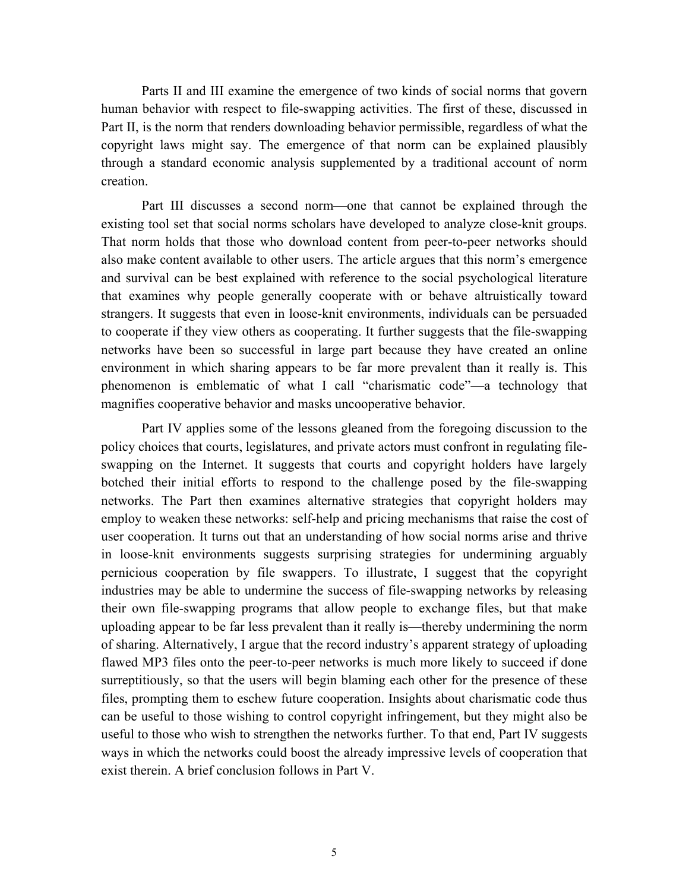Parts II and III examine the emergence of two kinds of social norms that govern human behavior with respect to file-swapping activities. The first of these, discussed in Part II, is the norm that renders downloading behavior permissible, regardless of what the copyright laws might say. The emergence of that norm can be explained plausibly through a standard economic analysis supplemented by a traditional account of norm creation.

Part III discusses a second norm—one that cannot be explained through the existing tool set that social norms scholars have developed to analyze close-knit groups. That norm holds that those who download content from peer-to-peer networks should also make content available to other users. The article argues that this norm's emergence and survival can be best explained with reference to the social psychological literature that examines why people generally cooperate with or behave altruistically toward strangers. It suggests that even in loose-knit environments, individuals can be persuaded to cooperate if they view others as cooperating. It further suggests that the file-swapping networks have been so successful in large part because they have created an online environment in which sharing appears to be far more prevalent than it really is. This phenomenon is emblematic of what I call "charismatic code"—a technology that magnifies cooperative behavior and masks uncooperative behavior.

Part IV applies some of the lessons gleaned from the foregoing discussion to the policy choices that courts, legislatures, and private actors must confront in regulating file-swapping on the Internet. It suggests that courts and copyright holders have largely botched their initial efforts to respond to the challenge posed by the file-swapping networks. The Part then examines alternative strategies that copyright holders may employ to weaken these networks: self-help and pricing mechanisms that raise the cost of user cooperation. It turns out that an understanding of how social norms arise and thrive in loose-knit environments suggests surprising strategies for undermining arguably pernicious cooperation by file swappers. To illustrate, I suggest that the copyright industries may be able to undermine the success of file-swapping networks by releasing their own file-swapping programs that allow people to exchange files, but that make uploading appear to be far less prevalent than it really is—thereby undermining the norm of sharing. Alternatively, I argue that the record industry's apparent strategy of uploading flawed MP3 files onto the peer-to-peer networks is much more likely to succeed if done surreptitiously, so that the users will begin blaming each other for the presence of these files, prompting them to eschew future cooperation. Insights about charismatic code thus can be useful to those wishing to control copyright infringement, but they might also be useful to those who wish to strengthen the networks further. To that end, Part IV suggests ways in which the networks could boost the already impressive levels of cooperation that exist therein. A brief conclusion follows in Part V.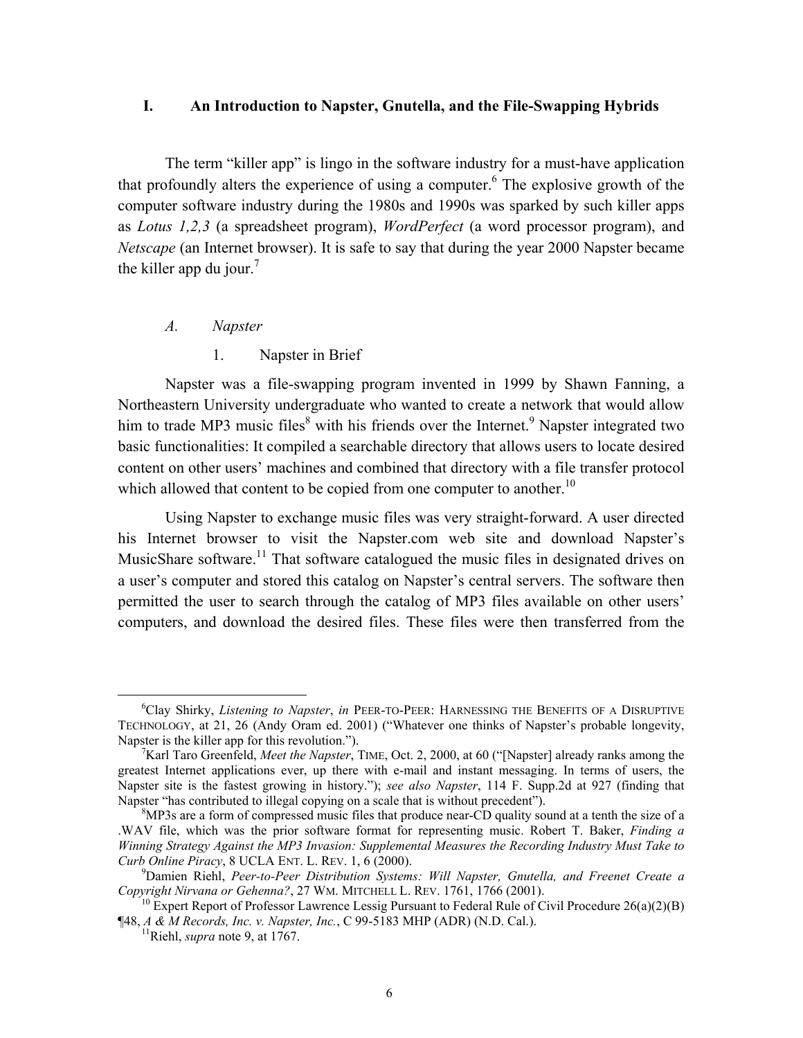## I. An Introduction to Napster, Gnutella, and the File-Swapping Hybrids

The term "killer app" is lingo in the software industry for a must-have application that profoundly alters the experience of using a computer.[6] The explosive growth of the computer software industry during the 1980s and 1990s was sparked by such killer apps as *Lotus 1,2,3* (a spreadsheet program), *WordPerfect* (a word processor program), and *Netscape* (an Internet browser). It is safe to say that during the year 2000 Napster became the killer app du jour.[7]

### *A. Napster*

#### 1. Napster in Brief

Napster was a file-swapping program invented in 1999 by Shawn Fanning, a Northeastern University undergraduate who wanted to create a network that would allow him to trade MP3 music files[8] with his friends over the Internet.[9] Napster integrated two basic functionalities: It compiled a searchable directory that allows users to locate desired content on other users' machines and combined that directory with a file transfer protocol which allowed that content to be copied from one computer to another.[10]

Using Napster to exchange music files was very straight-forward. A user directed his Internet browser to visit the Napster.com web site and download Napster's MusicShare software.[11] That software catalogued the music files in designated drives on a user's computer and stored this catalog on Napster's central servers. The software then permitted the user to search through the catalog of MP3 files available on other users' computers, and download the desired files. These files were then transferred from the

---

[6] Clay Shirky, *Listening to Napster*, *in* PEER-TO-PEER: HARNESSING THE BENEFITS OF A DISRUPTIVE TECHNOLOGY, at 21, 26 (Andy Oram ed. 2001) ("Whatever one thinks of Napster's probable longevity, Napster is the killer app for this revolution.").

[7] Karl Taro Greenfeld, *Meet the Napster*, TIME, Oct. 2, 2000, at 60 ("[Napster] already ranks among the greatest Internet applications ever, up there with e-mail and instant messaging. In terms of users, the Napster site is the fastest growing in history."); *see also Napster*, 114 F. Supp.2d at 927 (finding that Napster "has contributed to illegal copying on a scale that is without precedent").

[8] MP3s are a form of compressed music files that produce near-CD quality sound at a tenth the size of a .WAV file, which was the prior software format for representing music. Robert T. Baker, *Finding a Winning Strategy Against the MP3 Invasion: Supplemental Measures the Recording Industry Must Take to Curb Online Piracy*, 8 UCLA ENT. L. REV. 1, 6 (2000).

[9] Damien Riehl, *Peer-to-Peer Distribution Systems: Will Napster, Gnutella, and Freenet Create a Copyright Nirvana or Gehenna?*, 27 WM. MITCHELL L. REV. 1761, 1766 (2001).

[10] Expert Report of Professor Lawrence Lessig Pursuant to Federal Rule of Civil Procedure 26(a)(2)(B) ¶48, *A & M Records, Inc. v. Napster, Inc.*, C 99-5183 MHP (ADR) (N.D. Cal.).

[11] Riehl, *supra* note 9, at 1767.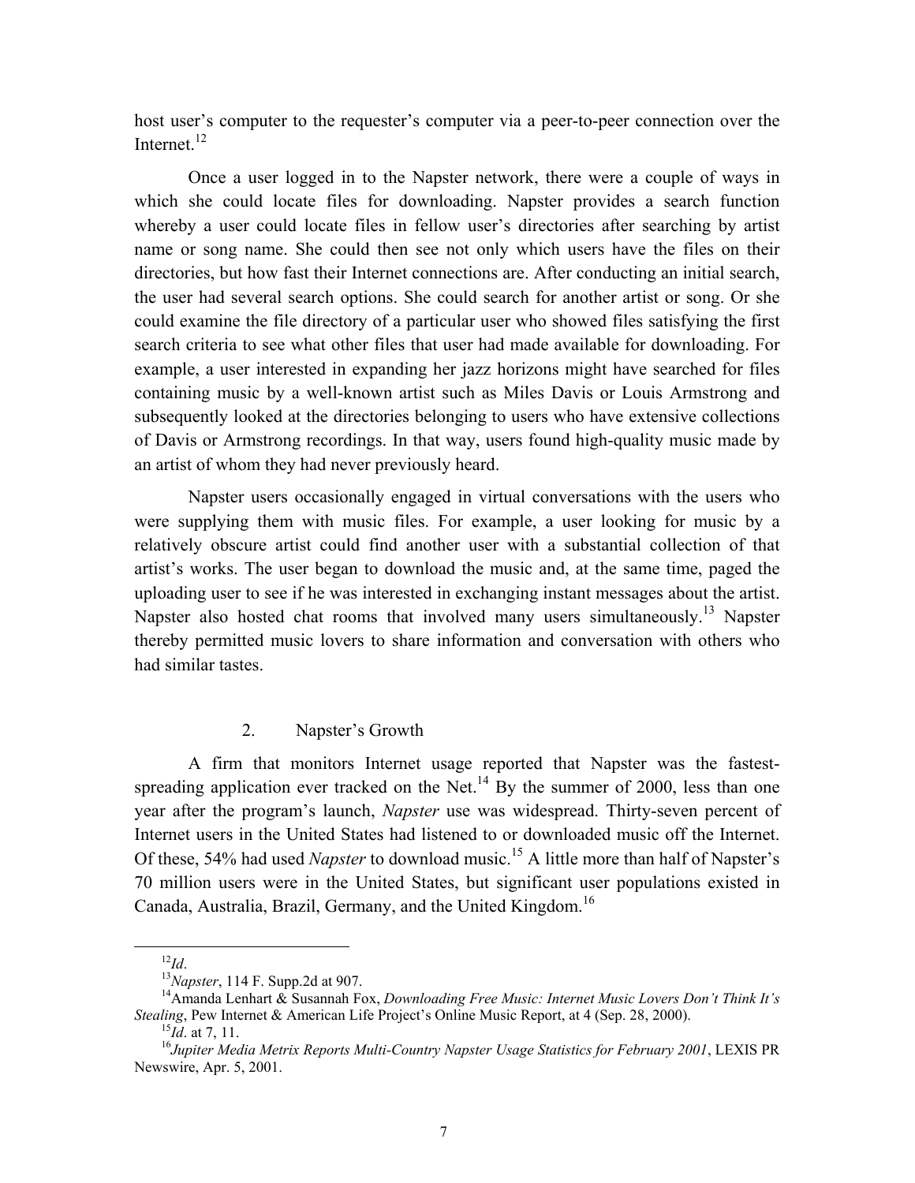host user's computer to the requester's computer via a peer-to-peer connection over the Internet.[12]

Once a user logged in to the Napster network, there were a couple of ways in which she could locate files for downloading. Napster provides a search function whereby a user could locate files in fellow user's directories after searching by artist name or song name. She could then see not only which users have the files on their directories, but how fast their Internet connections are. After conducting an initial search, the user had several search options. She could search for another artist or song. Or she could examine the file directory of a particular user who showed files satisfying the first search criteria to see what other files that user had made available for downloading. For example, a user interested in expanding her jazz horizons might have searched for files containing music by a well-known artist such as Miles Davis or Louis Armstrong and subsequently looked at the directories belonging to users who have extensive collections of Davis or Armstrong recordings. In that way, users found high-quality music made by an artist of whom they had never previously heard.

Napster users occasionally engaged in virtual conversations with the users who were supplying them with music files. For example, a user looking for music by a relatively obscure artist could find another user with a substantial collection of that artist's works. The user began to download the music and, at the same time, paged the uploading user to see if he was interested in exchanging instant messages about the artist. Napster also hosted chat rooms that involved many users simultaneously.[13] Napster thereby permitted music lovers to share information and conversation with others who had similar tastes.

### 2. Napster's Growth

A firm that monitors Internet usage reported that Napster was the fastest-spreading application ever tracked on the Net.[14] By the summer of 2000, less than one year after the program's launch, *Napster* use was widespread. Thirty-seven percent of Internet users in the United States had listened to or downloaded music off the Internet. Of these, 54% had used *Napster* to download music.[15] A little more than half of Napster's 70 million users were in the United States, but significant user populations existed in Canada, Australia, Brazil, Germany, and the United Kingdom.[16]

---

[12] *Id*.

[13] *Napster*, 114 F. Supp.2d at 907.

[14] Amanda Lenhart & Susannah Fox, *Downloading Free Music: Internet Music Lovers Don't Think It's Stealing*, Pew Internet & American Life Project's Online Music Report, at 4 (Sep. 28, 2000).

[15] *Id*. at 7, 11.

[16] *Jupiter Media Metrix Reports Multi-Country Napster Usage Statistics for February 2001*, LEXIS PR Newswire, Apr. 5, 2001.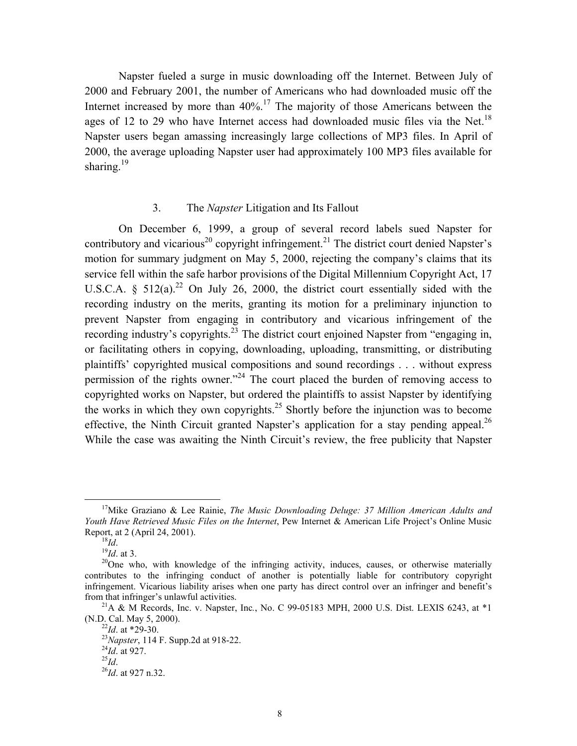Napster fueled a surge in music downloading off the Internet. Between July of 2000 and February 2001, the number of Americans who had downloaded music off the Internet increased by more than 40%.[17] The majority of those Americans between the ages of 12 to 29 who have Internet access had downloaded music files via the Net.[18] Napster users began amassing increasingly large collections of MP3 files. In April of 2000, the average uploading Napster user had approximately 100 MP3 files available for sharing.[19]

### 3. The *Napster* Litigation and Its Fallout

On December 6, 1999, a group of several record labels sued Napster for contributory and vicarious[20] copyright infringement.[21] The district court denied Napster's motion for summary judgment on May 5, 2000, rejecting the company's claims that its service fell within the safe harbor provisions of the Digital Millennium Copyright Act, 17 U.S.C.A. § 512(a).[22] On July 26, 2000, the district court essentially sided with the recording industry on the merits, granting its motion for a preliminary injunction to prevent Napster from engaging in contributory and vicarious infringement of the recording industry's copyrights.[23] The district court enjoined Napster from "engaging in, or facilitating others in copying, downloading, uploading, transmitting, or distributing plaintiffs' copyrighted musical compositions and sound recordings . . . without express permission of the rights owner."[24] The court placed the burden of removing access to copyrighted works on Napster, but ordered the plaintiffs to assist Napster by identifying the works in which they own copyrights.[25] Shortly before the injunction was to become effective, the Ninth Circuit granted Napster's application for a stay pending appeal.[26] While the case was awaiting the Ninth Circuit's review, the free publicity that Napster

---

[17] Mike Graziano & Lee Rainie, *The Music Downloading Deluge: 37 Million American Adults and Youth Have Retrieved Music Files on the Internet*, Pew Internet & American Life Project's Online Music Report, at 2 (April 24, 2001).

[18] *Id*.

[19] *Id*. at 3.

[20] One who, with knowledge of the infringing activity, induces, causes, or otherwise materially contributes to the infringing conduct of another is potentially liable for contributory copyright infringement. Vicarious liability arises when one party has direct control over an infringer and benefit's from that infringer's unlawful activities.

[21] A & M Records, Inc. v. Napster, Inc., No. C 99-05183 MPH, 2000 U.S. Dist. LEXIS 6243, at *1 (N.D. Cal. May 5, 2000).

[22] *Id*. at *29-30.

[23] *Napster*, 114 F. Supp.2d at 918-22.

[24] *Id*. at 927.

[25] *Id*.

[26] *Id*. at 927 n.32.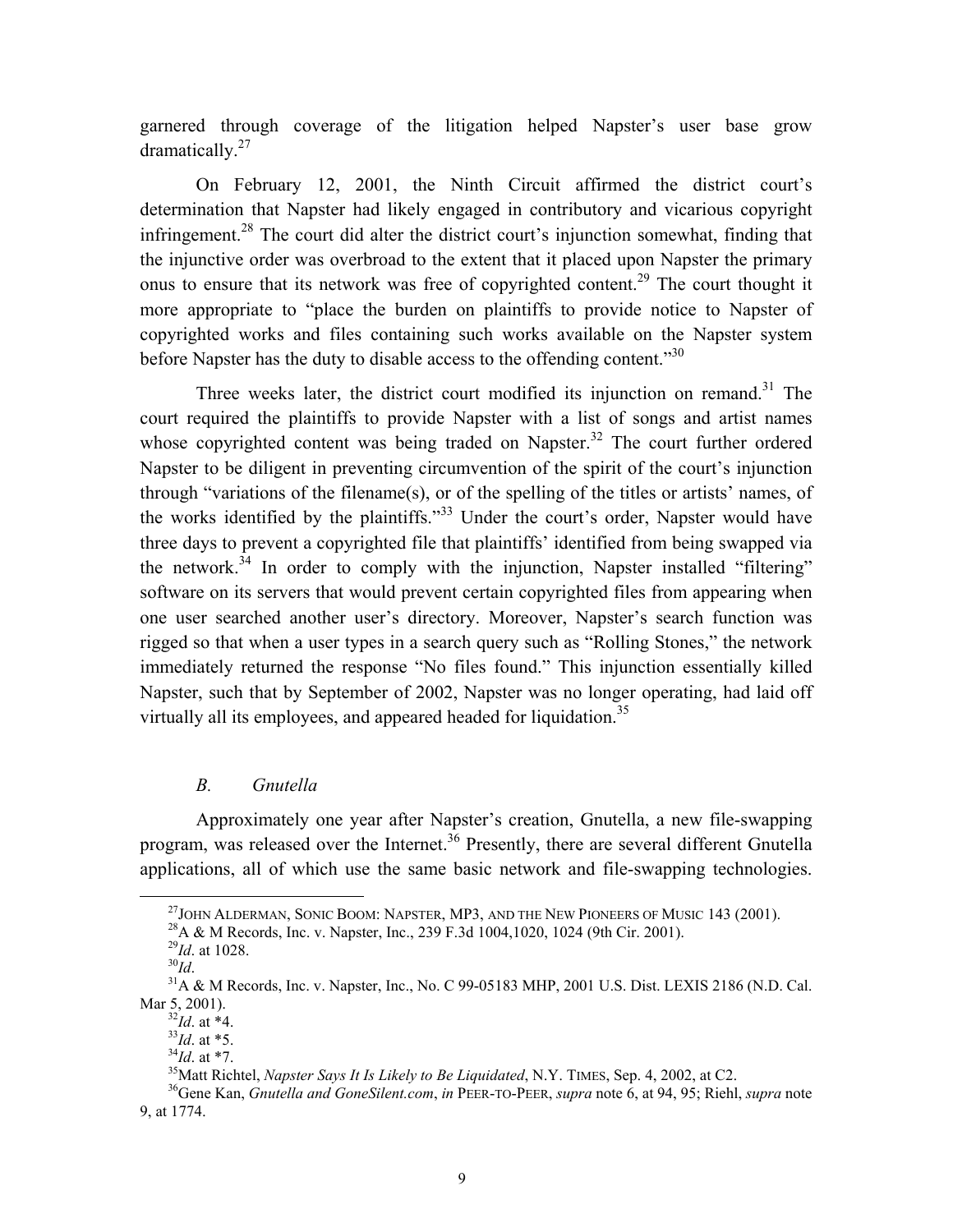garnered through coverage of the litigation helped Napster's user base grow dramatically.[27]

On February 12, 2001, the Ninth Circuit affirmed the district court's determination that Napster had likely engaged in contributory and vicarious copyright infringement.[28] The court did alter the district court's injunction somewhat, finding that the injunctive order was overbroad to the extent that it placed upon Napster the primary onus to ensure that its network was free of copyrighted content.[29] The court thought it more appropriate to "place the burden on plaintiffs to provide notice to Napster of copyrighted works and files containing such works available on the Napster system before Napster has the duty to disable access to the offending content."[30]

Three weeks later, the district court modified its injunction on remand.[31] The court required the plaintiffs to provide Napster with a list of songs and artist names whose copyrighted content was being traded on Napster.[32] The court further ordered Napster to be diligent in preventing circumvention of the spirit of the court's injunction through "variations of the filename(s), or of the spelling of the titles or artists' names, of the works identified by the plaintiffs."[33] Under the court's order, Napster would have three days to prevent a copyrighted file that plaintiffs' identified from being swapped via the network.[34] In order to comply with the injunction, Napster installed "filtering" software on its servers that would prevent certain copyrighted files from appearing when one user searched another user's directory. Moreover, Napster's search function was rigged so that when a user types in a search query such as "Rolling Stones," the network immediately returned the response "No files found." This injunction essentially killed Napster, such that by September of 2002, Napster was no longer operating, had laid off virtually all its employees, and appeared headed for liquidation.[35]

### *B. Gnutella*

Approximately one year after Napster's creation, Gnutella, a new file-swapping program, was released over the Internet.[36] Presently, there are several different Gnutella applications, all of which use the same basic network and file-swapping technologies.

---

[27] JOHN ALDERMAN, SONIC BOOM: NAPSTER, MP3, AND THE NEW PIONEERS OF MUSIC 143 (2001).

[28] A & M Records, Inc. v. Napster, Inc., 239 F.3d 1004,1020, 1024 (9th Cir. 2001).

[29] *Id*. at 1028.

[30] *Id*.

[31] A & M Records, Inc. v. Napster, Inc., No. C 99-05183 MHP, 2001 U.S. Dist. LEXIS 2186 (N.D. Cal. Mar 5, 2001).

[32] *Id*. at *4.

[33] *Id*. at *5.

[34] *Id*. at *7.

[35] Matt Richtel, *Napster Says It Is Likely to Be Liquidated*, N.Y. TIMES, Sep. 4, 2002, at C2.

[36] Gene Kan, *Gnutella and GoneSilent.com*, *in* PEER-TO-PEER, *supra* note 6, at 94, 95; Riehl, *supra* note 9, at 1774.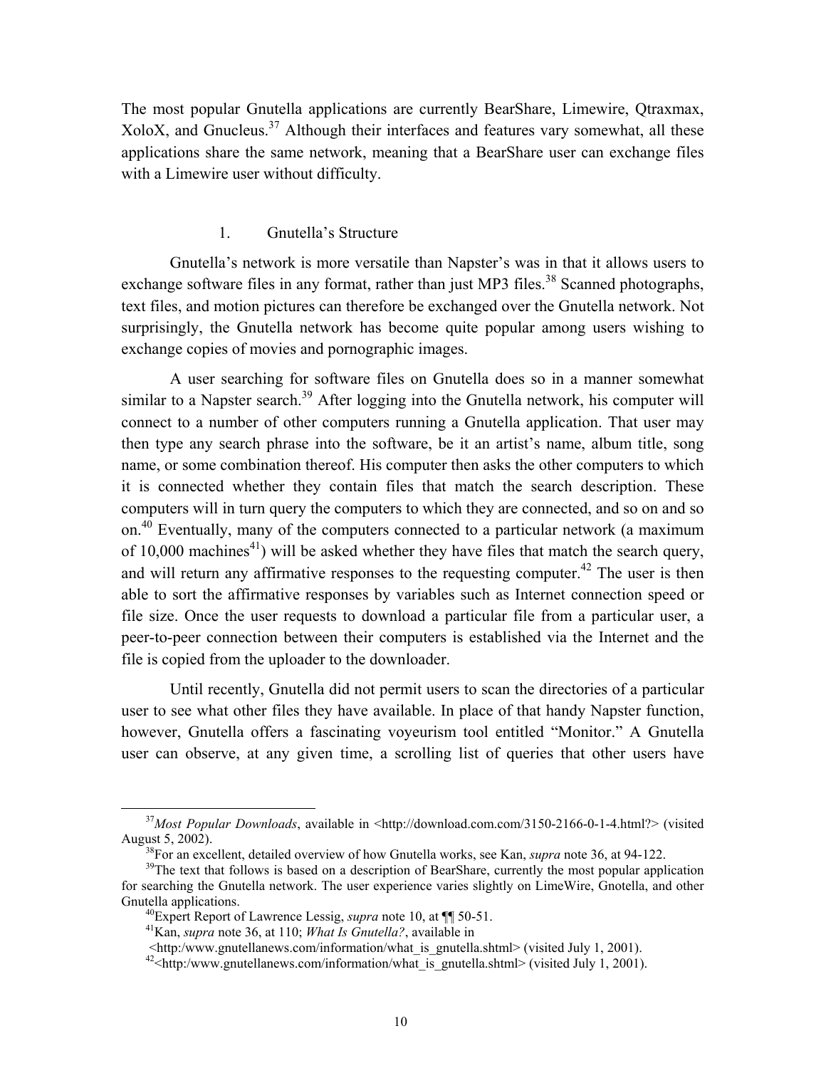The most popular Gnutella applications are currently BearShare, Limewire, Qtraxmax, XoloX, and Gnucleus.[37] Although their interfaces and features vary somewhat, all these applications share the same network, meaning that a BearShare user can exchange files with a Limewire user without difficulty.

### 1. Gnutella's Structure

Gnutella's network is more versatile than Napster's was in that it allows users to exchange software files in any format, rather than just MP3 files.[38] Scanned photographs, text files, and motion pictures can therefore be exchanged over the Gnutella network. Not surprisingly, the Gnutella network has become quite popular among users wishing to exchange copies of movies and pornographic images.

A user searching for software files on Gnutella does so in a manner somewhat similar to a Napster search.[39] After logging into the Gnutella network, his computer will connect to a number of other computers running a Gnutella application. That user may then type any search phrase into the software, be it an artist's name, album title, song name, or some combination thereof. His computer then asks the other computers to which it is connected whether they contain files that match the search description. These computers will in turn query the computers to which they are connected, and so on and so on.[40] Eventually, many of the computers connected to a particular network (a maximum of 10,000 machines[41]) will be asked whether they have files that match the search query, and will return any affirmative responses to the requesting computer.[42] The user is then able to sort the affirmative responses by variables such as Internet connection speed or file size. Once the user requests to download a particular file from a particular user, a peer-to-peer connection between their computers is established via the Internet and the file is copied from the uploader to the downloader.

Until recently, Gnutella did not permit users to scan the directories of a particular user to see what other files they have available. In place of that handy Napster function, however, Gnutella offers a fascinating voyeurism tool entitled "Monitor." A Gnutella user can observe, at any given time, a scrolling list of queries that other users have

---

[37] *Most Popular Downloads*, available in <http://download.com.com/3150-2166-0-1-4.html?> (visited August 5, 2002).

[38] For an excellent, detailed overview of how Gnutella works, see Kan, *supra* note 36, at 94-122.

[39] The text that follows is based on a description of BearShare, currently the most popular application for searching the Gnutella network. The user experience varies slightly on LimeWire, Gnotella, and other Gnutella applications.

[40] Expert Report of Lawrence Lessig, *supra* note 10, at ¶¶ 50-51.

[41] Kan, *supra* note 36, at 110; *What Is Gnutella?*, available in <http:/www.gnutellanews.com/information/what_is_gnutella.shtml> (visited July 1, 2001).

[42] <http:/www.gnutellanews.com/information/what_is_gnutella.shtml> (visited July 1, 2001).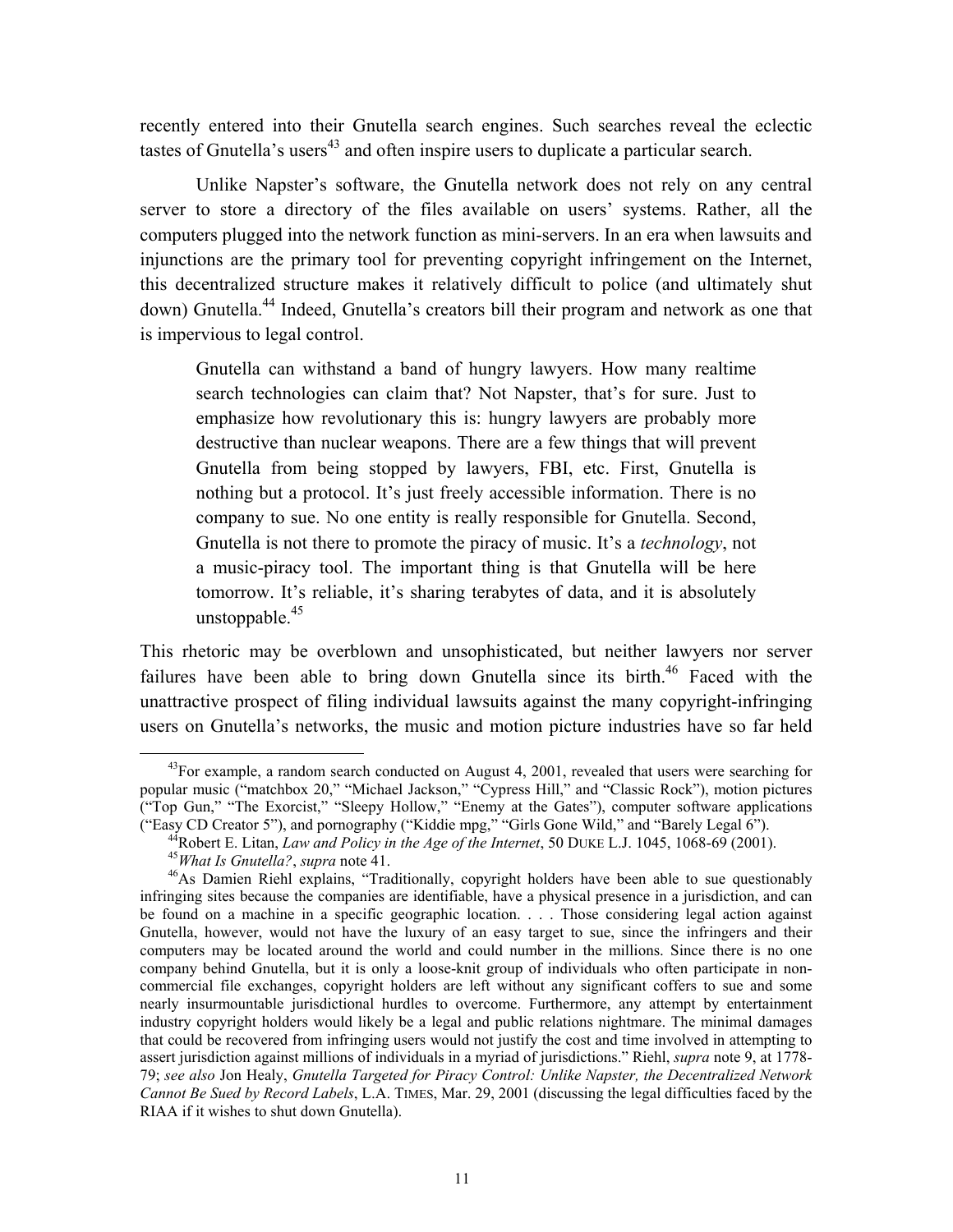recently entered into their Gnutella search engines. Such searches reveal the eclectic tastes of Gnutella's users[43] and often inspire users to duplicate a particular search.

Unlike Napster's software, the Gnutella network does not rely on any central server to store a directory of the files available on users' systems. Rather, all the computers plugged into the network function as mini-servers. In an era when lawsuits and injunctions are the primary tool for preventing copyright infringement on the Internet, this decentralized structure makes it relatively difficult to police (and ultimately shut down) Gnutella.[44] Indeed, Gnutella's creators bill their program and network as one that is impervious to legal control.

> Gnutella can withstand a band of hungry lawyers. How many realtime search technologies can claim that? Not Napster, that's for sure. Just to emphasize how revolutionary this is: hungry lawyers are probably more destructive than nuclear weapons. There are a few things that will prevent Gnutella from being stopped by lawyers, FBI, etc. First, Gnutella is nothing but a protocol. It's just freely accessible information. There is no company to sue. No one entity is really responsible for Gnutella. Second, Gnutella is not there to promote the piracy of music. It's a *technology*, not a music-piracy tool. The important thing is that Gnutella will be here tomorrow. It's reliable, it's sharing terabytes of data, and it is absolutely unstoppable.[45]

This rhetoric may be overblown and unsophisticated, but neither lawyers nor server failures have been able to bring down Gnutella since its birth.[46] Faced with the unattractive prospect of filing individual lawsuits against the many copyright-infringing users on Gnutella's networks, the music and motion picture industries have so far held

---

[43] For example, a random search conducted on August 4, 2001, revealed that users were searching for popular music ("matchbox 20," "Michael Jackson," "Cypress Hill," and "Classic Rock"), motion pictures ("Top Gun," "The Exorcist," "Sleepy Hollow," "Enemy at the Gates"), computer software applications ("Easy CD Creator 5"), and pornography ("Kiddie mpg," "Girls Gone Wild," and "Barely Legal 6").

[44] Robert E. Litan, *Law and Policy in the Age of the Internet*, 50 DUKE L.J. 1045, 1068-69 (2001).

[45] *What Is Gnutella?*, *supra* note 41.

[46] As Damien Riehl explains, "Traditionally, copyright holders have been able to sue questionably infringing sites because the companies are identifiable, have a physical presence in a jurisdiction, and can be found on a machine in a specific geographic location. . . . Those considering legal action against Gnutella, however, would not have the luxury of an easy target to sue, since the infringers and their computers may be located around the world and could number in the millions. Since there is no one company behind Gnutella, but it is only a loose-knit group of individuals who often participate in non-commercial file exchanges, copyright holders are left without any significant coffers to sue and some nearly insurmountable jurisdictional hurdles to overcome. Furthermore, any attempt by entertainment industry copyright holders would likely be a legal and public relations nightmare. The minimal damages that could be recovered from infringing users would not justify the cost and time involved in attempting to assert jurisdiction against millions of individuals in a myriad of jurisdictions." Riehl, *supra* note 9, at 1778-79; *see also* Jon Healy, *Gnutella Targeted for Piracy Control: Unlike Napster, the Decentralized Network Cannot Be Sued by Record Labels*, L.A. TIMES, Mar. 29, 2001 (discussing the legal difficulties faced by the RIAA if it wishes to shut down Gnutella).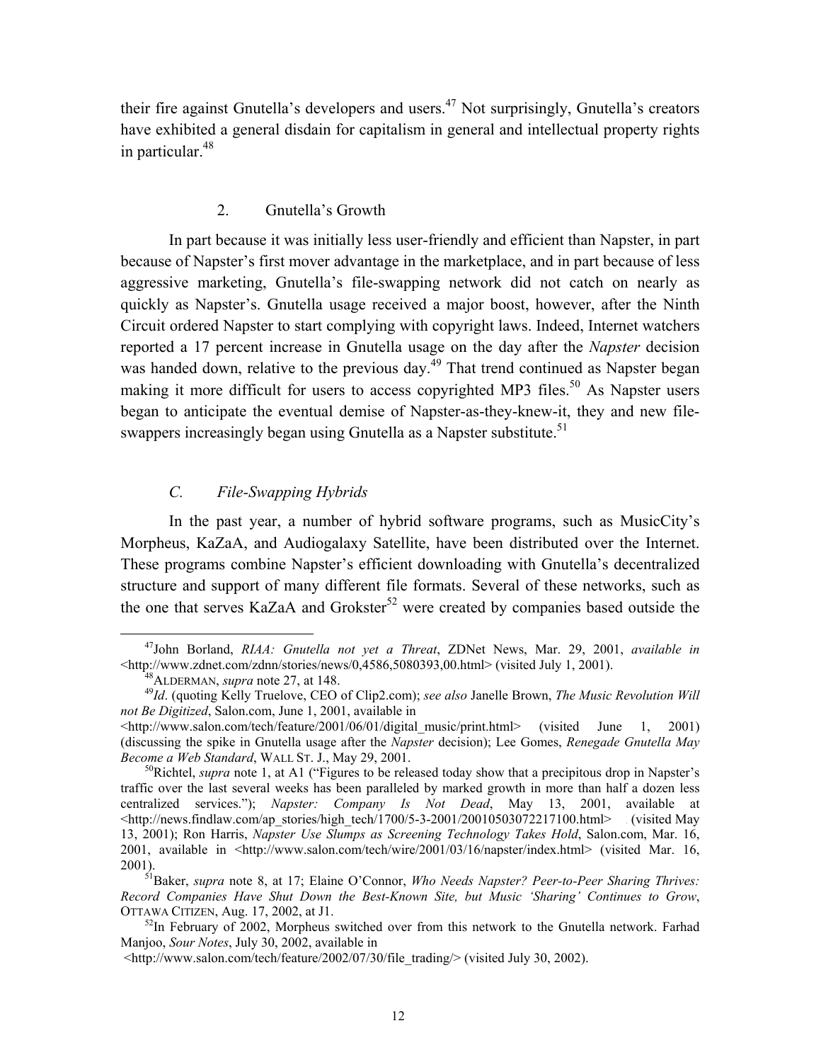their fire against Gnutella's developers and users.[47] Not surprisingly, Gnutella's creators have exhibited a general disdain for capitalism in general and intellectual property rights in particular.[48]

### 2. Gnutella's Growth

In part because it was initially less user-friendly and efficient than Napster, in part because of Napster's first mover advantage in the marketplace, and in part because of less aggressive marketing, Gnutella's file-swapping network did not catch on nearly as quickly as Napster's. Gnutella usage received a major boost, however, after the Ninth Circuit ordered Napster to start complying with copyright laws. Indeed, Internet watchers reported a 17 percent increase in Gnutella usage on the day after the *Napster* decision was handed down, relative to the previous day.[49] That trend continued as Napster began making it more difficult for users to access copyrighted MP3 files.[50] As Napster users began to anticipate the eventual demise of Napster-as-they-knew-it, they and new file-swappers increasingly began using Gnutella as a Napster substitute.[51]

## *C. File-Swapping Hybrids*

In the past year, a number of hybrid software programs, such as MusicCity's Morpheus, KaZaA, and Audiogalaxy Satellite, have been distributed over the Internet. These programs combine Napster's efficient downloading with Gnutella's decentralized structure and support of many different file formats. Several of these networks, such as the one that serves KaZaA and Grokster[52] were created by companies based outside the

---

[47] John Borland, *RIAA: Gnutella not yet a Threat*, ZDNet News, Mar. 29, 2001, *available in* <http://www.zdnet.com/zdnn/stories/news/0,4586,5080393,00.html> (visited July 1, 2001).

[48] ALDERMAN, *supra* note 27, at 148.

[49] *Id*. (quoting Kelly Truelove, CEO of Clip2.com); *see also* Janelle Brown, *The Music Revolution Will not Be Digitized*, Salon.com, June 1, 2001, available in <http://www.salon.com/tech/feature/2001/06/01/digital_music/print.html> (visited June 1, 2001) (discussing the spike in Gnutella usage after the *Napster* decision); Lee Gomes, *Renegade Gnutella May Become a Web Standard*, WALL ST. J., May 29, 2001.

[50] Richtel, *supra* note 1, at A1 ("Figures to be released today show that a precipitous drop in Napster's traffic over the last several weeks has been paralleled by marked growth in more than half a dozen less centralized services."); *Napster: Company Is Not Dead*, May 13, 2001, available at <http://news.findlaw.com/ap_stories/high_tech/1700/5-3-2001/20010503072217100.html> (visited May 13, 2001); Ron Harris, *Napster Use Slumps as Screening Technology Takes Hold*, Salon.com, Mar. 16, 2001, available in <http://www.salon.com/tech/wire/2001/03/16/napster/index.html> (visited Mar. 16, 2001).

[51] Baker, *supra* note 8, at 17; Elaine O'Connor, *Who Needs Napster? Peer-to-Peer Sharing Thrives: Record Companies Have Shut Down the Best-Known Site, but Music 'Sharing' Continues to Grow*, OTTAWA CITIZEN, Aug. 17, 2002, at J1.

[52] In February of 2002, Morpheus switched over from this network to the Gnutella network. Farhad Manjoo, *Sour Notes*, July 30, 2002, available in <http://www.salon.com/tech/feature/2002/07/30/file_trading/> (visited July 30, 2002).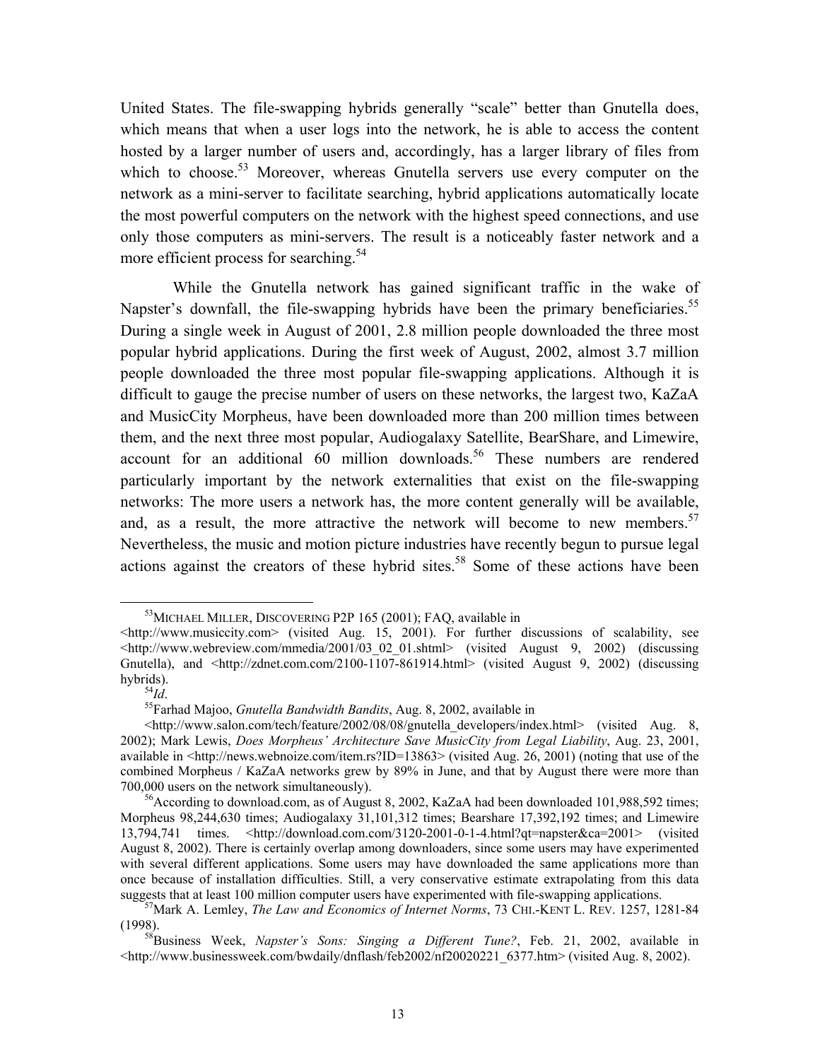United States. The file-swapping hybrids generally "scale" better than Gnutella does, which means that when a user logs into the network, he is able to access the content hosted by a larger number of users and, accordingly, has a larger library of files from which to choose.[53] Moreover, whereas Gnutella servers use every computer on the network as a mini-server to facilitate searching, hybrid applications automatically locate the most powerful computers on the network with the highest speed connections, and use only those computers as mini-servers. The result is a noticeably faster network and a more efficient process for searching.[54]

While the Gnutella network has gained significant traffic in the wake of Napster's downfall, the file-swapping hybrids have been the primary beneficiaries.[55] During a single week in August of 2001, 2.8 million people downloaded the three most popular hybrid applications. During the first week of August, 2002, almost 3.7 million people downloaded the three most popular file-swapping applications. Although it is difficult to gauge the precise number of users on these networks, the largest two, KaZaA and MusicCity Morpheus, have been downloaded more than 200 million times between them, and the next three most popular, Audiogalaxy Satellite, BearShare, and Limewire, account for an additional 60 million downloads.[56] These numbers are rendered particularly important by the network externalities that exist on the file-swapping networks: The more users a network has, the more content generally will be available, and, as a result, the more attractive the network will become to new members.[57] Nevertheless, the music and motion picture industries have recently begun to pursue legal actions against the creators of these hybrid sites.[58] Some of these actions have been

---

[53] MICHAEL MILLER, DISCOVERING P2P 165 (2001); FAQ, available in <http://www.musiccity.com> (visited Aug. 15, 2001). For further discussions of scalability, see <http://www.webreview.com/mmedia/2001/03_02_01.shtml> (visited August 9, 2002) (discussing Gnutella), and <http://zdnet.com.com/2100-1107-861914.html> (visited August 9, 2002) (discussing hybrids).

[54] *Id*.

[55] Farhad Majoo, *Gnutella Bandwidth Bandits*, Aug. 8, 2002, available in <http://www.salon.com/tech/feature/2002/08/08/gnutella_developers/index.html> (visited Aug. 8, 2002); Mark Lewis, *Does Morpheus' Architecture Save MusicCity from Legal Liability*, Aug. 23, 2001, available in <http://news.webnoize.com/item.rs?ID=13863> (visited Aug. 26, 2001) (noting that use of the combined Morpheus / KaZaA networks grew by 89% in June, and that by August there were more than 700,000 users on the network simultaneously).

[56] According to download.com, as of August 8, 2002, KaZaA had been downloaded 101,988,592 times; Morpheus 98,244,630 times; Audiogalaxy 31,101,312 times; Bearshare 17,392,192 times; and Limewire 13,794,741 times. <http://download.com.com/3120-2001-0-1-4.html?qt=napster&ca=2001> (visited August 8, 2002). There is certainly overlap among downloaders, since some users may have experimented with several different applications. Some users may have downloaded the same applications more than once because of installation difficulties. Still, a very conservative estimate extrapolating from this data suggests that at least 100 million computer users have experimented with file-swapping applications.

[57] Mark A. Lemley, *The Law and Economics of Internet Norms*, 73 CHI.-KENT L. REV. 1257, 1281-84 (1998).

[58] Business Week, *Napster's Sons: Singing a Different Tune?*, Feb. 21, 2002, available in <http://www.businessweek.com/bwdaily/dnflash/feb2002/nf20020221_6377.htm> (visited Aug. 8, 2002).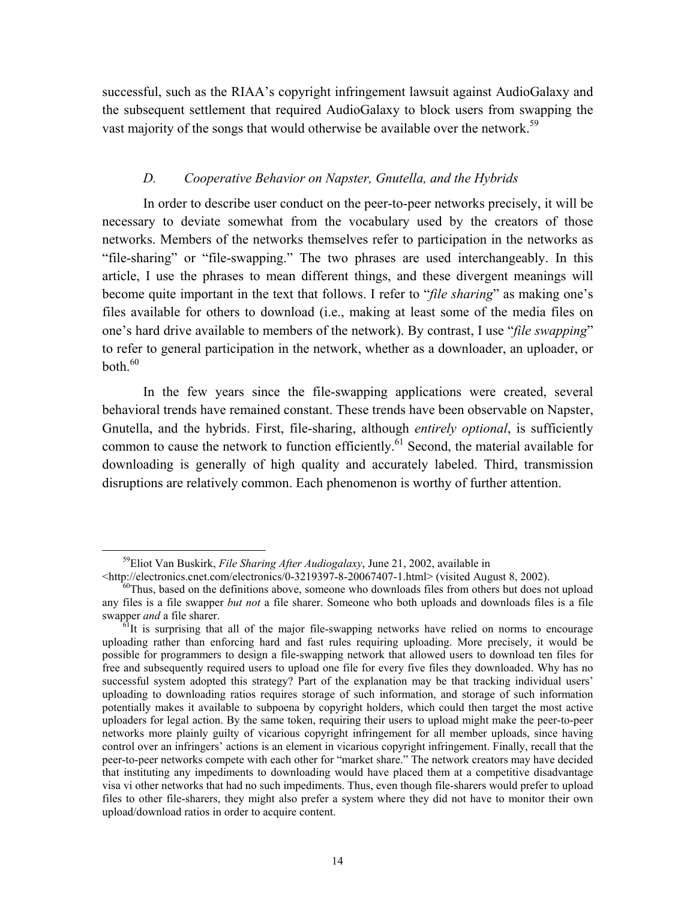successful, such as the RIAA's copyright infringement lawsuit against AudioGalaxy and the subsequent settlement that required AudioGalaxy to block users from swapping the vast majority of the songs that would otherwise be available over the network.[59]

### *D. Cooperative Behavior on Napster, Gnutella, and the Hybrids*

In order to describe user conduct on the peer-to-peer networks precisely, it will be necessary to deviate somewhat from the vocabulary used by the creators of those networks. Members of the networks themselves refer to participation in the networks as "file-sharing" or "file-swapping." The two phrases are used interchangeably. In this article, I use the phrases to mean different things, and these divergent meanings will become quite important in the text that follows. I refer to "*file sharing*" as making one's files available for others to download (i.e., making at least some of the media files on one's hard drive available to members of the network). By contrast, I use "*file swapping*" to refer to general participation in the network, whether as a downloader, an uploader, or both.[60]

In the few years since the file-swapping applications were created, several behavioral trends have remained constant. These trends have been observable on Napster, Gnutella, and the hybrids. First, file-sharing, although *entirely optional*, is sufficiently common to cause the network to function efficiently.[61] Second, the material available for downloading is generally of high quality and accurately labeled. Third, transmission disruptions are relatively common. Each phenomenon is worthy of further attention.

---

[59]Eliot Van Buskirk, *File Sharing After Audiogalaxy*, June 21, 2002, available in <http://electronics.cnet.com/electronics/0-3219397-8-20067407-1.html> (visited August 8, 2002).

[60]Thus, based on the definitions above, someone who downloads files from others but does not upload any files is a file swapper *but not* a file sharer. Someone who both uploads and downloads files is a file swapper *and* a file sharer.

[61]It is surprising that all of the major file-swapping networks have relied on norms to encourage uploading rather than enforcing hard and fast rules requiring uploading. More precisely, it would be possible for programmers to design a file-swapping network that allowed users to download ten files for free and subsequently required users to upload one file for every five files they downloaded. Why has no successful system adopted this strategy? Part of the explanation may be that tracking individual users' uploading to downloading ratios requires storage of such information, and storage of such information potentially makes it available to subpoena by copyright holders, which could then target the most active uploaders for legal action. By the same token, requiring their users to upload might make the peer-to-peer networks more plainly guilty of vicarious copyright infringement for all member uploads, since having control over an infringers' actions is an element in vicarious copyright infringement. Finally, recall that the peer-to-peer networks compete with each other for "market share." The network creators may have decided that instituting any impediments to downloading would have placed them at a competitive disadvantage visa vi other networks that had no such impediments. Thus, even though file-sharers would prefer to upload files to other file-sharers, they might also prefer a system where they did not have to monitor their own upload/download ratios in order to acquire content.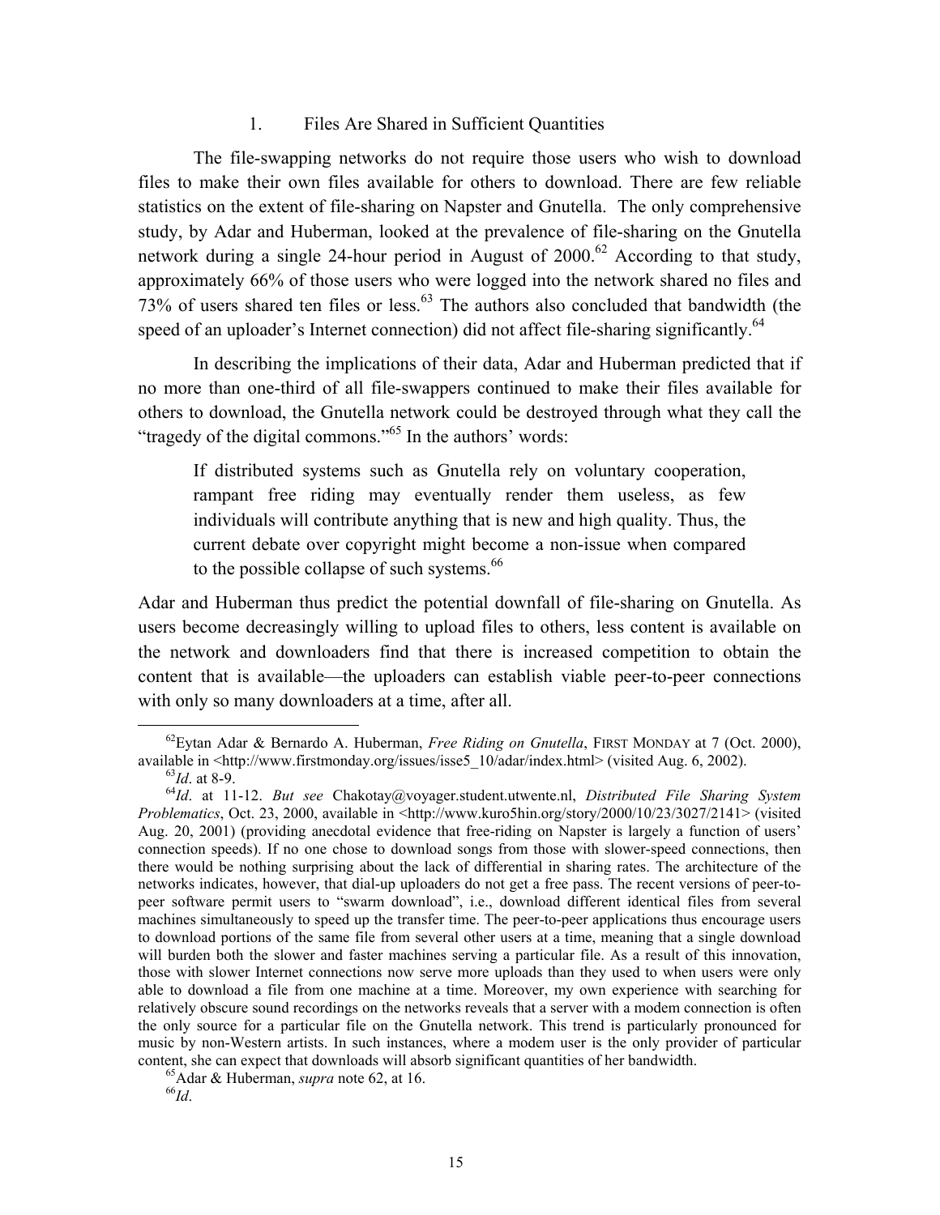### 1. Files Are Shared in Sufficient Quantities

The file-swapping networks do not require those users who wish to download files to make their own files available for others to download. There are few reliable statistics on the extent of file-sharing on Napster and Gnutella. The only comprehensive study, by Adar and Huberman, looked at the prevalence of file-sharing on the Gnutella network during a single 24-hour period in August of 2000.[62] According to that study, approximately 66% of those users who were logged into the network shared no files and 73% of users shared ten files or less.[63] The authors also concluded that bandwidth (the speed of an uploader's Internet connection) did not affect file-sharing significantly.[64]

In describing the implications of their data, Adar and Huberman predicted that if no more than one-third of all file-swappers continued to make their files available for others to download, the Gnutella network could be destroyed through what they call the "tragedy of the digital commons."[65] In the authors' words:

> If distributed systems such as Gnutella rely on voluntary cooperation, rampant free riding may eventually render them useless, as few individuals will contribute anything that is new and high quality. Thus, the current debate over copyright might become a non-issue when compared to the possible collapse of such systems.[66]

Adar and Huberman thus predict the potential downfall of file-sharing on Gnutella. As users become decreasingly willing to upload files to others, less content is available on the network and downloaders find that there is increased competition to obtain the content that is available—the uploaders can establish viable peer-to-peer connections with only so many downloaders at a time, after all.

---

[62] Eytan Adar & Bernardo A. Huberman, *Free Riding on Gnutella*, FIRST MONDAY at 7 (Oct. 2000), available in <http://www.firstmonday.org/issues/isse5_10/adar/index.html> (visited Aug. 6, 2002).

[63] *Id*. at 8-9.

[64] *Id*. at 11-12. *But see* Chakotay@voyager.student.utwente.nl, *Distributed File Sharing System Problematics*, Oct. 23, 2000, available in <http://www.kuro5hin.org/story/2000/10/23/3027/2141> (visited Aug. 20, 2001) (providing anecdotal evidence that free-riding on Napster is largely a function of users' connection speeds). If no one chose to download songs from those with slower-speed connections, then there would be nothing surprising about the lack of differential in sharing rates. The architecture of the networks indicates, however, that dial-up uploaders do not get a free pass. The recent versions of peer-to-peer software permit users to "swarm download", i.e., download different identical files from several machines simultaneously to speed up the transfer time. The peer-to-peer applications thus encourage users to download portions of the same file from several other users at a time, meaning that a single download will burden both the slower and faster machines serving a particular file. As a result of this innovation, those with slower Internet connections now serve more uploads than they used to when users were only able to download a file from one machine at a time. Moreover, my own experience with searching for relatively obscure sound recordings on the networks reveals that a server with a modem connection is often the only source for a particular file on the Gnutella network. This trend is particularly pronounced for music by non-Western artists. In such instances, where a modem user is the only provider of particular content, she can expect that downloads will absorb significant quantities of her bandwidth.

[65] Adar & Huberman, *supra* note 62, at 16.

[66] *Id*.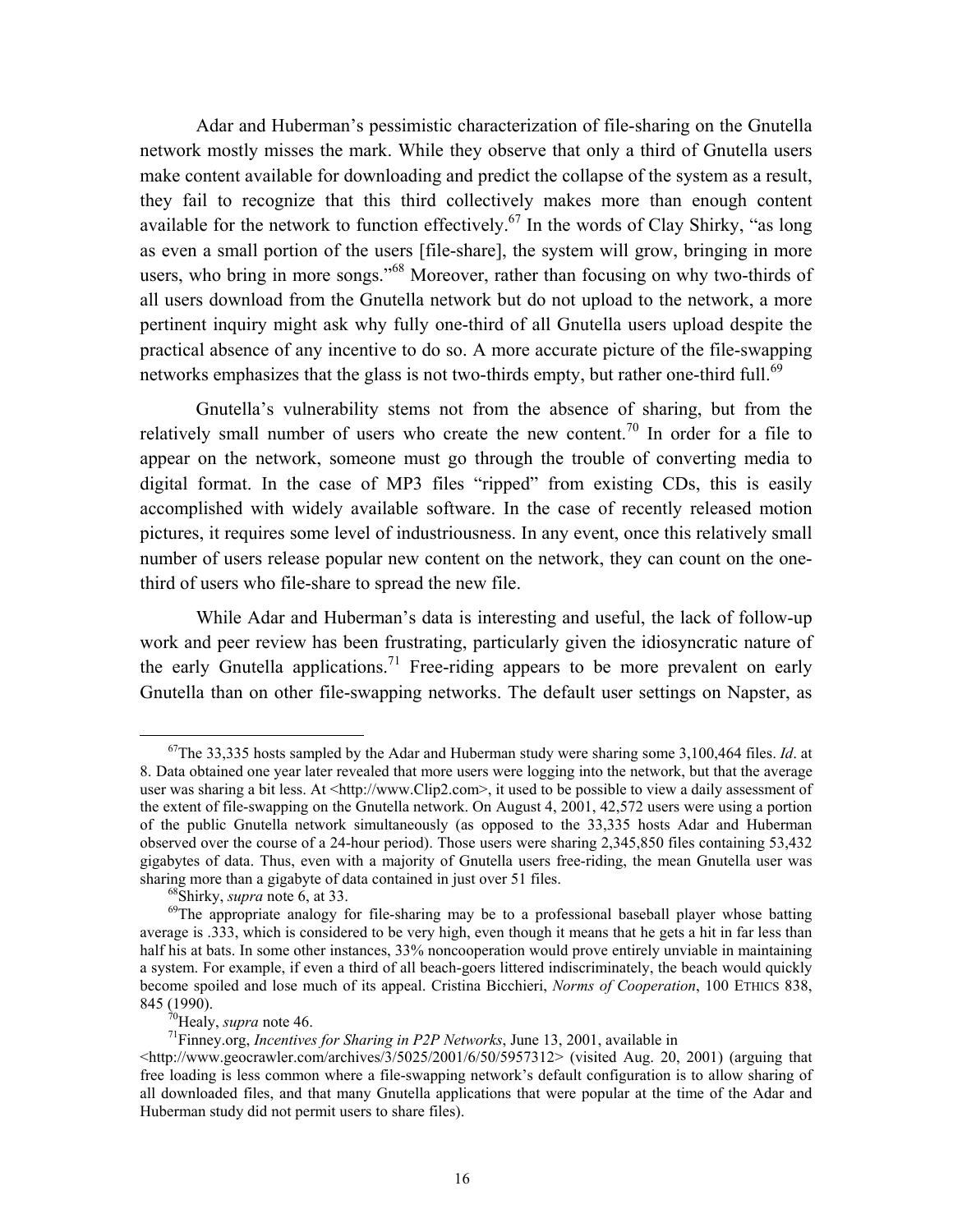Adar and Huberman's pessimistic characterization of file-sharing on the Gnutella network mostly misses the mark. While they observe that only a third of Gnutella users make content available for downloading and predict the collapse of the system as a result, they fail to recognize that this third collectively makes more than enough content available for the network to function effectively.[67] In the words of Clay Shirky, "as long as even a small portion of the users [file-share], the system will grow, bringing in more users, who bring in more songs."[68] Moreover, rather than focusing on why two-thirds of all users download from the Gnutella network but do not upload to the network, a more pertinent inquiry might ask why fully one-third of all Gnutella users upload despite the practical absence of any incentive to do so. A more accurate picture of the file-swapping networks emphasizes that the glass is not two-thirds empty, but rather one-third full.[69]

Gnutella's vulnerability stems not from the absence of sharing, but from the relatively small number of users who create the new content.[70] In order for a file to appear on the network, someone must go through the trouble of converting media to digital format. In the case of MP3 files "ripped" from existing CDs, this is easily accomplished with widely available software. In the case of recently released motion pictures, it requires some level of industriousness. In any event, once this relatively small number of users release popular new content on the network, they can count on the one-third of users who file-share to spread the new file.

While Adar and Huberman's data is interesting and useful, the lack of follow-up work and peer review has been frustrating, particularly given the idiosyncratic nature of the early Gnutella applications.[71] Free-riding appears to be more prevalent on early Gnutella than on other file-swapping networks. The default user settings on Napster, as

---

[67]The 33,335 hosts sampled by the Adar and Huberman study were sharing some 3,100,464 files. *Id*. at 8. Data obtained one year later revealed that more users were logging into the network, but that the average user was sharing a bit less. At <http://www.Clip2.com>, it used to be possible to view a daily assessment of the extent of file-swapping on the Gnutella network. On August 4, 2001, 42,572 users were using a portion of the public Gnutella network simultaneously (as opposed to the 33,335 hosts Adar and Huberman observed over the course of a 24-hour period). Those users were sharing 2,345,850 files containing 53,432 gigabytes of data. Thus, even with a majority of Gnutella users free-riding, the mean Gnutella user was sharing more than a gigabyte of data contained in just over 51 files.

[68]Shirky, *supra* note 6, at 33.

[69]The appropriate analogy for file-sharing may be to a professional baseball player whose batting average is .333, which is considered to be very high, even though it means that he gets a hit in far less than half his at bats. In some other instances, 33% noncooperation would prove entirely unviable in maintaining a system. For example, if even a third of all beach-goers littered indiscriminately, the beach would quickly become spoiled and lose much of its appeal. Cristina Bicchieri, *Norms of Cooperation*, 100 ETHICS 838, 845 (1990).

[70]Healy, *supra* note 46.

[71]Finney.org, *Incentives for Sharing in P2P Networks*, June 13, 2001, available in <http://www.geocrawler.com/archives/3/5025/2001/6/50/5957312> (visited Aug. 20, 2001) (arguing that free loading is less common where a file-swapping network's default configuration is to allow sharing of all downloaded files, and that many Gnutella applications that were popular at the time of the Adar and Huberman study did not permit users to share files).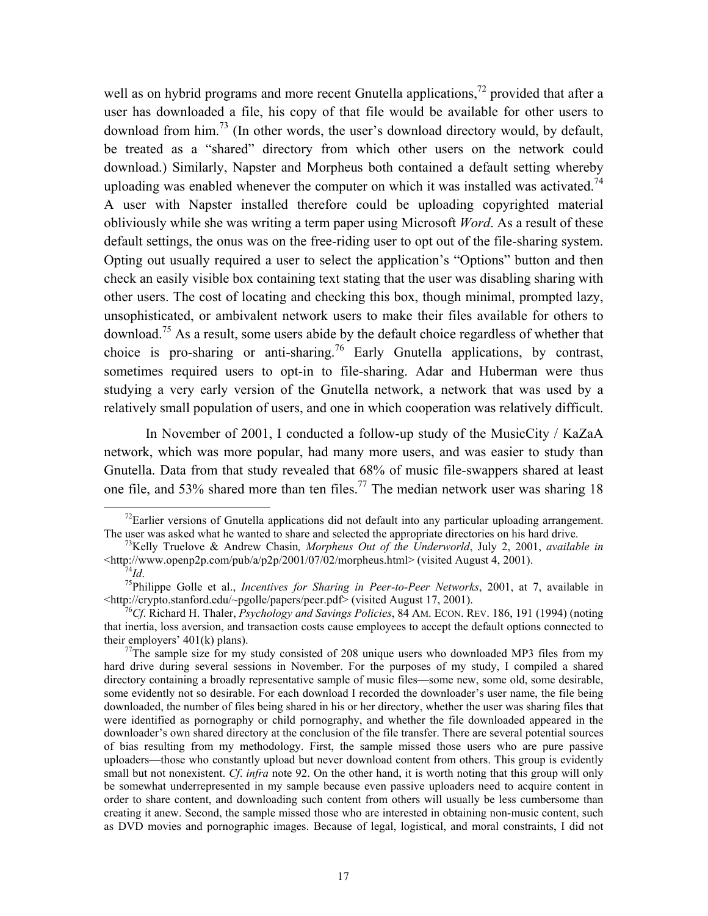well as on hybrid programs and more recent Gnutella applications,[72] provided that after a user has downloaded a file, his copy of that file would be available for other users to download from him.[73] (In other words, the user's download directory would, by default, be treated as a "shared" directory from which other users on the network could download.) Similarly, Napster and Morpheus both contained a default setting whereby uploading was enabled whenever the computer on which it was installed was activated.[74] A user with Napster installed therefore could be uploading copyrighted material obliviously while she was writing a term paper using Microsoft *Word*. As a result of these default settings, the onus was on the free-riding user to opt out of the file-sharing system. Opting out usually required a user to select the application's "Options" button and then check an easily visible box containing text stating that the user was disabling sharing files with other users. The cost of locating and checking this box, though minimal, prompted lazy, unsophisticated, or ambivalent network users to make their files available for others to download.[75] As a result, some users abide by the default choice regardless of whether that choice is pro-sharing or anti-sharing.[76] Early Gnutella applications, by contrast, sometimes required users to opt-in to file-sharing. Adar and Huberman were thus studying a very early version of the Gnutella network, a network that was used by a relatively small population of users, and one in which cooperation was relatively difficult.

In November of 2001, I conducted a follow-up study of the MusicCity / KaZaA network, which was more popular, had many more users, and was easier to study than Gnutella. Data from that study revealed that 68% of music file-swappers shared at least one file, and 53% shared more than ten files.[77] The median network user was sharing 18

---

[72]Earlier versions of Gnutella applications did not default into any particular uploading arrangement. The user was asked what he wanted to share and selected the appropriate directories on his hard drive.

[73]Kelly Truelove & Andrew Chasin*, Morpheus Out of the Underworld*, July 2, 2001, *available in* <http://www.openp2p.com/pub/a/p2p/2001/07/02/morpheus.html> (visited August 4, 2001).

[74]*Id*.

[75]Philippe Golle et al., *Incentives for Sharing in Peer-to-Peer Networks*, 2001, at 7, available in <http://crypto.stanford.edu/~pgolle/papers/peer.pdf> (visited August 17, 2001).

[76]*Cf*. Richard H. Thaler, *Psychology and Savings Policies*, 84 AM. ECON. REV. 186, 191 (1994) (noting that inertia, loss aversion, and transaction costs cause employees to accept the default options connected to their employers' 401(k) plans).

[77]The sample size for my study consisted of 208 unique users who downloaded MP3 files from my hard drive during several sessions in November. For the purposes of my study, I compiled a shared directory containing a broadly representative sample of music files—some new, some old, some desirable, some evidently not so desirable. For each download I recorded the downloader's user name, the file being downloaded, the number of files being shared in his or her directory, whether the user was sharing files that were identified as pornography or child pornography, and whether the file downloaded appeared in the downloader's own shared directory at the conclusion of the file transfer. There are several potential sources of bias resulting from my methodology. First, the sample missed those users who are pure passive uploaders—those who constantly upload but never download content from others. This group is evidently small but not nonexistent. *Cf. infra* note 92. On the other hand, it is worth noting that this group will only be somewhat underrepresented in my sample because even passive uploaders need to acquire content in order to share content, and downloading such content from others will usually be less cumbersome than creating it anew. Second, the sample missed those who are interested in obtaining non-music content, such as DVD movies and pornographic images. Because of legal, logistical, and moral constraints, I did not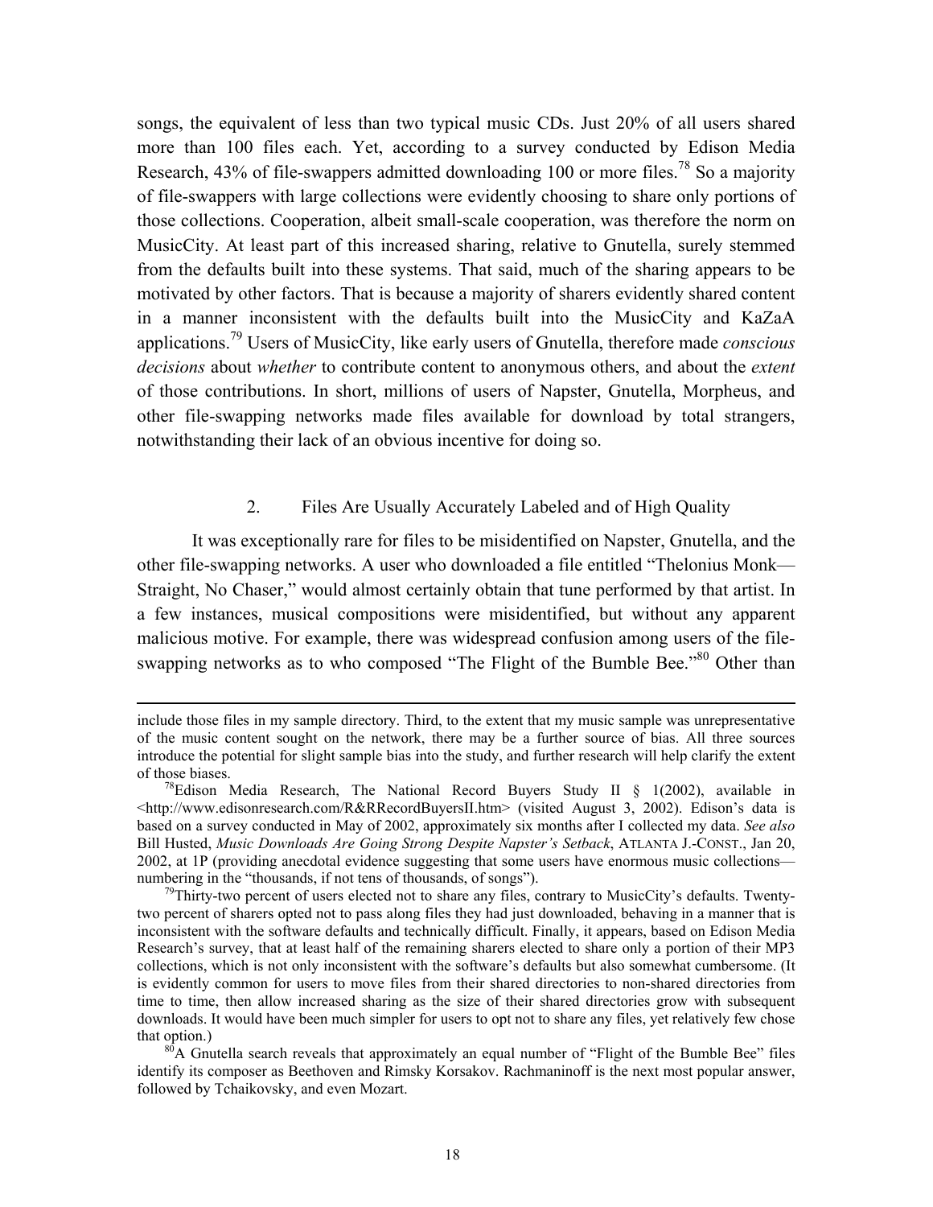songs, the equivalent of less than two typical music CDs. Just 20% of all users shared more than 100 files each. Yet, according to a survey conducted by Edison Media Research, 43% of file-swappers admitted downloading 100 or more files.[78] So a majority of file-swappers with large collections were evidently choosing to share only portions of those collections. Cooperation, albeit small-scale cooperation, was therefore the norm on MusicCity. At least part of this increased sharing, relative to Gnutella, surely stemmed from the defaults built into these systems. That said, much of the sharing appears to be motivated by other factors. That is because a majority of sharers evidently shared content in a manner inconsistent with the defaults built into the MusicCity and KaZaA applications.[79] Users of MusicCity, like early users of Gnutella, therefore made *conscious decisions* about *whether* to contribute content to anonymous others, and about the *extent* of those contributions. In short, millions of users of Napster, Gnutella, Morpheus, and other file-swapping networks made files available for download by total strangers, notwithstanding their lack of an obvious incentive for doing so.

### 2. Files Are Usually Accurately Labeled and of High Quality

It was exceptionally rare for files to be misidentified on Napster, Gnutella, and the other file-swapping networks. A user who downloaded a file entitled "Thelonius Monk—Straight, No Chaser," would almost certainly obtain that tune performed by that artist. In a few instances, musical compositions were misidentified, but without any apparent malicious motive. For example, there was widespread confusion among users of the file-swapping networks as to who composed "The Flight of the Bumble Bee."[80] Other than

---

include those files in my sample directory. Third, to the extent that my music sample was unrepresentative of the music content sought on the network, there may be a further source of bias. All three sources introduce the potential for slight sample bias into the study, and further research will help clarify the extent of those biases.

[78] Edison Media Research, The National Record Buyers Study II § 1(2002), available in <http://www.edisonresearch.com/R&RRecordBuyersII.htm> (visited August 3, 2002). Edison's data is based on a survey conducted in May of 2002, approximately six months after I collected my data. *See also* Bill Husted, *Music Downloads Are Going Strong Despite Napster's Setback*, ATLANTA J.-CONST., Jan 20, 2002, at 1P (providing anecdotal evidence suggesting that some users have enormous music collections—numbering in the "thousands, if not tens of thousands, of songs").

[79] Thirty-two percent of users elected not to share any files, contrary to MusicCity's defaults. Twenty-two percent of sharers opted not to pass along files they had just downloaded, behaving in a manner that is inconsistent with the software defaults and technically difficult. Finally, it appears, based on Edison Media Research's survey, that at least half of the remaining sharers elected to share only a portion of their MP3 collections, which is not only inconsistent with the software's defaults but also somewhat cumbersome. (It is evidently common for users to move files from their shared directories to non-shared directories from time to time, then allow increased sharing as the size of their shared directories grow with subsequent downloads. It would have been much simpler for users to opt not to share any files, yet relatively few chose that option.)

[80] A Gnutella search reveals that approximately an equal number of "Flight of the Bumble Bee" files identify its composer as Beethoven and Rimsky Korsakov. Rachmaninoff is the next most popular answer, followed by Tchaikovsky, and even Mozart.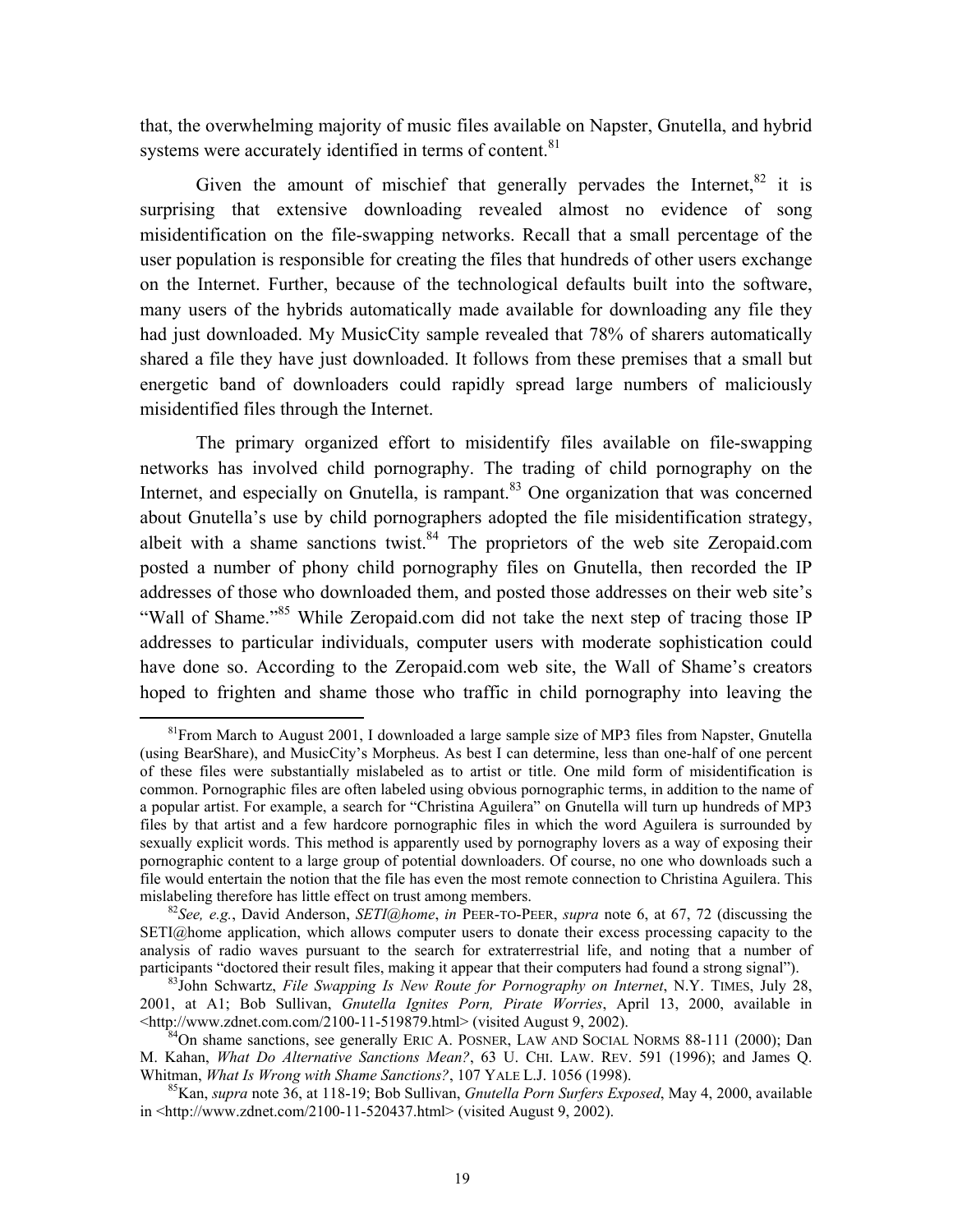that, the overwhelming majority of music files available on Napster, Gnutella, and hybrid systems were accurately identified in terms of content.[81]

Given the amount of mischief that generally pervades the Internet,[82] it is surprising that extensive downloading revealed almost no evidence of song misidentification on the file-swapping networks. Recall that a small percentage of the user population is responsible for creating the files that hundreds of other users exchange on the Internet. Further, because of the technological defaults built into the software, many users of the hybrids automatically made available for downloading any file they had just downloaded. My MusicCity sample revealed that 78% of sharers automatically shared a file they have just downloaded. It follows from these premises that a small but energetic band of downloaders could rapidly spread large numbers of maliciously misidentified files through the Internet.

The primary organized effort to misidentify files available on file-swapping networks has involved child pornography. The trading of child pornography on the Internet, and especially on Gnutella, is rampant.[83] One organization that was concerned about Gnutella's use by child pornographers adopted the file misidentification strategy, albeit with a shame sanctions twist.[84] The proprietors of the web site Zeropaid.com posted a number of phony child pornography files on Gnutella, then recorded the IP addresses of those who downloaded them, and posted those addresses on their web site's "Wall of Shame."[85] While Zeropaid.com did not take the next step of tracing those IP addresses to particular individuals, computer users with moderate sophistication could have done so. According to the Zeropaid.com web site, the Wall of Shame's creators hoped to frighten and shame those who traffic in child pornography into leaving the

---

[81] From March to August 2001, I downloaded a large sample size of MP3 files from Napster, Gnutella (using BearShare), and MusicCity's Morpheus. As best I can determine, less than one-half of one percent of these files were substantially mislabeled as to artist or title. One mild form of misidentification is common. Pornographic files are often labeled using obvious pornographic terms, in addition to the name of a popular artist. For example, a search for "Christina Aguilera" on Gnutella will turn up hundreds of MP3 files by that artist and a few hardcore pornographic files in which the word Aguilera is surrounded by sexually explicit words. This method is apparently used by pornography lovers as a way of exposing their pornographic content to a large group of potential downloaders. Of course, no one who downloads such a file would entertain the notion that the file has even the most remote connection to Christina Aguilera. This mislabeling therefore has little effect on trust among members.

[82] *See, e.g.*, David Anderson, *SETI@home*, *in* PEER-TO-PEER, *supra* note 6, at 67, 72 (discussing the SETI@home application, which allows computer users to donate their excess processing capacity to the analysis of radio waves pursuant to the search for extraterrestrial life, and noting that a number of participants "doctored their result files, making it appear that their computers had found a strong signal").

[83] John Schwartz, *File Swapping Is New Route for Pornography on Internet*, N.Y. TIMES, July 28, 2001, at A1; Bob Sullivan, *Gnutella Ignites Porn, Pirate Worries*, April 13, 2000, available in <http://www.zdnet.com.com/2100-11-519879.html> (visited August 9, 2002).

[84] On shame sanctions, see generally ERIC A. POSNER, LAW AND SOCIAL NORMS 88-111 (2000); Dan M. Kahan, *What Do Alternative Sanctions Mean?*, 63 U. CHI. LAW. REV. 591 (1996); and James Q. Whitman, *What Is Wrong with Shame Sanctions?*, 107 YALE L.J. 1056 (1998).

[85] Kan, *supra* note 36, at 118-19; Bob Sullivan, *Gnutella Porn Surfers Exposed*, May 4, 2000, available in <http://www.zdnet.com/2100-11-520437.html> (visited August 9, 2002).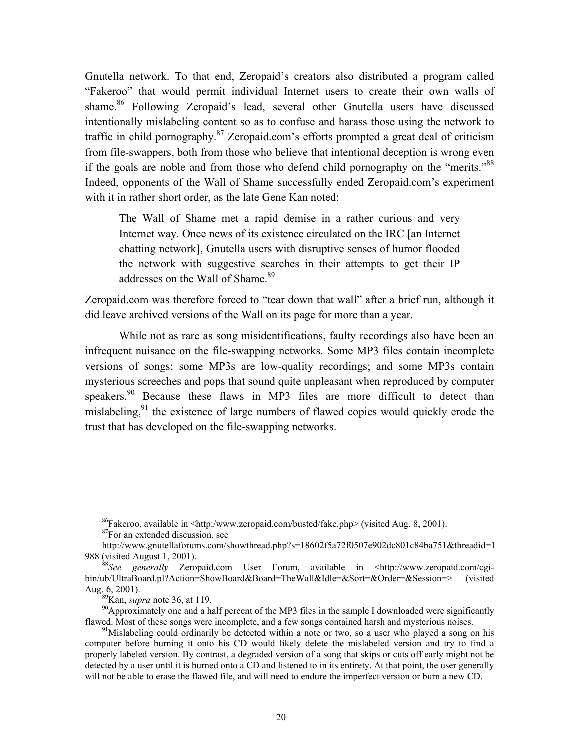Gnutella network. To that end, Zeropaid's creators also distributed a program called "Fakeroo" that would permit individual Internet users to create their own walls of shame.[86] Following Zeropaid's lead, several other Gnutella users have discussed intentionally mislabeling content so as to confuse and harass those using the network to traffic in child pornography.[87] Zeropaid.com's efforts prompted a great deal of criticism from file-swappers, both from those who believe that intentional deception is wrong even if the goals are noble and from those who defend child pornography on the "merits."[88] Indeed, opponents of the Wall of Shame successfully ended Zeropaid.com's experiment with it in rather short order, as the late Gene Kan noted:

> The Wall of Shame met a rapid demise in a rather curious and very Internet way. Once news of its existence circulated on the IRC [an Internet chatting network], Gnutella users with disruptive senses of humor flooded the network with suggestive searches in their attempts to get their IP addresses on the Wall of Shame.[89]

Zeropaid.com was therefore forced to "tear down that wall" after a brief run, although it did leave archived versions of the Wall on its page for more than a year.

While not as rare as song misidentifications, faulty recordings also have been an infrequent nuisance on the file-swapping networks. Some MP3 files contain incomplete versions of songs; some MP3s are low-quality recordings; and some MP3s contain mysterious screeches and pops that sound quite unpleasant when reproduced by computer speakers.[90] Because these flaws in MP3 files are more difficult to detect than mislabeling,[91] the existence of large numbers of flawed copies would quickly erode the trust that has developed on the file-swapping networks.

---

[86] Fakeroo, available in <http:/www.zeropaid.com/busted/fake.php> (visited Aug. 8, 2001).

[87] For an extended discussion, see http://www.gnutellaforums.com/showthread.php?s=18602f5a72f0507e902dc801c84ba751&threadid=1988 (visited August 1, 2001).

[88] *See generally* Zeropaid.com User Forum, available in <http://www.zeropaid.com/cgi-bin/ub/UltraBoard.pl?Action=ShowBoard&Board=TheWall&Idle=&Sort=&Order=&Session=> (visited Aug. 6, 2001).

[89] Kan, *supra* note 36, at 119.

[90] Approximately one and a half percent of the MP3 files in the sample I downloaded were significantly flawed. Most of these songs were incomplete, and a few songs contained harsh and mysterious noises.

[91] Mislabeling could ordinarily be detected within a note or two, so a user who played a song on his computer before burning it onto his CD would likely delete the mislabeled version and try to find a properly labeled version. By contrast, a degraded version of a song that skips or cuts off early might not be detected by a user until it is burned onto a CD and listened to in its entirety. At that point, the user generally will not be able to erase the flawed file, and will need to endure the imperfect version or burn a new CD.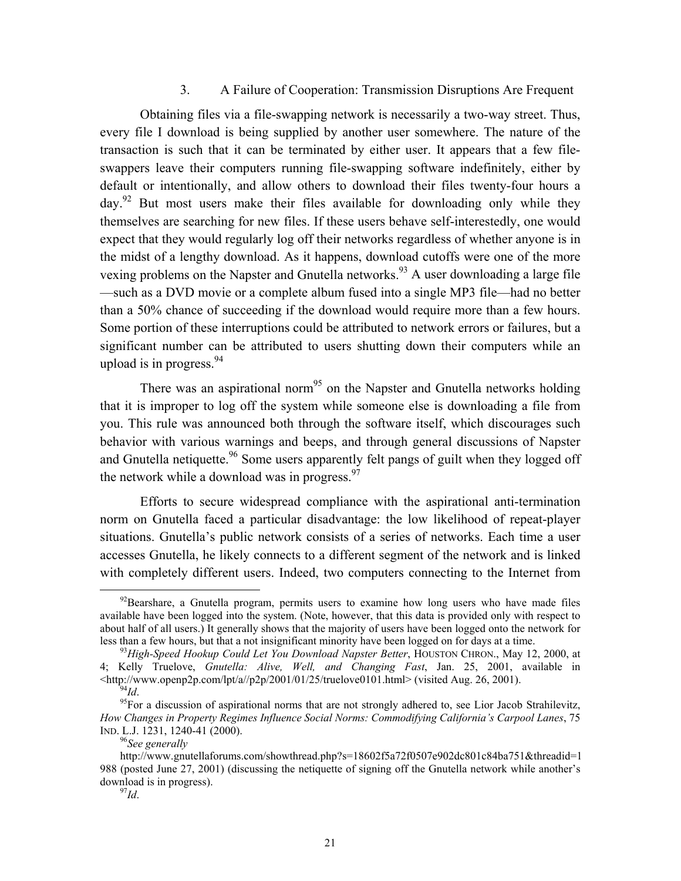### 3. A Failure of Cooperation: Transmission Disruptions Are Frequent

Obtaining files via a file-swapping network is necessarily a two-way street. Thus, every file I download is being supplied by another user somewhere. The nature of the transaction is such that it can be terminated by either user. It appears that a few file-swappers leave their computers running file-swapping software indefinitely, either by default or intentionally, and allow others to download their files twenty-four hours a day.[92] But most users make their files available for downloading only while they themselves are searching for new files. If these users behave self-interestedly, one would expect that they would regularly log off their networks regardless of whether anyone is in the midst of a lengthy download. As it happens, download cutoffs were one of the more vexing problems on the Napster and Gnutella networks.[93] A user downloading a large file —such as a DVD movie or a complete album fused into a single MP3 file—had no better than a 50% chance of succeeding if the download would require more than a few hours. Some portion of these interruptions could be attributed to network errors or failures, but a significant number can be attributed to users shutting down their computers while an upload is in progress.[94]

There was an aspirational norm[95] on the Napster and Gnutella networks holding that it is improper to log off the system while someone else is downloading a file from you. This rule was announced both through the software itself, which discourages such behavior with various warnings and beeps, and through general discussions of Napster and Gnutella netiquette.[96] Some users apparently felt pangs of guilt when they logged off the network while a download was in progress.[97]

Efforts to secure widespread compliance with the aspirational anti-termination norm on Gnutella faced a particular disadvantage: the low likelihood of repeat-player situations. Gnutella's public network consists of a series of networks. Each time a user accesses Gnutella, he likely connects to a different segment of the network and is linked with completely different users. Indeed, two computers connecting to the Internet from

---

[92] Bearshare, a Gnutella program, permits users to examine how long users who have made files available have been logged into the system. (Note, however, that this data is provided only with respect to about half of all users.) It generally shows that the majority of users have been logged onto the network for less than a few hours, but that a not insignificant minority have been logged on for days at a time.

[93] *High-Speed Hookup Could Let You Download Napster Better*, HOUSTON CHRON., May 12, 2000, at 4; Kelly Truelove, *Gnutella: Alive, Well, and Changing Fast*, Jan. 25, 2001, available in <http://www.openp2p.com/lpt/a//p2p/2001/01/25/truelove0101.html> (visited Aug. 26, 2001).

[94] *Id*.

[95] For a discussion of aspirational norms that are not strongly adhered to, see Lior Jacob Strahilevitz, *How Changes in Property Regimes Influence Social Norms: Commodifying California's Carpool Lanes*, 75 IND. L.J. 1231, 1240-41 (2000).

[96] *See generally* http://www.gnutellaforums.com/showthread.php?s=18602f5a72f0507e902dc801c84ba751&threadid=1988 (posted June 27, 2001) (discussing the netiquette of signing off the Gnutella network while another's download is in progress).

[97] *Id*.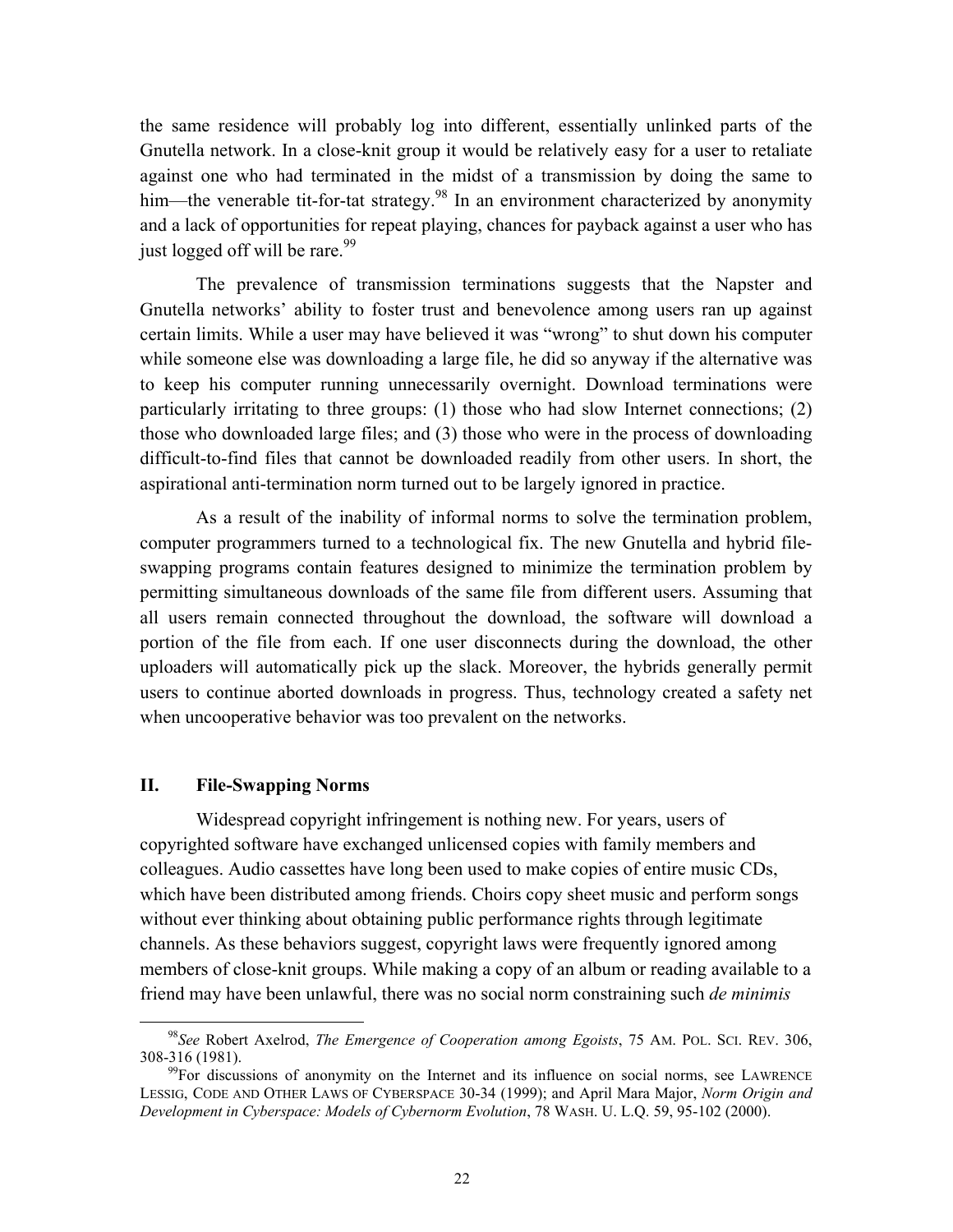the same residence will probably log into different, essentially unlinked parts of the Gnutella network. In a close-knit group it would be relatively easy for a user to retaliate against one who had terminated in the midst of a transmission by doing the same to him—the venerable tit-for-tat strategy.[98] In an environment characterized by anonymity and a lack of opportunities for repeat playing, chances for payback against a user who has just logged off will be rare.[99]

The prevalence of transmission terminations suggests that the Napster and Gnutella networks' ability to foster trust and benevolence among users ran up against certain limits. While a user may have believed it was "wrong" to shut down his computer while someone else was downloading a large file, he did so anyway if the alternative was to keep his computer running unnecessarily overnight. Download terminations were particularly irritating to three groups: (1) those who had slow Internet connections; (2) those who downloaded large files; and (3) those who were in the process of downloading difficult-to-find files that cannot be downloaded readily from other users. In short, the aspirational anti-termination norm turned out to be largely ignored in practice.

As a result of the inability of informal norms to solve the termination problem, computer programmers turned to a technological fix. The new Gnutella and hybrid file-swapping programs contain features designed to minimize the termination problem by permitting simultaneous downloads of the same file from different users. Assuming that all users remain connected throughout the download, the software will download a portion of the file from each. If one user disconnects during the download, the other uploaders will automatically pick up the slack. Moreover, the hybrids generally permit users to continue aborted downloads in progress. Thus, technology created a safety net when uncooperative behavior was too prevalent on the networks.

## II. File-Swapping Norms

Widespread copyright infringement is nothing new. For years, users of copyrighted software have exchanged unlicensed copies with family members and colleagues. Audio cassettes have long been used to make copies of entire music CDs, which have been distributed among friends. Choirs copy sheet music and perform songs without ever thinking about obtaining public performance rights through legitimate channels. As these behaviors suggest, copyright laws were frequently ignored among members of close-knit groups. While making a copy of an album or reading available to a friend may have been unlawful, there was no social norm constraining such *de minimis*

---

[98] *See* Robert Axelrod, *The Emergence of Cooperation among Egoists*, 75 AM. POL. SCI. REV. 306, 308-316 (1981).

[99] For discussions of anonymity on the Internet and its influence on social norms, see LAWRENCE LESSIG, CODE AND OTHER LAWS OF CYBERSPACE 30-34 (1999); and April Mara Major, *Norm Origin and Development in Cyberspace: Models of Cybernorm Evolution*, 78 WASH. U. L.Q. 59, 95-102 (2000).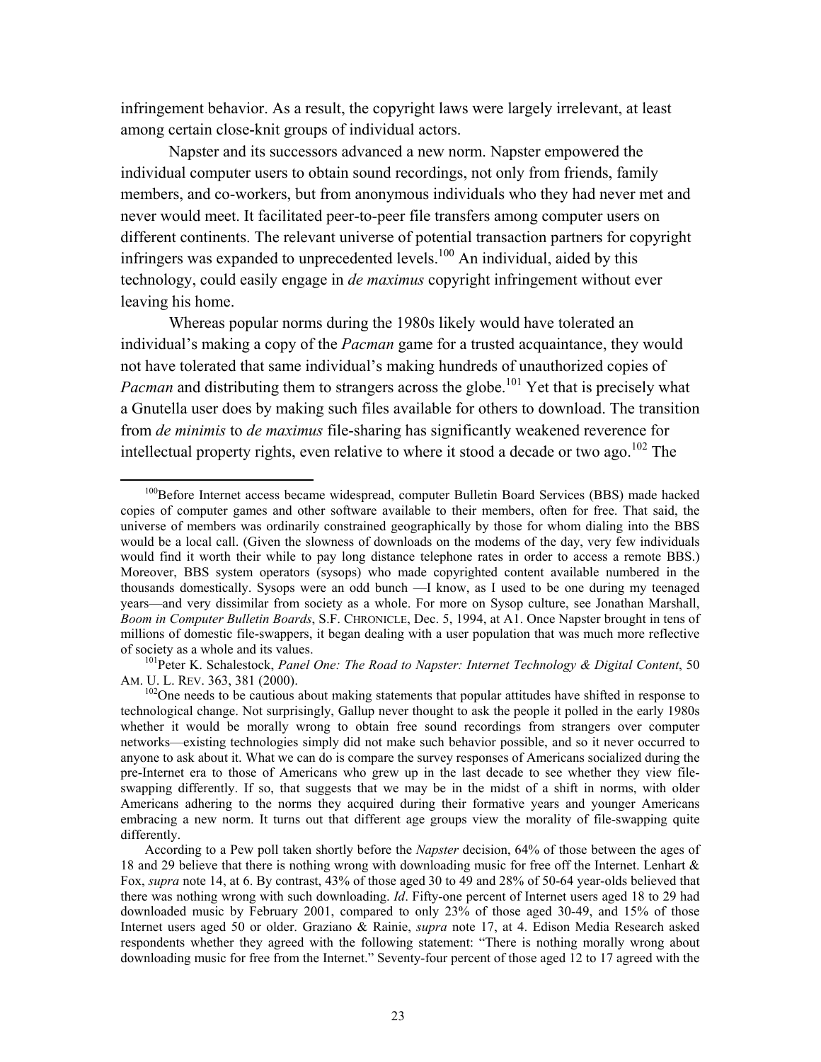infringement behavior. As a result, the copyright laws were largely irrelevant, at least among certain close-knit groups of individual actors.

Napster and its successors advanced a new norm. Napster empowered the individual computer users to obtain sound recordings, not only from friends, family members, and co-workers, but from anonymous individuals who they had never met and never would meet. It facilitated peer-to-peer file transfers among computer users on different continents. The relevant universe of potential transaction partners for copyright infringers was expanded to unprecedented levels.[100] An individual, aided by this technology, could easily engage in *de maximus* copyright infringement without ever leaving his home.

Whereas popular norms during the 1980s likely would have tolerated an individual's making a copy of the *Pacman* game for a trusted acquaintance, they would not have tolerated that same individual's making hundreds of unauthorized copies of *Pacman* and distributing them to strangers across the globe.[101] Yet that is precisely what a Gnutella user does by making such files available for others to download. The transition from *de minimis* to *de maximus* file-sharing has significantly weakened reverence for intellectual property rights, even relative to where it stood a decade or two ago.[102] The

---

[100]Before Internet access became widespread, computer Bulletin Board Services (BBS) made hacked copies of computer games and other software available to their members, often for free. That said, the universe of members was ordinarily constrained geographically by those for whom dialing into the BBS would be a local call. (Given the slowness of downloads on the modems of the day, very few individuals would find it worth their while to pay long distance telephone rates in order to access a remote BBS.) Moreover, BBS system operators (sysops) who made copyrighted content available numbered in the thousands domestically. Sysops were an odd bunch —I know, as I used to be one during my teenaged years—and very dissimilar from society as a whole. For more on Sysop culture, see Jonathan Marshall, *Boom in Computer Bulletin Boards*, S.F. CHRONICLE, Dec. 5, 1994, at A1. Once Napster brought in tens of millions of domestic file-swappers, it began dealing with a user population that was much more reflective of society as a whole and its values.

[101]Peter K. Schalestock, *Panel One: The Road to Napster: Internet Technology & Digital Content*, 50 AM. U. L. REV. 363, 381 (2000).

[102]One needs to be cautious about making statements that popular attitudes have shifted in response to technological change. Not surprisingly, Gallup never thought to ask the people it polled in the early 1980s whether it would be morally wrong to obtain free sound recordings from strangers over computer networks—existing technologies simply did not make such behavior possible, and so it never occurred to anyone to ask about it. What we can do is compare the survey responses of Americans socialized during the pre-Internet era to those of Americans who grew up in the last decade to see whether they view file-swapping differently. If so, that suggests that we may be in the midst of a shift in norms, with older Americans adhering to the norms they acquired during their formative years and younger Americans embracing a new norm. It turns out that different age groups view the morality of file-swapping quite differently.

According to a Pew poll taken shortly before the *Napster* decision, 64% of those between the ages of 18 and 29 believe that there is nothing wrong with downloading music for free off the Internet. Lenhart & Fox, *supra* note 14, at 6. By contrast, 43% of those aged 30 to 49 and 28% of 50-64 year-olds believed that there was nothing wrong with such downloading. *Id*. Fifty-one percent of Internet users aged 18 to 29 had downloaded music by February 2001, compared to only 23% of those aged 30-49, and 15% of those Internet users aged 50 or older. Graziano & Rainie, *supra* note 17, at 4. Edison Media Research asked respondents whether they agreed with the following statement: "There is nothing morally wrong about downloading music for free from the Internet." Seventy-four percent of those aged 12 to 17 agreed with the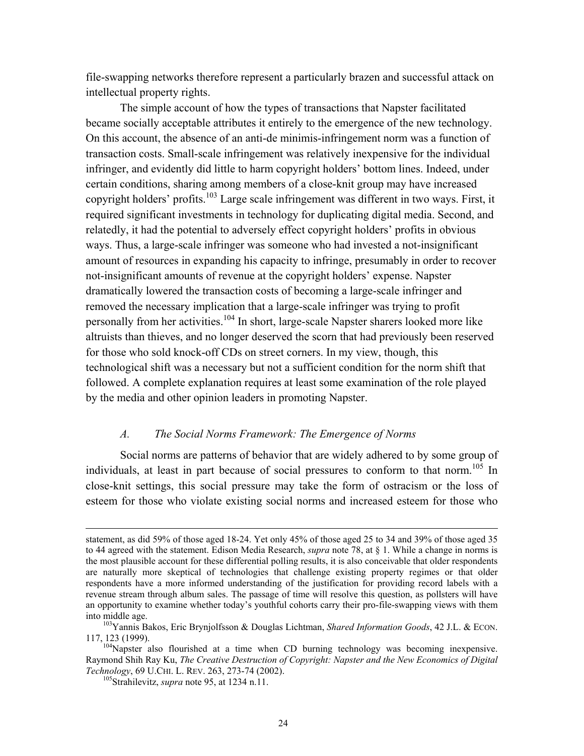file-swapping networks therefore represent a particularly brazen and successful attack on intellectual property rights.

The simple account of how the types of transactions that Napster facilitated became socially acceptable attributes it entirely to the emergence of the new technology. On this account, the absence of an anti-de minimis-infringement norm was a function of transaction costs. Small-scale infringement was relatively inexpensive for the individual infringer, and evidently did little to harm copyright holders' bottom lines. Indeed, under certain conditions, sharing among members of a close-knit group may have increased copyright holders' profits.[103] Large scale infringement was different in two ways. First, it required significant investments in technology for duplicating digital media. Second, and relatedly, it had the potential to adversely effect copyright holders' profits in obvious ways. Thus, a large-scale infringer was someone who had invested a not-insignificant amount of resources in expanding his capacity to infringe, presumably in order to recover not-insignificant amounts of revenue at the copyright holders' expense. Napster dramatically lowered the transaction costs of becoming a large-scale infringer and removed the necessary implication that a large-scale infringer was trying to profit personally from her activities.[104] In short, large-scale Napster sharers looked more like altruists than thieves, and no longer deserved the scorn that had previously been reserved for those who sold knock-off CDs on street corners. In my view, though, this technological shift was a necessary but not a sufficient condition for the norm shift that followed. A complete explanation requires at least some examination of the role played by the media and other opinion leaders in promoting Napster.

### *A. The Social Norms Framework: The Emergence of Norms*

Social norms are patterns of behavior that are widely adhered to by some group of individuals, at least in part because of social pressures to conform to that norm.[105] In close-knit settings, this social pressure may take the form of ostracism or the loss of esteem for those who violate existing social norms and increased esteem for those who

---

statement, as did 59% of those aged 18-24. Yet only 45% of those aged 25 to 34 and 39% of those aged 35 to 44 agreed with the statement. Edison Media Research, *supra* note 78, at § 1. While a change in norms is the most plausible account for these differential polling results, it is also conceivable that older respondents are naturally more skeptical of technologies that challenge existing property regimes or that older respondents have a more informed understanding of the justification for providing record labels with a revenue stream through album sales. The passage of time will resolve this question, as pollsters will have an opportunity to examine whether today's youthful cohorts carry their pro-file-swapping views with them into middle age.

[103] Yannis Bakos, Eric Brynjolfsson & Douglas Lichtman, *Shared Information Goods*, 42 J.L. & ECON. 117, 123 (1999).

[104] Napster also flourished at a time when CD burning technology was becoming inexpensive. Raymond Shih Ray Ku, *The Creative Destruction of Copyright: Napster and the New Economics of Digital Technology*, 69 U.CHI. L. REV. 263, 273-74 (2002).

[105] Strahilevitz, *supra* note 95, at 1234 n.11.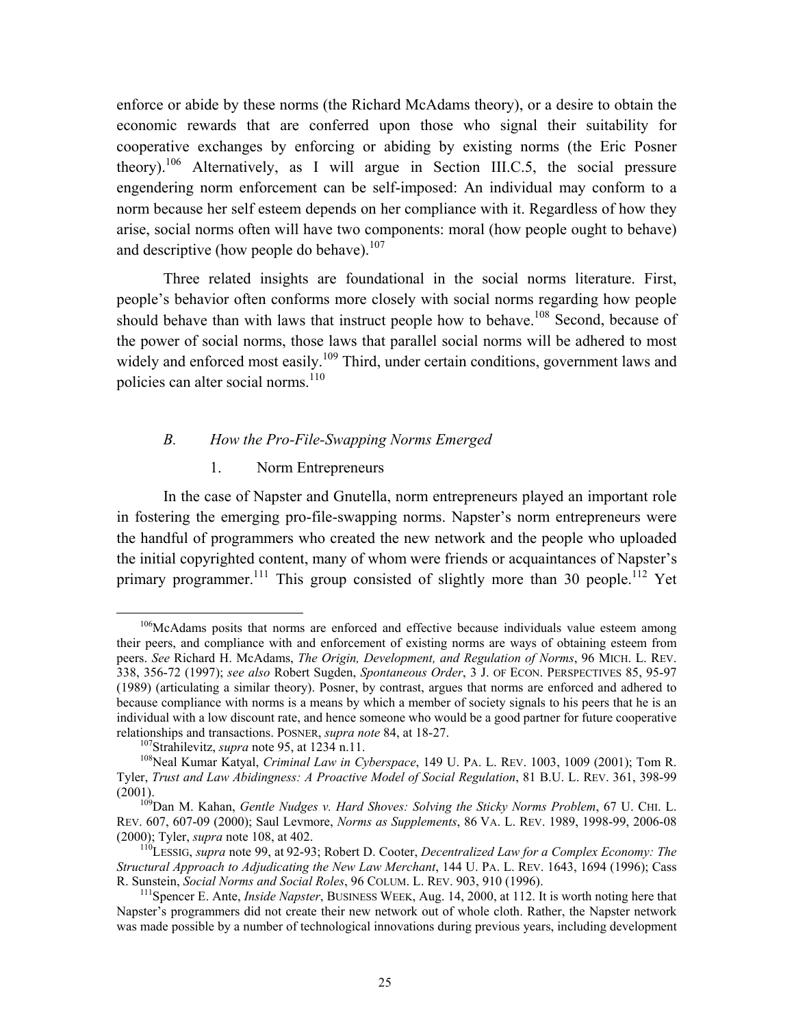enforce or abide by these norms (the Richard McAdams theory), or a desire to obtain the economic rewards that are conferred upon those who signal their suitability for cooperative exchanges by enforcing or abiding by existing norms (the Eric Posner theory).[106] Alternatively, as I will argue in Section III.C.5, the social pressure engendering norm enforcement can be self-imposed: An individual may conform to a norm because her self esteem depends on her compliance with it. Regardless of how they arise, social norms often will have two components: moral (how people ought to behave) and descriptive (how people do behave).[107]

Three related insights are foundational in the social norms literature. First, people's behavior often conforms more closely with social norms regarding how people should behave than with laws that instruct people how to behave.[108] Second, because of the power of social norms, those laws that parallel social norms will be adhered to most widely and enforced most easily.[109] Third, under certain conditions, government laws and policies can alter social norms.[110]

### *B. How the Pro-File-Swapping Norms Emerged*

#### 1. Norm Entrepreneurs

In the case of Napster and Gnutella, norm entrepreneurs played an important role in fostering the emerging pro-file-swapping norms. Napster's norm entrepreneurs were the handful of programmers who created the new network and the people who uploaded the initial copyrighted content, many of whom were friends or acquaintances of Napster's primary programmer.[111] This group consisted of slightly more than 30 people.[112] Yet

---

[106]McAdams posits that norms are enforced and effective because individuals value esteem among their peers, and compliance with and enforcement of existing norms are ways of obtaining esteem from peers. *See* Richard H. McAdams, *The Origin, Development, and Regulation of Norms*, 96 MICH. L. REV. 338, 356-72 (1997); *see also* Robert Sugden, *Spontaneous Order*, 3 J. OF ECON. PERSPECTIVES 85, 95-97 (1989) (articulating a similar theory). Posner, by contrast, argues that norms are enforced and adhered to because compliance with norms is a means by which a member of society signals to his peers that he is an individual with a low discount rate, and hence someone who would be a good partner for future cooperative relationships and transactions. POSNER, *supra note* 84, at 18-27.

[107]Strahilevitz, *supra* note 95, at 1234 n.11.

[108]Neal Kumar Katyal, *Criminal Law in Cyberspace*, 149 U. PA. L. REV. 1003, 1009 (2001); Tom R. Tyler, *Trust and Law Abidingness: A Proactive Model of Social Regulation*, 81 B.U. L. REV. 361, 398-99 (2001).

[109]Dan M. Kahan, *Gentle Nudges v. Hard Shoves: Solving the Sticky Norms Problem*, 67 U. CHI. L. REV. 607, 607-09 (2000); Saul Levmore, *Norms as Supplements*, 86 VA. L. REV. 1989, 1998-99, 2006-08 (2000); Tyler, *supra* note 108, at 402.

[110]LESSIG, *supra* note 99, at 92-93; Robert D. Cooter, *Decentralized Law for a Complex Economy: The Structural Approach to Adjudicating the New Law Merchant*, 144 U. PA. L. REV. 1643, 1694 (1996); Cass R. Sunstein, *Social Norms and Social Roles*, 96 COLUM. L. REV. 903, 910 (1996).

[111]Spencer E. Ante, *Inside Napster*, BUSINESS WEEK, Aug. 14, 2000, at 112. It is worth noting here that Napster's programmers did not create their new network out of whole cloth. Rather, the Napster network was made possible by a number of technological innovations during previous years, including development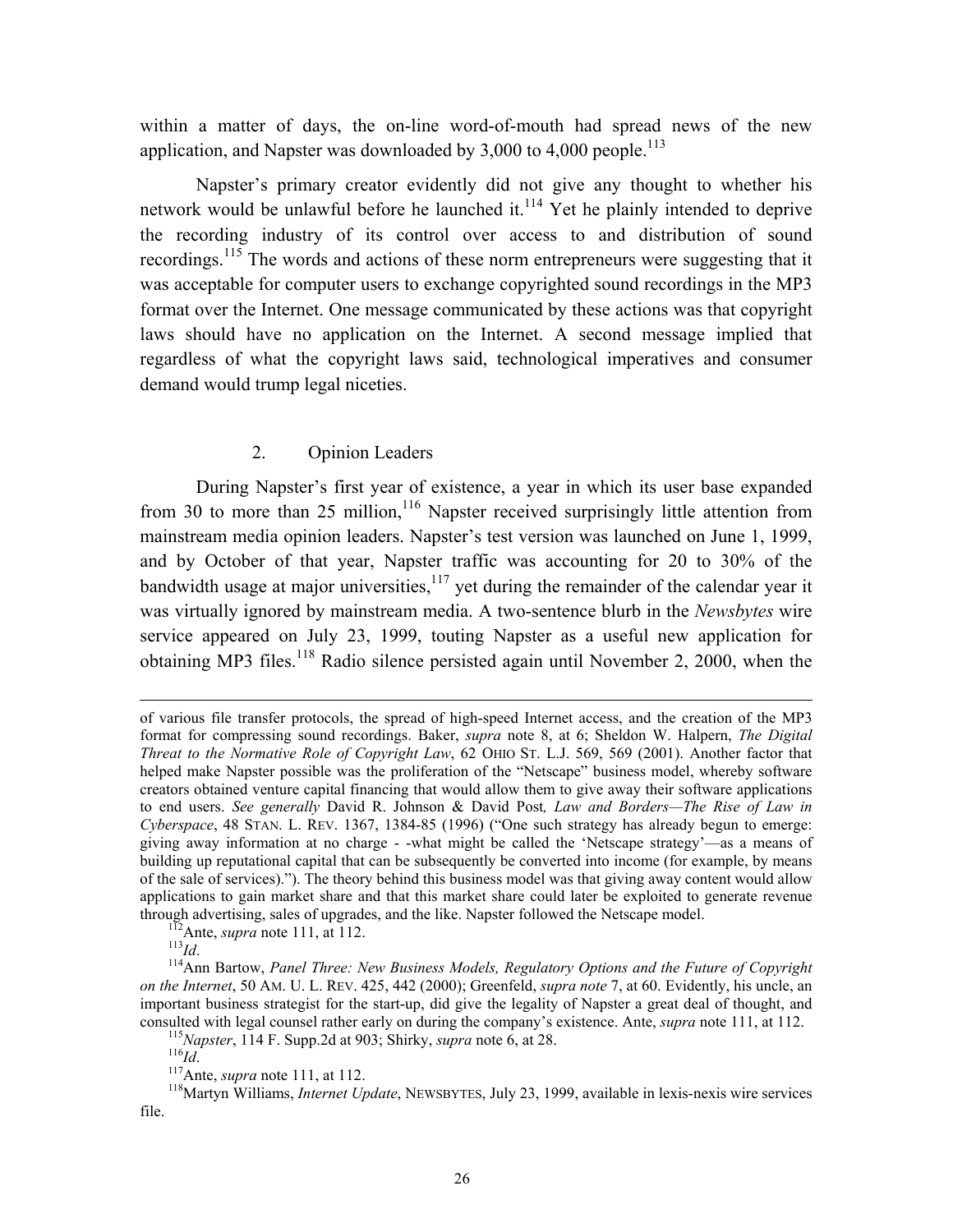within a matter of days, the on-line word-of-mouth had spread news of the new application, and Napster was downloaded by 3,000 to 4,000 people.[113]

Napster's primary creator evidently did not give any thought to whether his network would be unlawful before he launched it.[114] Yet he plainly intended to deprive the recording industry of its control over access to and distribution of sound recordings.[115] The words and actions of these norm entrepreneurs were suggesting that it was acceptable for computer users to exchange copyrighted sound recordings in the MP3 format over the Internet. One message communicated by these actions was that copyright laws should have no application on the Internet. A second message implied that regardless of what the copyright laws said, technological imperatives and consumer demand would trump legal niceties.

### 2. Opinion Leaders

During Napster's first year of existence, a year in which its user base expanded from 30 to more than 25 million,[116] Napster received surprisingly little attention from mainstream media opinion leaders. Napster's test version was launched on June 1, 1999, and by October of that year, Napster traffic was accounting for 20 to 30% of the bandwidth usage at major universities,[117] yet during the remainder of the calendar year it was virtually ignored by mainstream media. A two-sentence blurb in the *Newsbytes* wire service appeared on July 23, 1999, touting Napster as a useful new application for obtaining MP3 files.[118] Radio silence persisted again until November 2, 2000, when the

---

of various file transfer protocols, the spread of high-speed Internet access, and the creation of the MP3 format for compressing sound recordings. Baker, *supra* note 8, at 6; Sheldon W. Halpern, *The Digital Threat to the Normative Role of Copyright Law*, 62 OHIO ST. L.J. 569, 569 (2001). Another factor that helped make Napster possible was the proliferation of the "Netscape" business model, whereby software creators obtained venture capital financing that would allow them to give away their software applications to end users. *See generally* David R. Johnson & David Post*, Law and Borders—The Rise of Law in Cyberspace*, 48 STAN. L. REV. 1367, 1384-85 (1996) ("One such strategy has already begun to emerge: giving away information at no charge - -what might be called the 'Netscape strategy'—as a means of building up reputational capital that can be subsequently be converted into income (for example, by means of the sale of services)."). The theory behind this business model was that giving away content would allow applications to gain market share and that this market share could later be exploited to generate revenue through advertising, sales of upgrades, and the like. Napster followed the Netscape model.

[112] Ante, *supra* note 111, at 112.

[113] *Id*.

[114] Ann Bartow, *Panel Three: New Business Models, Regulatory Options and the Future of Copyright on the Internet*, 50 AM. U. L. REV. 425, 442 (2000); Greenfeld, *supra note* 7, at 60. Evidently, his uncle, an important business strategist for the start-up, did give the legality of Napster a great deal of thought, and consulted with legal counsel rather early on during the company's existence. Ante, *supra* note 111, at 112.

[115] *Napster*, 114 F. Supp.2d at 903; Shirky, *supra* note 6, at 28.

[116] *Id*.

[117] Ante, *supra* note 111, at 112.

[118] Martyn Williams, *Internet Update*, NEWSBYTES, July 23, 1999, available in lexis-nexis wire services file.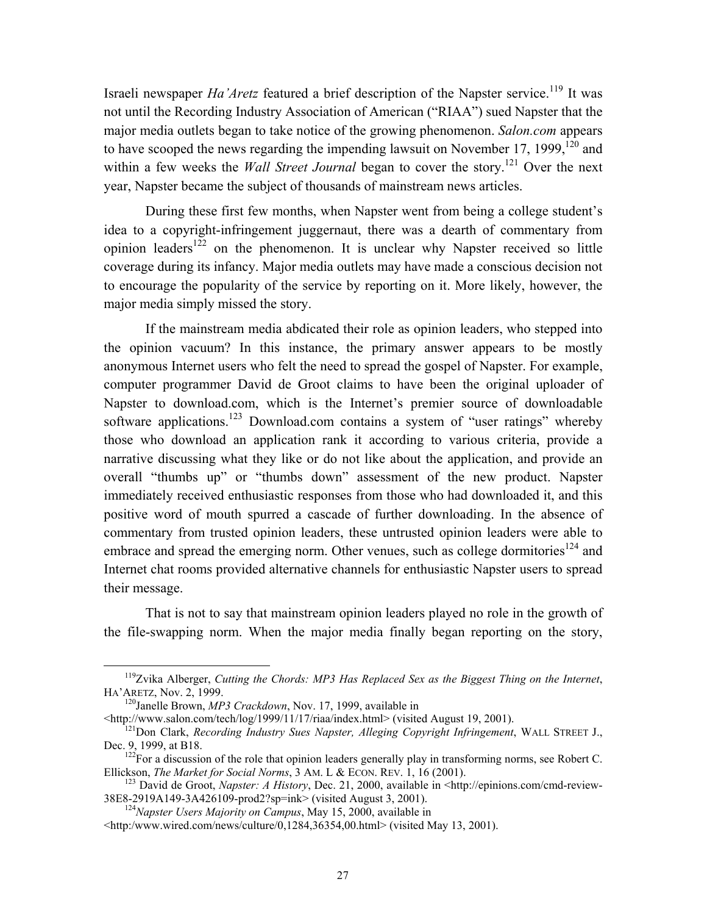Israeli newspaper *Ha'Aretz* featured a brief description of the Napster service.[119] It was not until the Recording Industry Association of American ("RIAA") sued Napster that the major media outlets began to take notice of the growing phenomenon. *Salon.com* appears to have scooped the news regarding the impending lawsuit on November 17, 1999,[120] and within a few weeks the *Wall Street Journal* began to cover the story.[121] Over the next year, Napster became the subject of thousands of mainstream news articles.

During these first few months, when Napster went from being a college student's idea to a copyright-infringement juggernaut, there was a dearth of commentary from opinion leaders[122] on the phenomenon. It is unclear why Napster received so little coverage during its infancy. Major media outlets may have made a conscious decision not to encourage the popularity of the service by reporting on it. More likely, however, the major media simply missed the story.

If the mainstream media abdicated their role as opinion leaders, who stepped into the opinion vacuum? In this instance, the primary answer appears to be mostly anonymous Internet users who felt the need to spread the gospel of Napster. For example, computer programmer David de Groot claims to have been the original uploader of Napster to download.com, which is the Internet's premier source of downloadable software applications.[123] Download.com contains a system of "user ratings" whereby those who download an application rank it according to various criteria, provide a narrative discussing what they like or do not like about the application, and provide an overall "thumbs up" or "thumbs down" assessment of the new product. Napster immediately received enthusiastic responses from those who had downloaded it, and this positive word of mouth spurred a cascade of further downloading. In the absence of commentary from trusted opinion leaders, these untrusted opinion leaders were able to embrace and spread the emerging norm. Other venues, such as college dormitories[124] and Internet chat rooms provided alternative channels for enthusiastic Napster users to spread their message.

That is not to say that mainstream opinion leaders played no role in the growth of the file-swapping norm. When the major media finally began reporting on the story,

---

[119] Zvika Alberger, *Cutting the Chords: MP3 Has Replaced Sex as the Biggest Thing on the Internet*, HA'ARETZ, Nov. 2, 1999.

[120] Janelle Brown, *MP3 Crackdown*, Nov. 17, 1999, available in <http://www.salon.com/tech/log/1999/11/17/riaa/index.html> (visited August 19, 2001).

[121] Don Clark, *Recording Industry Sues Napster, Alleging Copyright Infringement*, WALL STREET J., Dec. 9, 1999, at B18.

[122] For a discussion of the role that opinion leaders generally play in transforming norms, see Robert C. Ellickson, *The Market for Social Norms*, 3 AM. L & ECON. REV. 1, 16 (2001).

[123] David de Groot, *Napster: A History*, Dec. 21, 2000, available in <http://epinions.com/cmd-review-38E8-2919A149-3A426109-prod2?sp=ink> (visited August 3, 2001).

[124] *Napster Users Majority on Campus*, May 15, 2000, available in <http:/www.wired.com/news/culture/0,1284,36354,00.html> (visited May 13, 2001).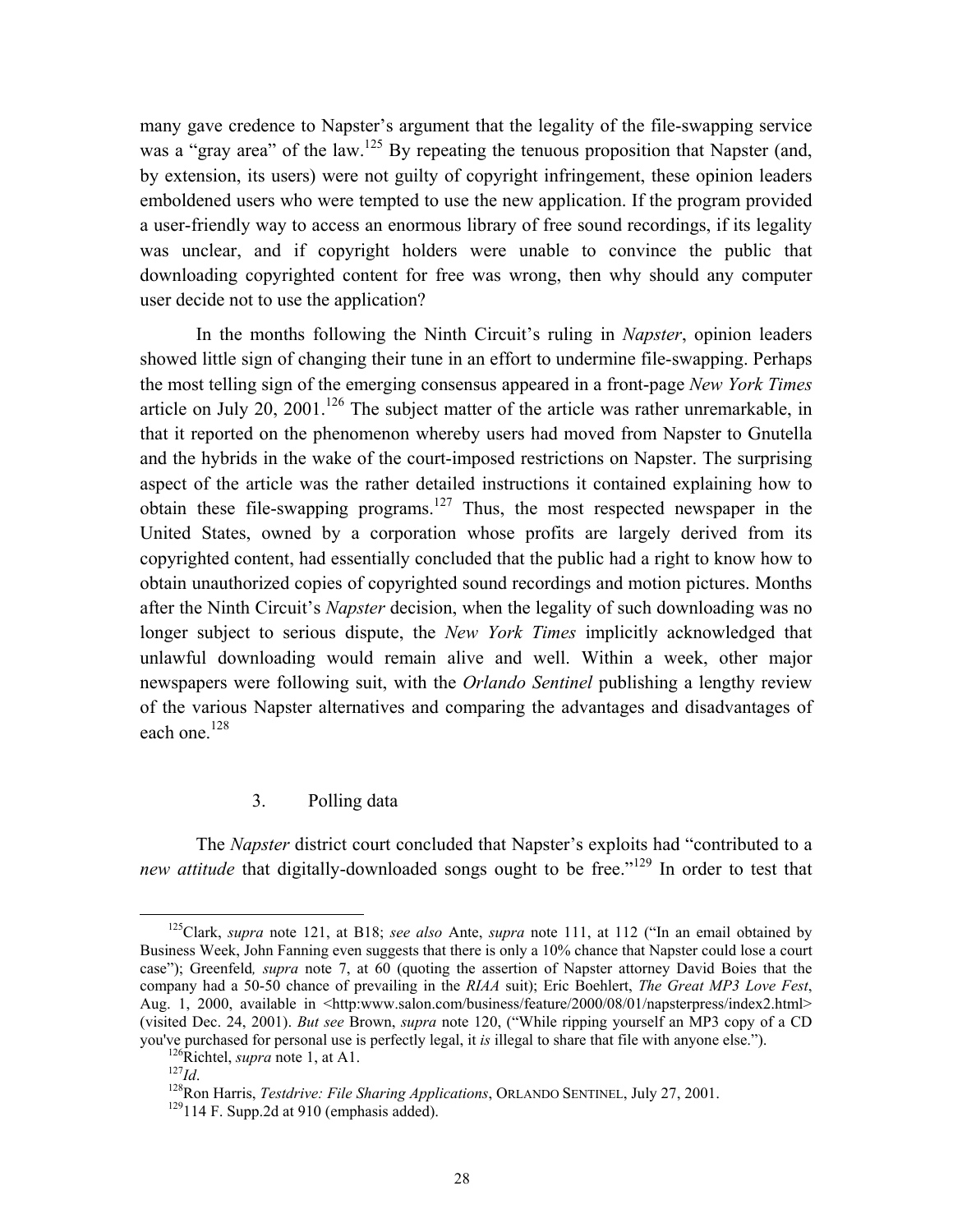many gave credence to Napster's argument that the legality of the file-swapping service was a "gray area" of the law.[125] By repeating the tenuous proposition that Napster (and, by extension, its users) were not guilty of copyright infringement, these opinion leaders emboldened users who were tempted to use the new application. If the program provided a user-friendly way to access an enormous library of free sound recordings, if its legality was unclear, and if copyright holders were unable to convince the public that downloading copyrighted content for free was wrong, then why should any computer user decide not to use the application?

In the months following the Ninth Circuit's ruling in *Napster*, opinion leaders showed little sign of changing their tune in an effort to undermine file-swapping. Perhaps the most telling sign of the emerging consensus appeared in a front-page *New York Times* article on July 20, 2001.[126] The subject matter of the article was rather unremarkable, in that it reported on the phenomenon whereby users had moved from Napster to Gnutella and the hybrids in the wake of the court-imposed restrictions on Napster. The surprising aspect of the article was the rather detailed instructions it contained explaining how to obtain these file-swapping programs.[127] Thus, the most respected newspaper in the United States, owned by a corporation whose profits are largely derived from its copyrighted content, had essentially concluded that the public had a right to know how to obtain unauthorized copies of copyrighted sound recordings and motion pictures. Months after the Ninth Circuit's *Napster* decision, when the legality of such downloading was no longer subject to serious dispute, the *New York Times* implicitly acknowledged that unlawful downloading would remain alive and well. Within a week, other major newspapers were following suit, with the *Orlando Sentinel* publishing a lengthy review of the various Napster alternatives and comparing the advantages and disadvantages of each one.[128]

### 3. Polling data

The *Napster* district court concluded that Napster's exploits had "contributed to a *new attitude* that digitally-downloaded songs ought to be free."[129] In order to test that

---

[125] Clark, *supra* note 121, at B18; *see also* Ante, *supra* note 111, at 112 ("In an email obtained by Business Week, John Fanning even suggests that there is only a 10% chance that Napster could lose a court case"); Greenfeld*, supra* note 7, at 60 (quoting the assertion of Napster attorney David Boies that the company had a 50-50 chance of prevailing in the *RIAA* suit); Eric Boehlert, *The Great MP3 Love Fest*, Aug. 1, 2000, available in <http:www.salon.com/business/feature/2000/08/01/napsterpress/index2.html> (visited Dec. 24, 2001). *But see* Brown, *supra* note 120, ("While ripping yourself an MP3 copy of a CD you've purchased for personal use is perfectly legal, it *is* illegal to share that file with anyone else.").

[126] Richtel, *supra* note 1, at A1.

[127] *Id*.

[128] Ron Harris, *Testdrive: File Sharing Applications*, ORLANDO SENTINEL, July 27, 2001.

[129] 114 F. Supp.2d at 910 (emphasis added).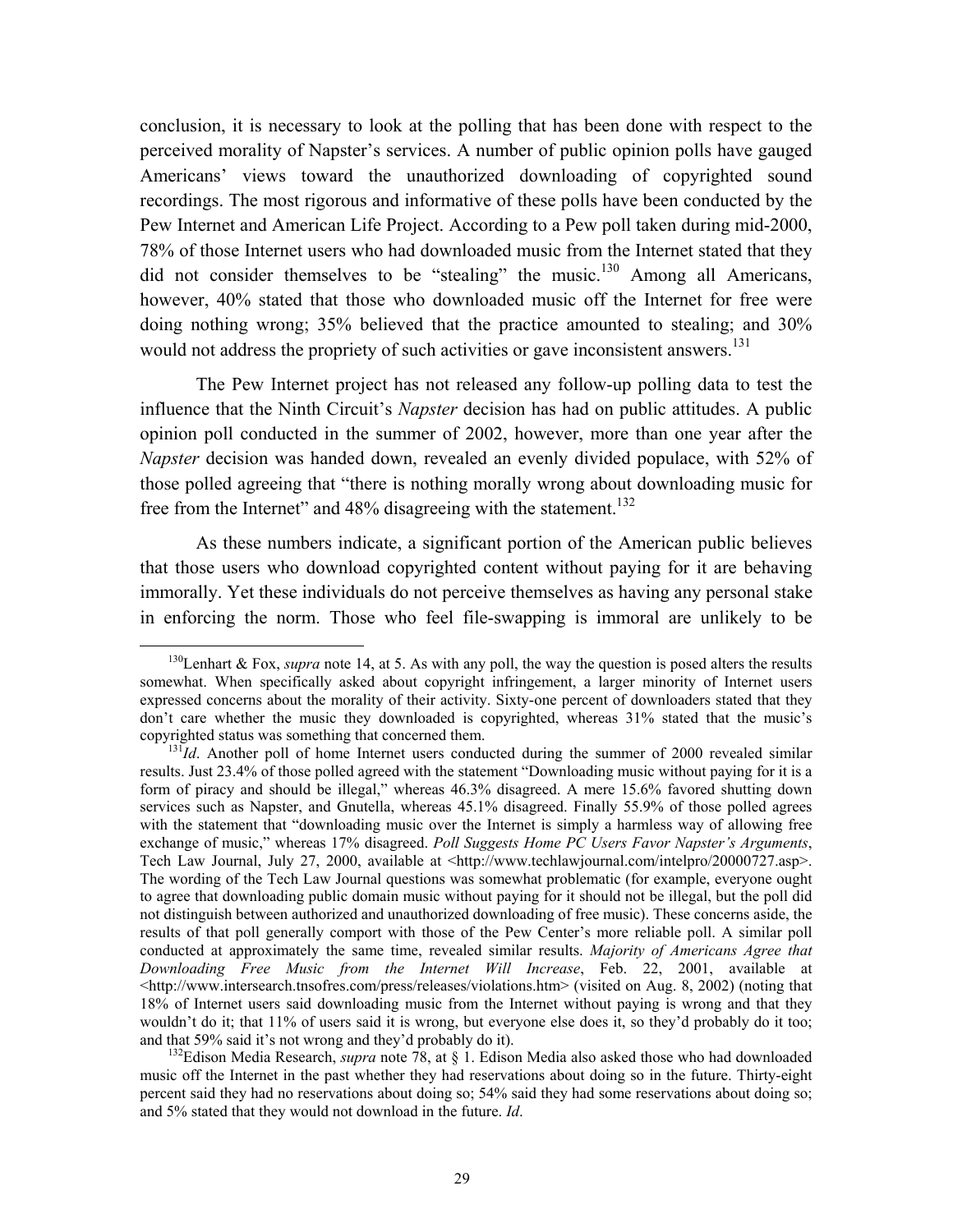conclusion, it is necessary to look at the polling that has been done with respect to the perceived morality of Napster's services. A number of public opinion polls have gauged Americans' views toward the unauthorized downloading of copyrighted sound recordings. The most rigorous and informative of these polls have been conducted by the Pew Internet and American Life Project. According to a Pew poll taken during mid-2000, 78% of those Internet users who had downloaded music from the Internet stated that they did not consider themselves to be "stealing" the music.[130] Among all Americans, however, 40% stated that those who downloaded music off the Internet for free were doing nothing wrong; 35% believed that the practice amounted to stealing; and 30% would not address the propriety of such activities or gave inconsistent answers.[131]

The Pew Internet project has not released any follow-up polling data to test the influence that the Ninth Circuit's *Napster* decision has had on public attitudes. A public opinion poll conducted in the summer of 2002, however, more than one year after the *Napster* decision was handed down, revealed an evenly divided populace, with 52% of those polled agreeing that "there is nothing morally wrong about downloading music for free from the Internet" and 48% disagreeing with the statement.[132]

As these numbers indicate, a significant portion of the American public believes that those users who download copyrighted content without paying for it are behaving immorally. Yet these individuals do not perceive themselves as having any personal stake in enforcing the norm. Those who feel file-swapping is immoral are unlikely to be

---

[130] Lenhart & Fox, *supra* note 14, at 5. As with any poll, the way the question is posed alters the results somewhat. When specifically asked about copyright infringement, a larger minority of Internet users expressed concerns about the morality of their activity. Sixty-one percent of downloaders stated that they don't care whether the music they downloaded is copyrighted, whereas 31% stated that the music's copyrighted status was something that concerned them.

[131] *Id*. Another poll of home Internet users conducted during the summer of 2000 revealed similar results. Just 23.4% of those polled agreed with the statement "Downloading music without paying for it is a form of piracy and should be illegal," whereas 46.3% disagreed. A mere 15.6% favored shutting down services such as Napster, and Gnutella, whereas 45.1% disagreed. Finally 55.9% of those polled agrees with the statement that "downloading music over the Internet is simply a harmless way of allowing free exchange of music," whereas 17% disagreed. *Poll Suggests Home PC Users Favor Napster's Arguments*, Tech Law Journal, July 27, 2000, available at <http://www.techlawjournal.com/intelpro/20000727.asp>. The wording of the Tech Law Journal questions was somewhat problematic (for example, everyone ought to agree that downloading public domain music without paying for it should not be illegal, but the poll did not distinguish between authorized and unauthorized downloading of free music). These concerns aside, the results of that poll generally comport with those of the Pew Center's more reliable poll. A similar poll conducted at approximately the same time, revealed similar results. *Majority of Americans Agree that Downloading Free Music from the Internet Will Increase*, Feb. 22, 2001, available at <http://www.intersearch.tnsofres.com/press/releases/violations.htm> (visited on Aug. 8, 2002) (noting that 18% of Internet users said downloading music from the Internet without paying is wrong and that they wouldn't do it; that 11% of users said it is wrong, but everyone else does it, so they'd probably do it too; and that 59% said it's not wrong and they'd probably do it).

[132] Edison Media Research, *supra* note 78, at § 1. Edison Media also asked those who had downloaded music off the Internet in the past whether they had reservations about doing so in the future. Thirty-eight percent said they had no reservations about doing so; 54% said they had some reservations about doing so; and 5% stated that they would not download in the future. *Id*.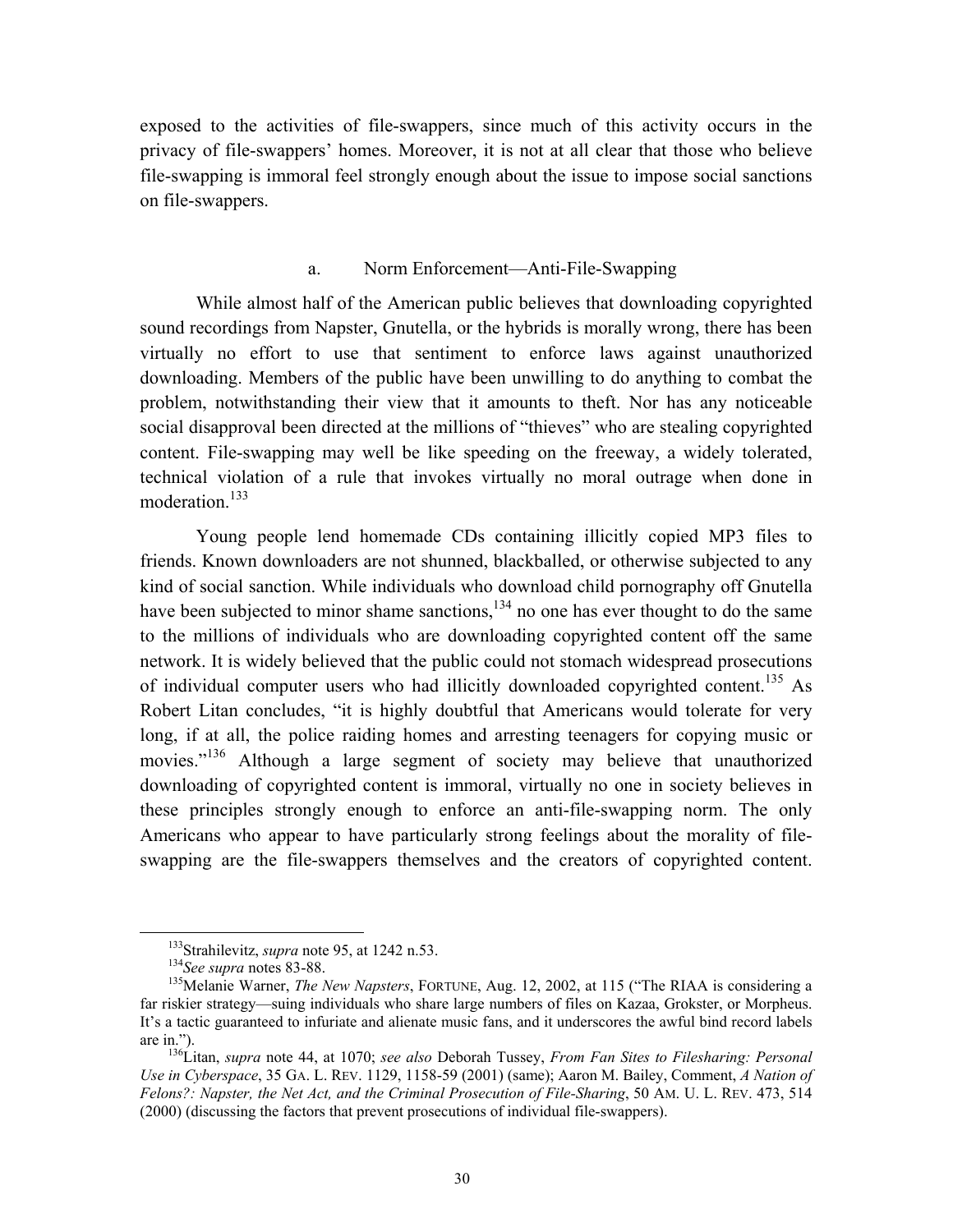exposed to the activities of file-swappers, since much of this activity occurs in the privacy of file-swappers' homes. Moreover, it is not at all clear that those who believe file-swapping is immoral feel strongly enough about the issue to impose social sanctions on file-swappers.

#### a. Norm Enforcement—Anti-File-Swapping

While almost half of the American public believes that downloading copyrighted sound recordings from Napster, Gnutella, or the hybrids is morally wrong, there has been virtually no effort to use that sentiment to enforce laws against unauthorized downloading. Members of the public have been unwilling to do anything to combat the problem, notwithstanding their view that it amounts to theft. Nor has any noticeable social disapproval been directed at the millions of "thieves" who are stealing copyrighted content. File-swapping may well be like speeding on the freeway, a widely tolerated, technical violation of a rule that invokes virtually no moral outrage when done in moderation.[133]

Young people lend homemade CDs containing illicitly copied MP3 files to friends. Known downloaders are not shunned, blackballed, or otherwise subjected to any kind of social sanction. While individuals who download child pornography off Gnutella have been subjected to minor shame sanctions,[134] no one has ever thought to do the same to the millions of individuals who are downloading copyrighted content off the same network. It is widely believed that the public could not stomach widespread prosecutions of individual computer users who had illicitly downloaded copyrighted content.[135] As Robert Litan concludes, "it is highly doubtful that Americans would tolerate for very long, if at all, the police raiding homes and arresting teenagers for copying music or movies."[136] Although a large segment of society may believe that unauthorized downloading of copyrighted content is immoral, virtually no one in society believes in these principles strongly enough to enforce an anti-file-swapping norm. The only Americans who appear to have particularly strong feelings about the morality of file-swapping are the file-swappers themselves and the creators of copyrighted content.

---

[133] Strahilevitz, *supra* note 95, at 1242 n.53.

[134] *See supra* notes 83-88.

[135] Melanie Warner, *The New Napsters*, FORTUNE, Aug. 12, 2002, at 115 ("The RIAA is considering a far riskier strategy—suing individuals who share large numbers of files on Kazaa, Grokster, or Morpheus. It's a tactic guaranteed to infuriate and alienate music fans, and it underscores the awful bind record labels are in.").

[136] Litan, *supra* note 44, at 1070; *see also* Deborah Tussey, *From Fan Sites to Filesharing: Personal Use in Cyberspace*, 35 GA. L. REV. 1129, 1158-59 (2001) (same); Aaron M. Bailey, Comment, *A Nation of Felons?: Napster, the Net Act, and the Criminal Prosecution of File-Sharing*, 50 AM. U. L. REV. 473, 514 (2000) (discussing the factors that prevent prosecutions of individual file-swappers).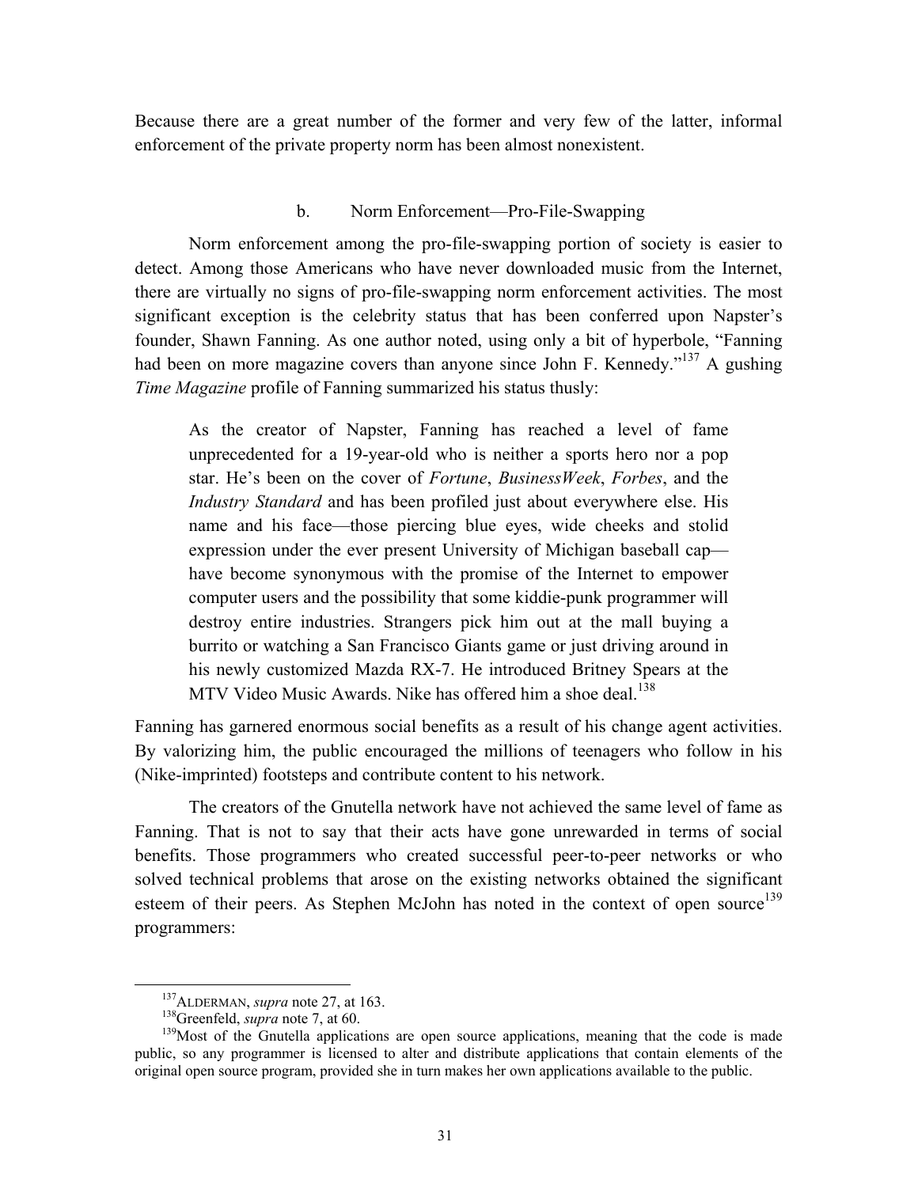Because there are a great number of the former and very few of the latter, informal enforcement of the private property norm has been almost nonexistent.

#### b. Norm Enforcement—Pro-File-Swapping

Norm enforcement among the pro-file-swapping portion of society is easier to detect. Among those Americans who have never downloaded music from the Internet, there are virtually no signs of pro-file-swapping norm enforcement activities. The most significant exception is the celebrity status that has been conferred upon Napster's founder, Shawn Fanning. As one author noted, using only a bit of hyperbole, "Fanning had been on more magazine covers than anyone since John F. Kennedy."[137] A gushing *Time Magazine* profile of Fanning summarized his status thusly:

> As the creator of Napster, Fanning has reached a level of fame unprecedented for a 19-year-old who is neither a sports hero nor a pop star. He's been on the cover of *Fortune*, *BusinessWeek*, *Forbes*, and the *Industry Standard* and has been profiled just about everywhere else. His name and his face—those piercing blue eyes, wide cheeks and stolid expression under the ever present University of Michigan baseball cap—have become synonymous with the promise of the Internet to empower computer users and the possibility that some kiddie-punk programmer will destroy entire industries. Strangers pick him out at the mall buying a burrito or watching a San Francisco Giants game or just driving around in his newly customized Mazda RX-7. He introduced Britney Spears at the MTV Video Music Awards. Nike has offered him a shoe deal.[138]

Fanning has garnered enormous social benefits as a result of his change agent activities. By valorizing him, the public encouraged the millions of teenagers who follow in his (Nike-imprinted) footsteps and contribute content to his network.

The creators of the Gnutella network have not achieved the same level of fame as Fanning. That is not to say that their acts have gone unrewarded in terms of social benefits. Those programmers who created successful peer-to-peer networks or who solved technical problems that arose on the existing networks obtained the significant esteem of their peers. As Stephen McJohn has noted in the context of open source[139] programmers:

---

[137] ALDERMAN, *supra* note 27, at 163.

[138] Greenfeld, *supra* note 7, at 60.

[139] Most of the Gnutella applications are open source applications, meaning that the code is made public, so any programmer is licensed to alter and distribute applications that contain elements of the original open source program, provided she in turn makes her own applications available to the public.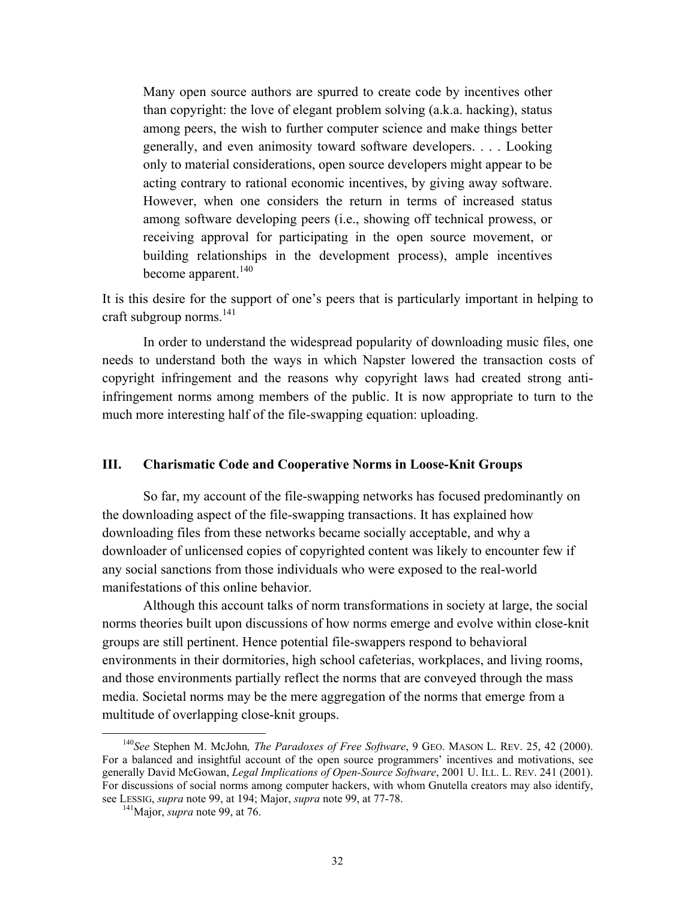> Many open source authors are spurred to create code by incentives other than copyright: the love of elegant problem solving (a.k.a. hacking), status among peers, the wish to further computer science and make things better generally, and even animosity toward software developers. . . . Looking only to material considerations, open source developers might appear to be acting contrary to rational economic incentives, by giving away software. However, when one considers the return in terms of increased status among software developing peers (i.e., showing off technical prowess, or receiving approval for participating in the open source movement, or building relationships in the development process), ample incentives become apparent.[140]

It is this desire for the support of one's peers that is particularly important in helping to craft subgroup norms.[141]

In order to understand the widespread popularity of downloading music files, one needs to understand both the ways in which Napster lowered the transaction costs of copyright infringement and the reasons why copyright laws had created strong anti-infringement norms among members of the public. It is now appropriate to turn to the much more interesting half of the file-swapping equation: uploading.

## III. Charismatic Code and Cooperative Norms in Loose-Knit Groups

So far, my account of the file-swapping networks has focused predominantly on the downloading aspect of the file-swapping transactions. It has explained how downloading files from these networks became socially acceptable, and why a downloader of unlicensed copies of copyrighted content was likely to encounter few if any social sanctions from those individuals who were exposed to the real-world manifestations of this online behavior.

Although this account talks of norm transformations in society at large, the social norms theories built upon discussions of how norms emerge and evolve within close-knit groups are still pertinent. Hence potential file-swappers respond to behavioral environments in their dormitories, high school cafeterias, workplaces, and living rooms, and those environments partially reflect the norms that are conveyed through the mass media. Societal norms may be the mere aggregation of the norms that emerge from a multitude of overlapping close-knit groups.

---

[140] *See* Stephen M. McJohn*, The Paradoxes of Free Software*, 9 GEO. MASON L. REV. 25, 42 (2000). For a balanced and insightful account of the open source programmers' incentives and motivations, see generally David McGowan, *Legal Implications of Open-Source Software*, 2001 U. ILL. L. REV. 241 (2001). For discussions of social norms among computer hackers, with whom Gnutella creators may also identify, see LESSIG, *supra* note 99, at 194; Major, *supra* note 99, at 77-78.

[141] Major, *supra* note 99, at 76.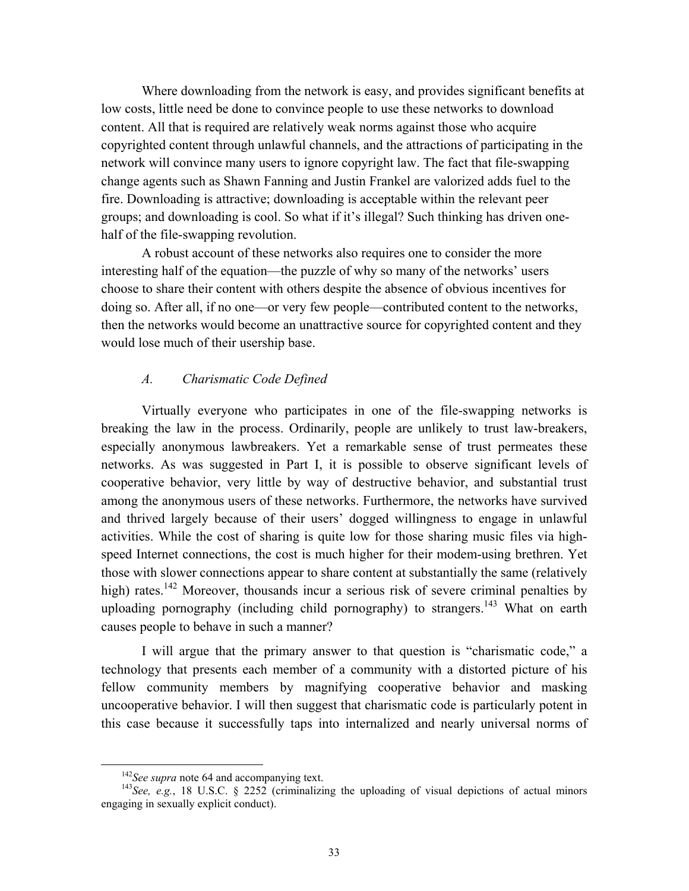Where downloading from the network is easy, and provides significant benefits at low costs, little need be done to convince people to use these networks to download content. All that is required are relatively weak norms against those who acquire copyrighted content through unlawful channels, and the attractions of participating in the network will convince many users to ignore copyright law. The fact that file-swapping change agents such as Shawn Fanning and Justin Frankel are valorized adds fuel to the fire. Downloading is attractive; downloading is acceptable within the relevant peer groups; and downloading is cool. So what if it's illegal? Such thinking has driven one-half of the file-swapping revolution.

A robust account of these networks also requires one to consider the more interesting half of the equation—the puzzle of why so many of the networks' users choose to share their content with others despite the absence of obvious incentives for doing so. After all, if no one—or very few people—contributed content to the networks, then the networks would become an unattractive source for copyrighted content and they would lose much of their usership base.

### *A. Charismatic Code Defined*

Virtually everyone who participates in one of the file-swapping networks is breaking the law in the process. Ordinarily, people are unlikely to trust law-breakers, especially anonymous lawbreakers. Yet a remarkable sense of trust permeates these networks. As was suggested in Part I, it is possible to observe significant levels of cooperative behavior, very little by way of destructive behavior, and substantial trust among the anonymous users of these networks. Furthermore, the networks have survived and thrived largely because of their users' dogged willingness to engage in unlawful activities. While the cost of sharing is quite low for those sharing music files via high-speed Internet connections, the cost is much higher for their modem-using brethren. Yet those with slower connections appear to share content at substantially the same (relatively high) rates.[142] Moreover, thousands incur a serious risk of severe criminal penalties by uploading pornography (including child pornography) to strangers.[143] What on earth causes people to behave in such a manner?

I will argue that the primary answer to that question is "charismatic code," a technology that presents each member of a community with a distorted picture of his fellow community members by magnifying cooperative behavior and masking uncooperative behavior. I will then suggest that charismatic code is particularly potent in this case because it successfully taps into internalized and nearly universal norms of

---

[142] *See supra* note 64 and accompanying text.

[143] *See, e.g.*, 18 U.S.C. § 2252 (criminalizing the uploading of visual depictions of actual minors engaging in sexually explicit conduct).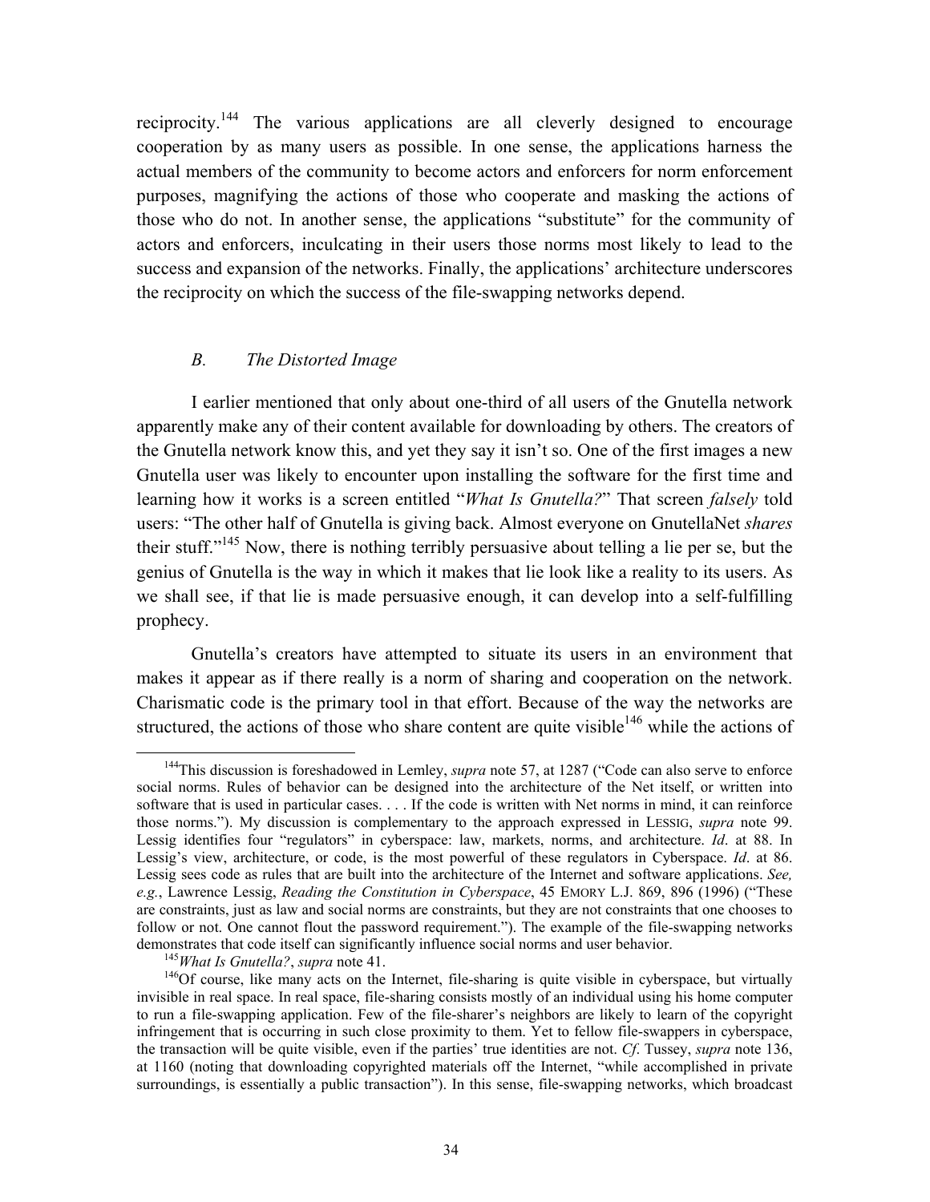reciprocity.[144] The various applications are all cleverly designed to encourage cooperation by as many users as possible. In one sense, the applications harness the actual members of the community to become actors and enforcers for norm enforcement purposes, magnifying the actions of those who cooperate and masking the actions of those who do not. In another sense, the applications "substitute" for the community of actors and enforcers, inculcating in their users those norms most likely to lead to the success and expansion of the networks. Finally, the applications' architecture underscores the reciprocity on which the success of the file-swapping networks depend.

### *B. The Distorted Image*

I earlier mentioned that only about one-third of all users of the Gnutella network apparently make any of their content available for downloading by others. The creators of the Gnutella network know this, and yet they say it isn't so. One of the first images a new Gnutella user was likely to encounter upon installing the software for the first time and learning how it works is a screen entitled "*What Is Gnutella?*" That screen *falsely* told users: "The other half of Gnutella is giving back. Almost everyone on GnutellaNet *shares* their stuff."[145] Now, there is nothing terribly persuasive about telling a lie per se, but the genius of Gnutella is the way in which it makes that lie look like a reality to its users. As we shall see, if that lie is made persuasive enough, it can develop into a self-fulfilling prophecy.

Gnutella's creators have attempted to situate its users in an environment that makes it appear as if there really is a norm of sharing and cooperation on the network. Charismatic code is the primary tool in that effort. Because of the way the networks are structured, the actions of those who share content are quite visible[146] while the actions of

---

[144] This discussion is foreshadowed in Lemley, *supra* note 57, at 1287 ("Code can also serve to enforce social norms. Rules of behavior can be designed into the architecture of the Net itself, or written into software that is used in particular cases. . . . If the code is written with Net norms in mind, it can reinforce those norms."). My discussion is complementary to the approach expressed in LESSIG, *supra* note 99. Lessig identifies four "regulators" in cyberspace: law, markets, norms, and architecture. *Id*. at 88. In Lessig's view, architecture, or code, is the most powerful of these regulators in Cyberspace. *Id*. at 86. Lessig sees code as rules that are built into the architecture of the Internet and software applications. *See, e.g.*, Lawrence Lessig, *Reading the Constitution in Cyberspace*, 45 EMORY L.J. 869, 896 (1996) ("These are constraints, just as law and social norms are constraints, but they are not constraints that one chooses to follow or not. One cannot flout the password requirement."). The example of the file-swapping networks demonstrates that code itself can significantly influence social norms and user behavior.

[145] *What Is Gnutella?*, *supra* note 41.

[146] Of course, like many acts on the Internet, file-sharing is quite visible in cyberspace, but virtually invisible in real space. In real space, file-sharing consists mostly of an individual using his home computer to run a file-swapping application. Few of the file-sharer's neighbors are likely to learn of the copyright infringement that is occurring in such close proximity to them. Yet to fellow file-swappers in cyberspace, the transaction will be quite visible, even if the parties' true identities are not. *Cf*. Tussey, *supra* note 136, at 1160 (noting that downloading copyrighted materials off the Internet, "while accomplished in private surroundings, is essentially a public transaction"). In this sense, file-swapping networks, which broadcast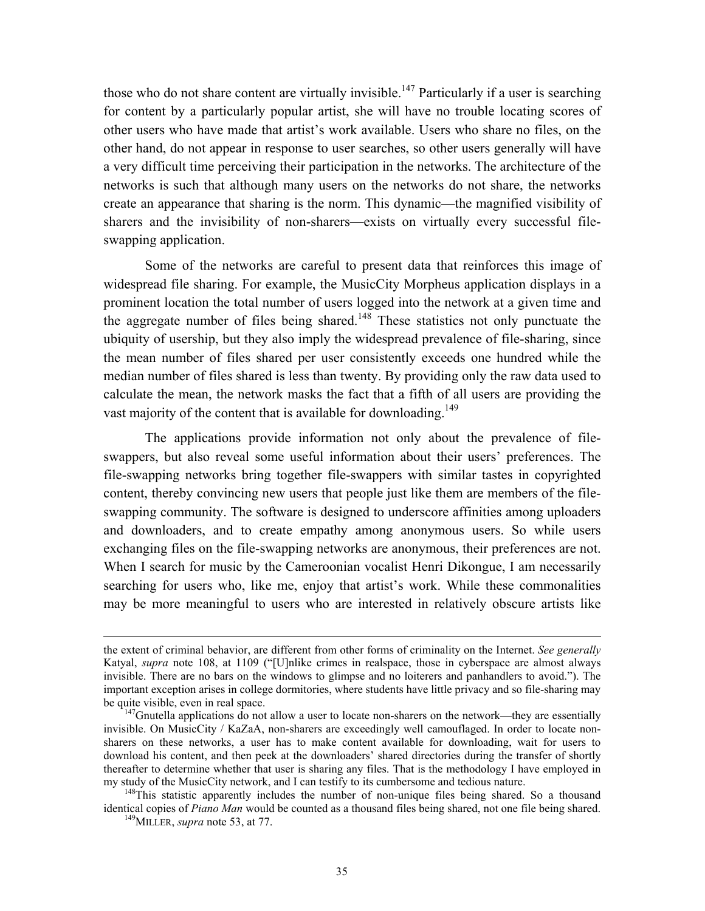those who do not share content are virtually invisible.[147] Particularly if a user is searching for content by a particularly popular artist, she will have no trouble locating scores of other users who have made that artist's work available. Users who share no files, on the other hand, do not appear in response to user searches, so other users generally will have a very difficult time perceiving their participation in the networks. The architecture of the networks is such that although many users on the networks do not share, the networks create an appearance that sharing is the norm. This dynamic—the magnified visibility of sharers and the invisibility of non-sharers—exists on virtually every successful file-swapping application.

Some of the networks are careful to present data that reinforces this image of widespread file sharing. For example, the MusicCity Morpheus application displays in a prominent location the total number of users logged into the network at a given time and the aggregate number of files being shared.[148] These statistics not only punctuate the ubiquity of usership, but they also imply the widespread prevalence of file-sharing, since the mean number of files shared per user consistently exceeds one hundred while the median number of files shared is less than twenty. By providing only the raw data used to calculate the mean, the network masks the fact that a fifth of all users are providing the vast majority of the content that is available for downloading.[149]

The applications provide information not only about the prevalence of file-swappers, but also reveal some useful information about their users' preferences. The file-swapping networks bring together file-swappers with similar tastes in copyrighted content, thereby convincing new users that people just like them are members of the file-swapping community. The software is designed to underscore affinities among uploaders and downloaders, and to create empathy among anonymous users. So while users exchanging files on the file-swapping networks are anonymous, their preferences are not. When I search for music by the Cameroonian vocalist Henri Dikongue, I am necessarily searching for users who, like me, enjoy that artist's work. While these commonalities may be more meaningful to users who are interested in relatively obscure artists like

---

the extent of criminal behavior, are different from other forms of criminality on the Internet. *See generally* Katyal, *supra* note 108, at 1109 ("[U]nlike crimes in realspace, those in cyberspace are almost always invisible. There are no bars on the windows to glimpse and no loiterers and panhandlers to avoid."). The important exception arises in college dormitories, where students have little privacy and so file-sharing may be quite visible, even in real space.

[147] Gnutella applications do not allow a user to locate non-sharers on the network—they are essentially invisible. On MusicCity / KaZaA, non-sharers are exceedingly well camouflaged. In order to locate non-sharers on these networks, a user has to make content available for downloading, wait for users to download his content, and then peek at the downloaders' shared directories during the transfer of shortly thereafter to determine whether that user is sharing any files. That is the methodology I have employed in my study of the MusicCity network, and I can testify to its cumbersome and tedious nature.

[148] This statistic apparently includes the number of non-unique files being shared. So a thousand identical copies of *Piano Man* would be counted as a thousand files being shared, not one file being shared.

[149] MILLER, *supra* note 53, at 77.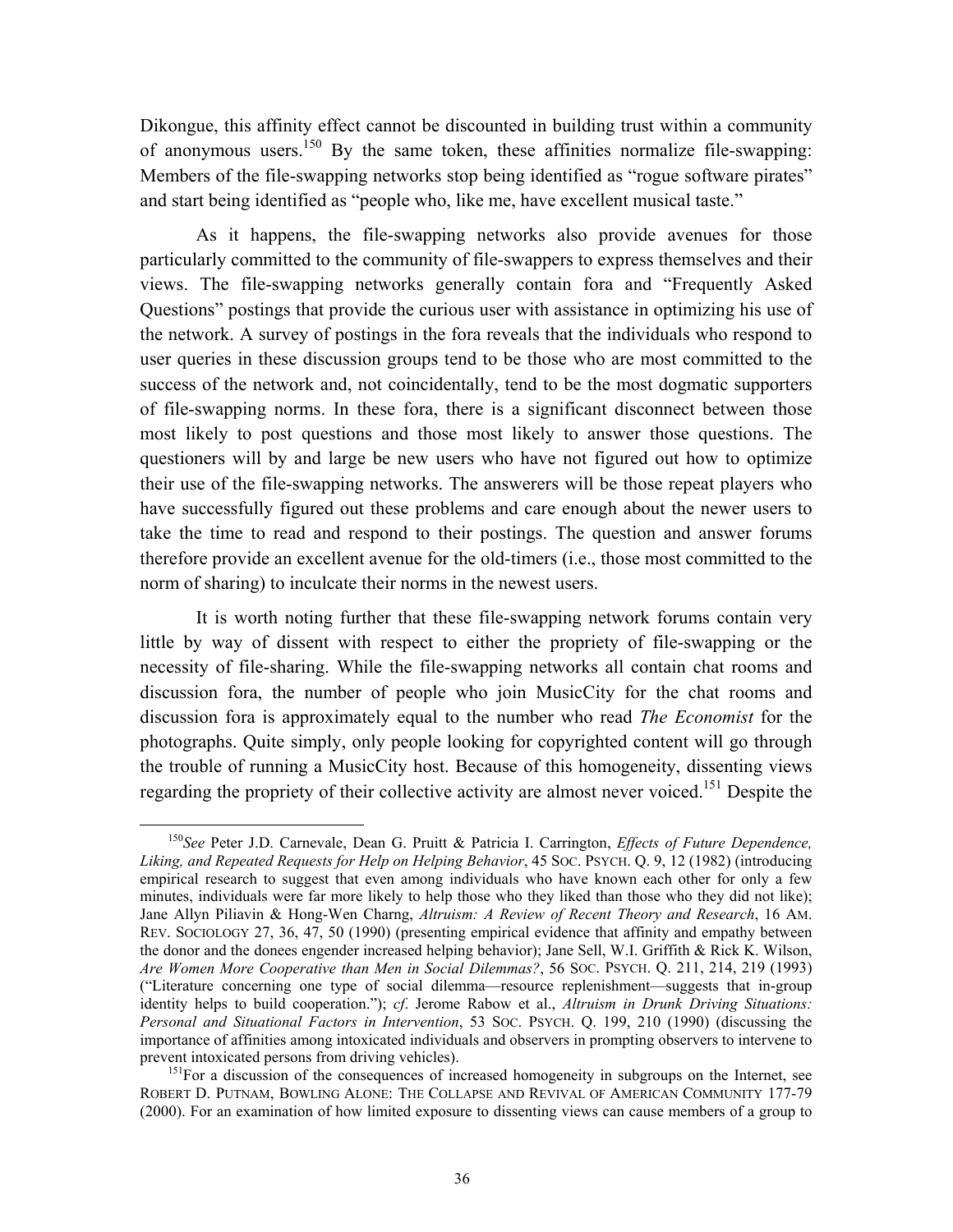Dikongue, this affinity effect cannot be discounted in building trust within a community of anonymous users.[150] By the same token, these affinities normalize file-swapping: Members of the file-swapping networks stop being identified as "rogue software pirates" and start being identified as "people who, like me, have excellent musical taste."

As it happens, the file-swapping networks also provide avenues for those particularly committed to the community of file-swappers to express themselves and their views. The file-swapping networks generally contain fora and "Frequently Asked Questions" postings that provide the curious user with assistance in optimizing his use of the network. A survey of postings in the fora reveals that the individuals who respond to user queries in these discussion groups tend to be those who are most committed to the success of the network and, not coincidentally, tend to be the most dogmatic supporters of file-swapping norms. In these fora, there is a significant disconnect between those most likely to post questions and those most likely to answer those questions. The questioners will by and large be new users who have not figured out how to optimize their use of the file-swapping networks. The answerers will be those repeat players who have successfully figured out these problems and care enough about the newer users to take the time to read and respond to their postings. The question and answer forums therefore provide an excellent avenue for the old-timers (i.e., those most committed to the norm of sharing) to inculcate their norms in the newest users.

It is worth noting further that these file-swapping network forums contain very little by way of dissent with respect to either the propriety of file-swapping or the necessity of file-sharing. While the file-swapping networks all contain chat rooms and discussion fora, the number of people who join MusicCity for the chat rooms and discussion fora is approximately equal to the number who read *The Economist* for the photographs. Quite simply, only people looking for copyrighted content will go through the trouble of running a MusicCity host. Because of this homogeneity, dissenting views regarding the propriety of their collective activity are almost never voiced.[151] Despite the

---

[150] *See* Peter J.D. Carnevale, Dean G. Pruitt & Patricia I. Carrington, *Effects of Future Dependence, Liking, and Repeated Requests for Help on Helping Behavior*, 45 SOC. PSYCH. Q. 9, 12 (1982) (introducing empirical research to suggest that even among individuals who have known each other for only a few minutes, individuals were far more likely to help those who they liked than those who they did not like); Jane Allyn Piliavin & Hong-Wen Charng, *Altruism: A Review of Recent Theory and Research*, 16 AM. REV. SOCIOLOGY 27, 36, 47, 50 (1990) (presenting empirical evidence that affinity and empathy between the donor and the donees engender increased helping behavior); Jane Sell, W.I. Griffith & Rick K. Wilson, *Are Women More Cooperative than Men in Social Dilemmas?*, 56 SOC. PSYCH. Q. 211, 214, 219 (1993) ("Literature concerning one type of social dilemma—resource replenishment—suggests that in-group identity helps to build cooperation."); *cf*. Jerome Rabow et al., *Altruism in Drunk Driving Situations: Personal and Situational Factors in Intervention*, 53 SOC. PSYCH. Q. 199, 210 (1990) (discussing the importance of affinities among intoxicated individuals and observers in prompting observers to intervene to prevent intoxicated persons from driving vehicles).

[151] For a discussion of the consequences of increased homogeneity in subgroups on the Internet, see ROBERT D. PUTNAM, BOWLING ALONE: THE COLLAPSE AND REVIVAL OF AMERICAN COMMUNITY 177-79 (2000). For an examination of how limited exposure to dissenting views can cause members of a group to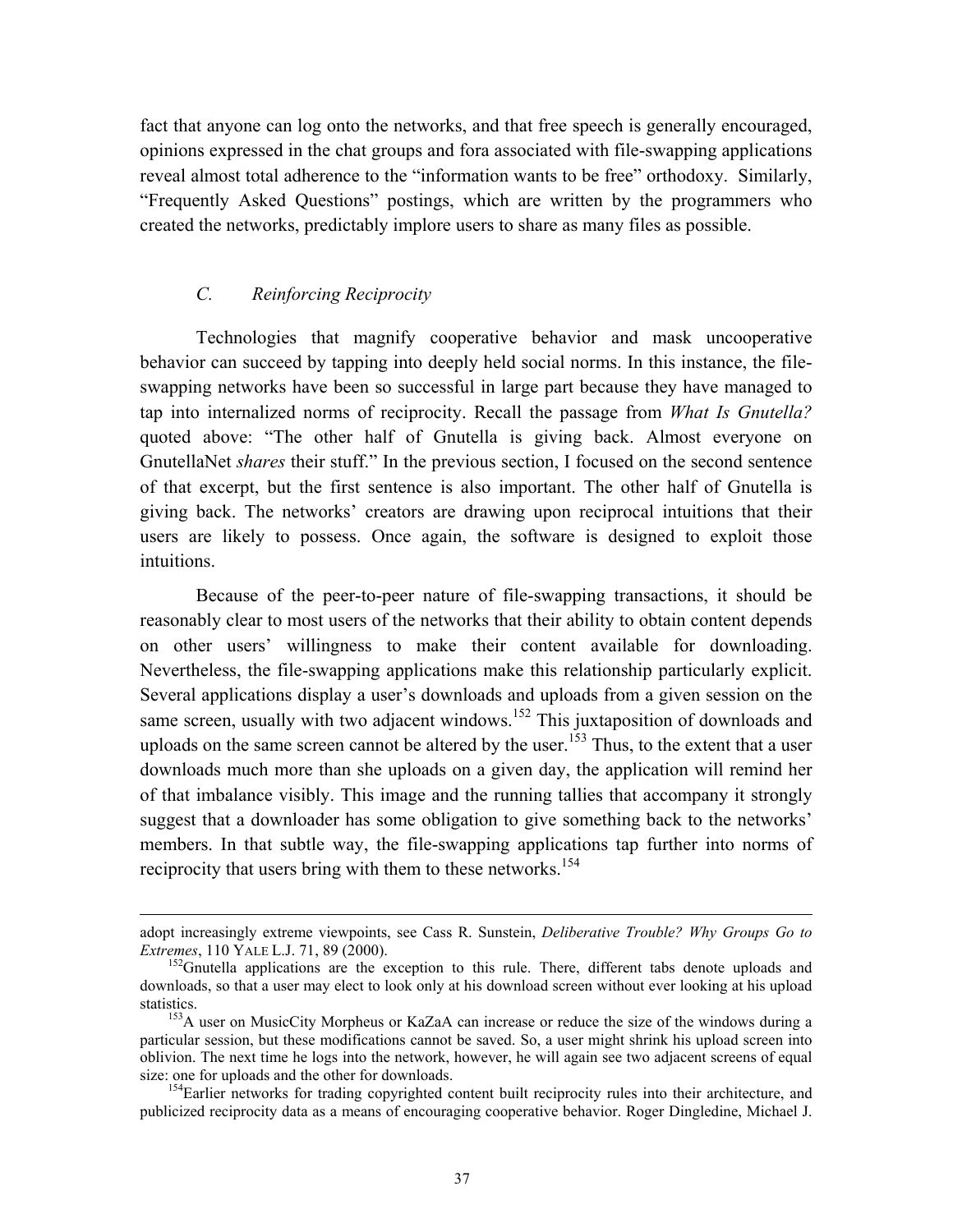fact that anyone can log onto the networks, and that free speech is generally encouraged, opinions expressed in the chat groups and fora associated with file-swapping applications reveal almost total adherence to the "information wants to be free" orthodoxy. Similarly, "Frequently Asked Questions" postings, which are written by the programmers who created the networks, predictably implore users to share as many files as possible.

### *C. Reinforcing Reciprocity*

Technologies that magnify cooperative behavior and mask uncooperative behavior can succeed by tapping into deeply held social norms. In this instance, the file-swapping networks have been so successful in large part because they have managed to tap into internalized norms of reciprocity. Recall the passage from *What Is Gnutella?* quoted above: "The other half of Gnutella is giving back. Almost everyone on GnutellaNet *shares* their stuff." In the previous section, I focused on the second sentence of that excerpt, but the first sentence is also important. The other half of Gnutella is giving back. The networks' creators are drawing upon reciprocal intuitions that their users are likely to possess. Once again, the software is designed to exploit those intuitions.

Because of the peer-to-peer nature of file-swapping transactions, it should be reasonably clear to most users of the networks that their ability to obtain content depends on other users' willingness to make their content available for downloading. Nevertheless, the file-swapping applications make this relationship particularly explicit. Several applications display a user's downloads and uploads from a given session on the same screen, usually with two adjacent windows.[152] This juxtaposition of downloads and uploads on the same screen cannot be altered by the user.[153] Thus, to the extent that a user downloads much more than she uploads on a given day, the application will remind her of that imbalance visibly. This image and the running tallies that accompany it strongly suggest that a downloader has some obligation to give something back to the networks' members. In that subtle way, the file-swapping applications tap further into norms of reciprocity that users bring with them to these networks.[154]

---

adopt increasingly extreme viewpoints, see Cass R. Sunstein, *Deliberative Trouble? Why Groups Go to Extremes*, 110 YALE L.J. 71, 89 (2000).

[152] Gnutella applications are the exception to this rule. There, different tabs denote uploads and downloads, so that a user may elect to look only at his download screen without ever looking at his upload statistics.

[153] A user on MusicCity Morpheus or KaZaA can increase or reduce the size of the windows during a particular session, but these modifications cannot be saved. So, a user might shrink his upload screen into oblivion. The next time he logs into the network, however, he will again see two adjacent screens of equal size: one for uploads and the other for downloads.

[154] Earlier networks for trading copyrighted content built reciprocity rules into their architecture, and publicized reciprocity data as a means of encouraging cooperative behavior. Roger Dingledine, Michael J.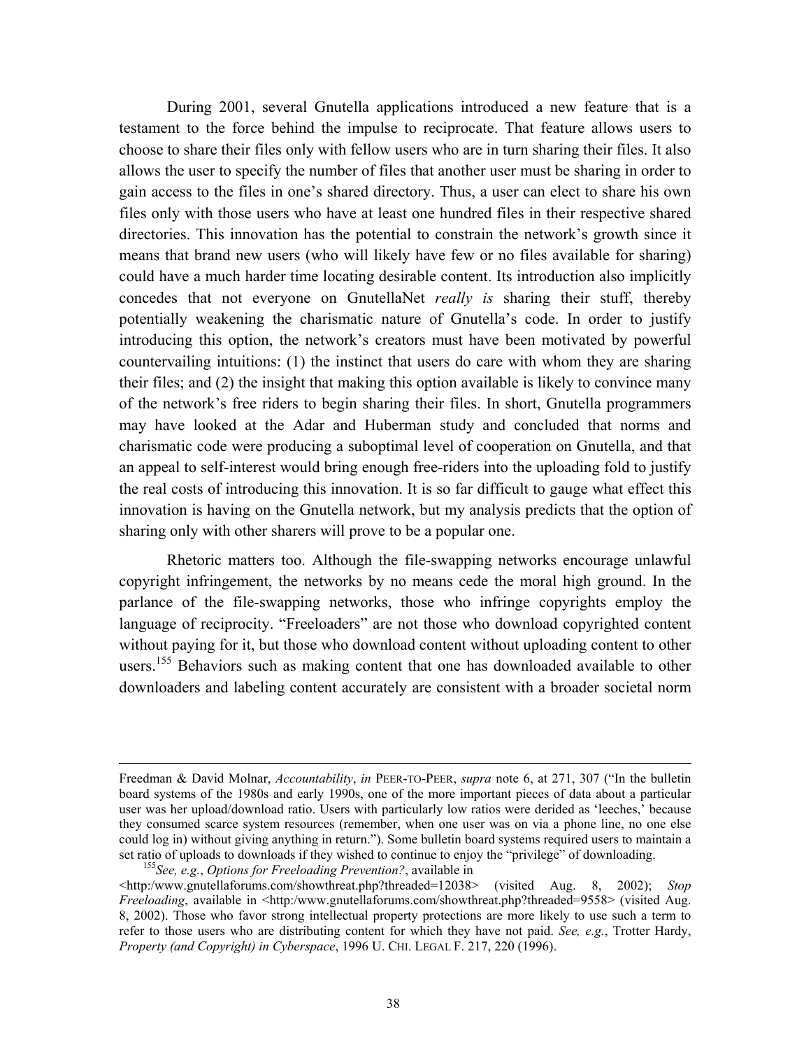During 2001, several Gnutella applications introduced a new feature that is a testament to the force behind the impulse to reciprocate. That feature allows users to choose to share their files only with fellow users who are in turn sharing their files. It also allows the user to specify the number of files that another user must be sharing in order to gain access to the files in one's shared directory. Thus, a user can elect to share his own files only with those users who have at least one hundred files in their respective shared directories. This innovation has the potential to constrain the network's growth since it means that brand new users (who will likely have few or no files available for sharing) could have a much harder time locating desirable content. Its introduction also implicitly concedes that not everyone on GnutellaNet *really is* sharing their stuff, thereby potentially weakening the charismatic nature of Gnutella's code. In order to justify introducing this option, the network's creators must have been motivated by powerful countervailing intuitions: (1) the instinct that users do care with whom they are sharing their files; and (2) the insight that making this option available is likely to convince many of the network's free riders to begin sharing their files. In short, Gnutella programmers may have looked at the Adar and Huberman study and concluded that norms and charismatic code were producing a suboptimal level of cooperation on Gnutella, and that an appeal to self-interest would bring enough free-riders into the uploading fold to justify the real costs of introducing this innovation. It is so far difficult to gauge what effect this innovation is having on the Gnutella network, but my analysis predicts that the option of sharing only with other sharers will prove to be a popular one.

Rhetoric matters too. Although the file-swapping networks encourage unlawful copyright infringement, the networks by no means cede the moral high ground. In the parlance of the file-swapping networks, those who infringe copyrights employ the language of reciprocity. "Freeloaders" are not those who download copyrighted content without paying for it, but those who download content without uploading content to other users.[155] Behaviors such as making content that one has downloaded available to other downloaders and labeling content accurately are consistent with a broader societal norm

---

Freedman & David Molnar, *Accountability*, *in* PEER-TO-PEER, *supra* note 6, at 271, 307 ("In the bulletin board systems of the 1980s and early 1990s, one of the more important pieces of data about a particular user was her upload/download ratio. Users with particularly low ratios were derided as 'leeches,' because they consumed scarce system resources (remember, when one user was on via a phone line, no one else could log in) without giving anything in return."). Some bulletin board systems required users to maintain a set ratio of uploads to downloads if they wished to continue to enjoy the "privilege" of downloading.

[155] *See, e.g.*, *Options for Freeloading Prevention?*, available in <http:/www.gnutellaforums.com/showthreat.php?threaded=12038> (visited Aug. 8, 2002); *Stop Freeloading*, available in <http:/www.gnutellaforums.com/showthreat.php?threaded=9558> (visited Aug. 8, 2002). Those who favor strong intellectual property protections are more likely to use such a term to refer to those users who are distributing content for which they have not paid. *See, e.g.*, Trotter Hardy, *Property (and Copyright) in Cyberspace*, 1996 U. CHI. LEGAL F. 217, 220 (1996).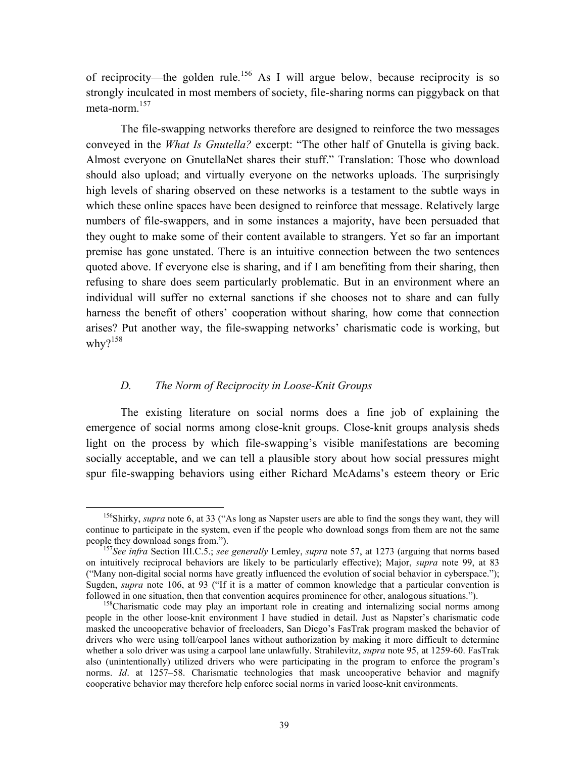of reciprocity—the golden rule.[156] As I will argue below, because reciprocity is so strongly inculcated in most members of society, file-sharing norms can piggyback on that meta-norm.[157]

The file-swapping networks therefore are designed to reinforce the two messages conveyed in the *What Is Gnutella?* excerpt: "The other half of Gnutella is giving back. Almost everyone on GnutellaNet shares their stuff." Translation: Those who download should also upload; and virtually everyone on the networks uploads. The surprisingly high levels of sharing observed on these networks is a testament to the subtle ways in which these online spaces have been designed to reinforce that message. Relatively large numbers of file-swappers, and in some instances a majority, have been persuaded that they ought to make some of their content available to strangers. Yet so far an important premise has gone unstated. There is an intuitive connection between the two sentences quoted above. If everyone else is sharing, and if I am benefiting from their sharing, then refusing to share does seem particularly problematic. But in an environment where an individual will suffer no external sanctions if she chooses not to share and can fully harness the benefit of others' cooperation without sharing, how come that connection arises? Put another way, the file-swapping networks' charismatic code is working, but why?[158]

### *D. The Norm of Reciprocity in Loose-Knit Groups*

The existing literature on social norms does a fine job of explaining the emergence of social norms among close-knit groups. Close-knit groups analysis sheds light on the process by which file-swapping's visible manifestations are becoming socially acceptable, and we can tell a plausible story about how social pressures might spur file-swapping behaviors using either Richard McAdams's esteem theory or Eric

---

[156] Shirky, *supra* note 6, at 33 ("As long as Napster users are able to find the songs they want, they will continue to participate in the system, even if the people who download songs from them are not the same people they download songs from.").

[157] *See infra* Section III.C.5.; *see generally* Lemley, *supra* note 57, at 1273 (arguing that norms based on intuitively reciprocal behaviors are likely to be particularly effective); Major, *supra* note 99, at 83 ("Many non-digital social norms have greatly influenced the evolution of social behavior in cyberspace."); Sugden, *supra* note 106, at 93 ("If it is a matter of common knowledge that a particular convention is followed in one situation, then that convention acquires prominence for other, analogous situations.").

[158] Charismatic code may play an important role in creating and internalizing social norms among people in the other loose-knit environment I have studied in detail. Just as Napster's charismatic code masked the uncooperative behavior of freeloaders, San Diego's FasTrak program masked the behavior of drivers who were using toll/carpool lanes without authorization by making it more difficult to determine whether a solo driver was using a carpool lane unlawfully. Strahilevitz, *supra* note 95, at 1259-60. FasTrak also (unintentionally) utilized drivers who were participating in the program to enforce the program's norms. *Id*. at 1257–58. Charismatic technologies that mask uncooperative behavior and magnify cooperative behavior may therefore help enforce social norms in varied loose-knit environments.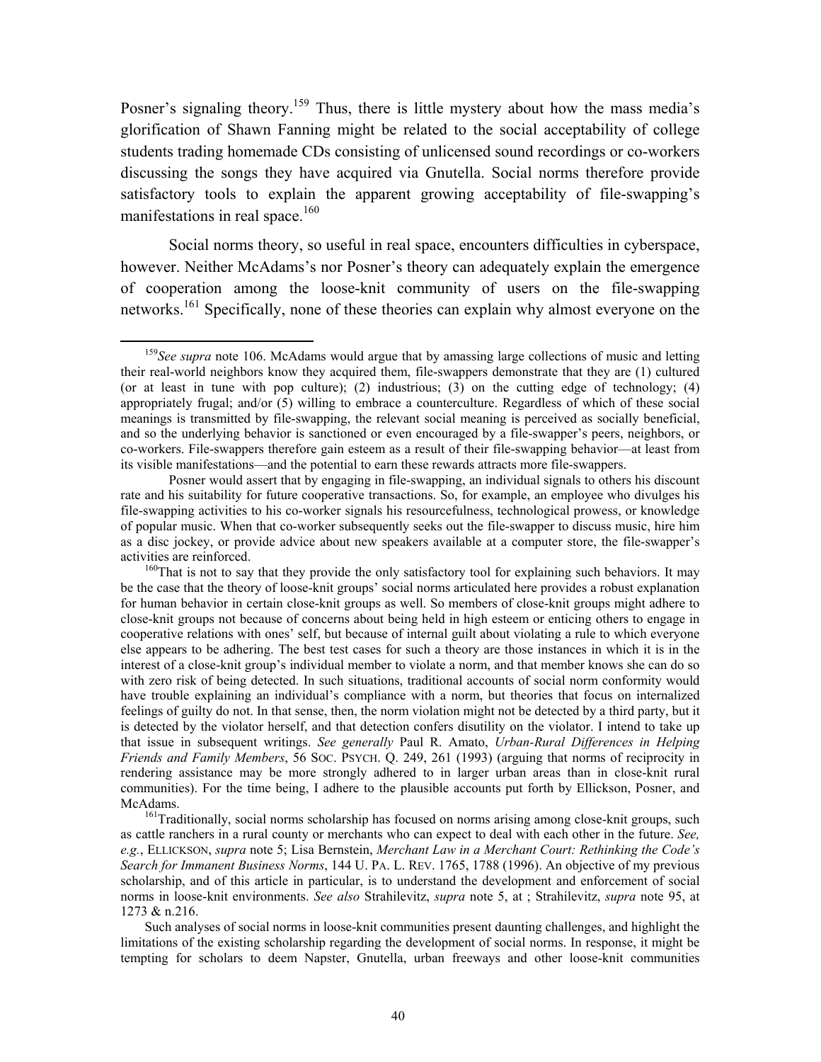Posner's signaling theory.[159] Thus, there is little mystery about how the mass media's glorification of Shawn Fanning might be related to the social acceptability of college students trading homemade CDs consisting of unlicensed sound recordings or co-workers discussing the songs they have acquired via Gnutella. Social norms therefore provide satisfactory tools to explain the apparent growing acceptability of file-swapping's manifestations in real space.[160]

Social norms theory, so useful in real space, encounters difficulties in cyberspace, however. Neither McAdams's nor Posner's theory can adequately explain the emergence of cooperation among the loose-knit community of users on the file-swapping networks.[161] Specifically, none of these theories can explain why almost everyone on the

---

[159] *See supra* note 106. McAdams would argue that by amassing large collections of music and letting their real-world neighbors know they acquired them, file-swappers demonstrate that they are (1) cultured (or at least in tune with pop culture); (2) industrious; (3) on the cutting edge of technology; (4) appropriately frugal; and/or (5) willing to embrace a counterculture. Regardless of which of these social meanings is transmitted by file-swapping, the relevant social meaning is perceived as socially beneficial, and so the underlying behavior is sanctioned or even encouraged by a file-swapper's peers, neighbors, or co-workers. File-swappers therefore gain esteem as a result of their file-swapping behavior—at least from its visible manifestations—and the potential to earn these rewards attracts more file-swappers.

Posner would assert that by engaging in file-swapping, an individual signals to others his discount rate and his suitability for future cooperative transactions. So, for example, an employee who divulges his file-swapping activities to his co-worker signals his resourcefulness, technological prowess, or knowledge of popular music. When that co-worker subsequently seeks out the file-swapper to discuss music, hire him as a disc jockey, or provide advice about new speakers available at a computer store, the file-swapper's activities are reinforced.

[160] That is not to say that they provide the only satisfactory tool for explaining such behaviors. It may be the case that the theory of loose-knit groups' social norms articulated here provides a robust explanation for human behavior in certain close-knit groups as well. So members of close-knit groups might adhere to close-knit groups not because of concerns about being held in high esteem or enticing others to engage in cooperative relations with ones' self, but because of internal guilt about violating a rule to which everyone else appears to be adhering. The best test cases for such a theory are those instances in which it is in the interest of a close-knit group's individual member to violate a norm, and that member knows she can do so with zero risk of being detected. In such situations, traditional accounts of social norm conformity would have trouble explaining an individual's compliance with a norm, but theories that focus on internalized feelings of guilty do not. In that sense, then, the norm violation might not be detected by a third party, but it is detected by the violator herself, and that detection confers disutility on the violator. I intend to take up that issue in subsequent writings. *See generally* Paul R. Amato, *Urban-Rural Differences in Helping Friends and Family Members*, 56 SOC. PSYCH. Q. 249, 261 (1993) (arguing that norms of reciprocity in rendering assistance may be more strongly adhered to in larger urban areas than in close-knit rural communities). For the time being, I adhere to the plausible accounts put forth by Ellickson, Posner, and McAdams.

[161] Traditionally, social norms scholarship has focused on norms arising among close-knit groups, such as cattle ranchers in a rural county or merchants who can expect to deal with each other in the future. *See, e.g.*, ELLICKSON, *supra* note 5; Lisa Bernstein, *Merchant Law in a Merchant Court: Rethinking the Code's Search for Immanent Business Norms*, 144 U. PA. L. REV. 1765, 1788 (1996). An objective of my previous scholarship, and of this article in particular, is to understand the development and enforcement of social norms in loose-knit environments. *See also* Strahilevitz, *supra* note 5, at ; Strahilevitz, *supra* note 95, at 1273 & n.216.

Such analyses of social norms in loose-knit communities present daunting challenges, and highlight the limitations of the existing scholarship regarding the development of social norms. In response, it might be tempting for scholars to deem Napster, Gnutella, urban freeways and other loose-knit communities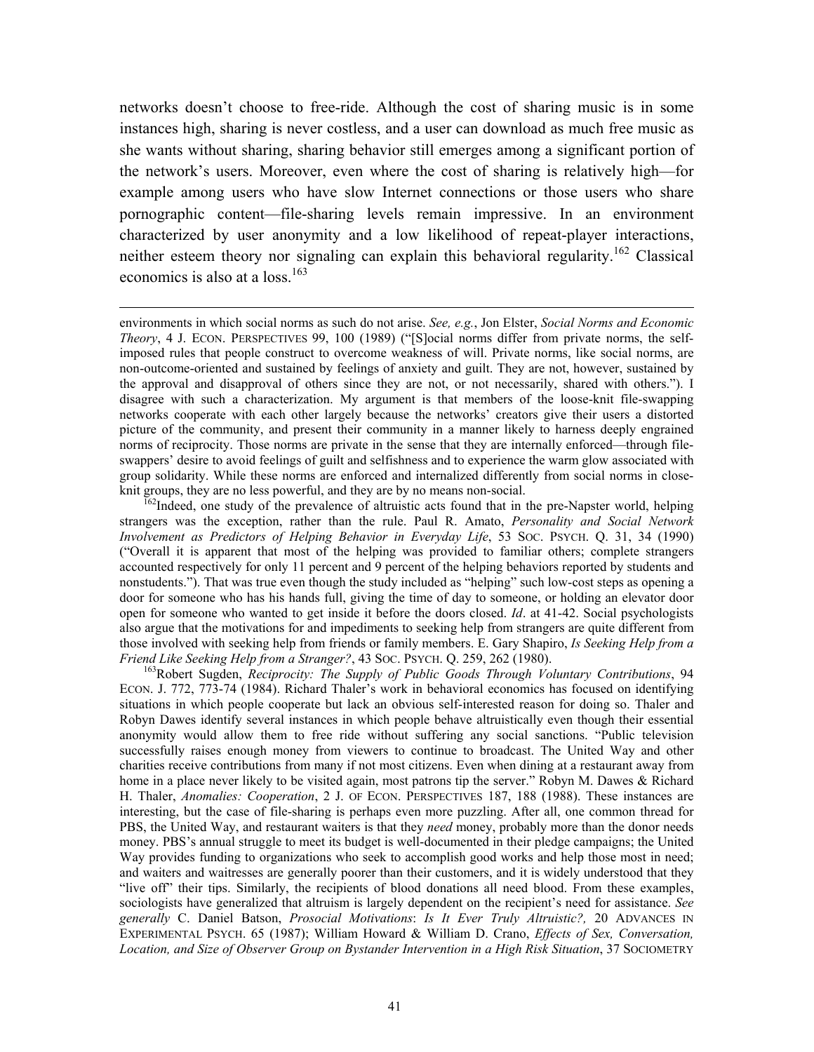networks doesn't choose to free-ride. Although the cost of sharing music is in some instances high, sharing is never costless, and a user can download as much free music as she wants without sharing, sharing behavior still emerges among a significant portion of the network's users. Moreover, even where the cost of sharing is relatively high—for example among users who have slow Internet connections or those users who share pornographic content—file-sharing levels remain impressive. In an environment characterized by user anonymity and a low likelihood of repeat-player interactions, neither esteem theory nor signaling can explain this behavioral regularity.[162] Classical economics is also at a loss.[163]

---

environments in which social norms as such do not arise. *See, e.g.*, Jon Elster, *Social Norms and Economic Theory*, 4 J. ECON. PERSPECTIVES 99, 100 (1989) ("[S]ocial norms differ from private norms, the self-imposed rules that people construct to overcome weakness of will. Private norms, like social norms, are non-outcome-oriented and sustained by feelings of anxiety and guilt. They are not, however, sustained by the approval and disapproval of others since they are not, or not necessarily, shared with others."). I disagree with such a characterization. My argument is that members of the loose-knit file-swapping networks cooperate with each other largely because the networks' creators give their users a distorted picture of the community, and present their community in a manner likely to harness deeply engrained norms of reciprocity. Those norms are private in the sense that they are internally enforced—through file-swappers' desire to avoid feelings of guilt and selfishness and to experience the warm glow associated with group solidarity. While these norms are enforced and internalized differently from social norms in close-knit groups, they are no less powerful, and they are by no means non-social.

[162] Indeed, one study of the prevalence of altruistic acts found that in the pre-Napster world, helping strangers was the exception, rather than the rule. Paul R. Amato, *Personality and Social Network Involvement as Predictors of Helping Behavior in Everyday Life*, 53 SOC. PSYCH. Q. 31, 34 (1990) ("Overall it is apparent that most of the helping was provided to familiar others; complete strangers accounted respectively for only 11 percent and 9 percent of the helping behaviors reported by students and nonstudents."). That was true even though the study included as "helping" such low-cost steps as opening a door for someone who has his hands full, giving the time of day to someone, or holding an elevator door open for someone who wanted to get inside it before the doors closed. *Id*. at 41-42. Social psychologists also argue that the motivations for and impediments to seeking help from strangers are quite different from those involved with seeking help from friends or family members. E. Gary Shapiro, *Is Seeking Help from a Friend Like Seeking Help from a Stranger?*, 43 SOC. PSYCH. Q. 259, 262 (1980).

[163] Robert Sugden, *Reciprocity: The Supply of Public Goods Through Voluntary Contributions*, 94 ECON. J. 772, 773-74 (1984). Richard Thaler's work in behavioral economics has focused on identifying situations in which people cooperate but lack an obvious self-interested reason for doing so. Thaler and Robyn Dawes identify several instances in which people behave altruistically even though their essential anonymity would allow them to free ride without suffering any social sanctions. "Public television successfully raises enough money from viewers to continue to broadcast. The United Way and other charities receive contributions from many if not most citizens. Even when dining at a restaurant away from home in a place never likely to be visited again, most patrons tip the server." Robyn M. Dawes & Richard H. Thaler, *Anomalies: Cooperation*, 2 J. OF ECON. PERSPECTIVES 187, 188 (1988). These instances are interesting, but the case of file-sharing is perhaps even more puzzling. After all, one common thread for PBS, the United Way, and restaurant waiters is that they *need* money, probably more than the donor needs money. PBS's annual struggle to meet its budget is well-documented in their pledge campaigns; the United Way provides funding to organizations who seek to accomplish good works and help those most in need; and waiters and waitresses are generally poorer than their customers, and it is widely understood that they "live off" their tips. Similarly, the recipients of blood donations all need blood. From these examples, sociologists have generalized that altruism is largely dependent on the recipient's need for assistance. *See generally* C. Daniel Batson, *Prosocial Motivations*: *Is It Ever Truly Altruistic?,* 20 ADVANCES IN EXPERIMENTAL PSYCH. 65 (1987); William Howard & William D. Crano, *Effects of Sex, Conversation, Location, and Size of Observer Group on Bystander Intervention in a High Risk Situation*, 37 SOCIOMETRY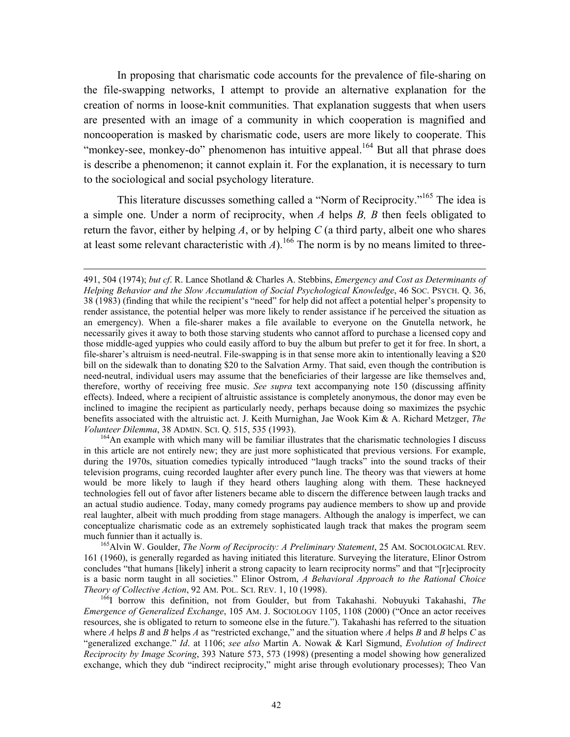In proposing that charismatic code accounts for the prevalence of file-sharing on the file-swapping networks, I attempt to provide an alternative explanation for the creation of norms in loose-knit communities. That explanation suggests that when users are presented with an image of a community in which cooperation is magnified and noncooperation is masked by charismatic code, users are more likely to cooperate. This "monkey-see, monkey-do" phenomenon has intuitive appeal.[164] But all that phrase does is describe a phenomenon; it cannot explain it. For the explanation, it is necessary to turn to the sociological and social psychology literature.

This literature discusses something called a "Norm of Reciprocity."[165] The idea is a simple one. Under a norm of reciprocity, when *A* helps *B, B* then feels obligated to return the favor, either by helping *A*, or by helping *C* (a third party, albeit one who shares at least some relevant characteristic with *A*).[166] The norm is by no means limited to three-

---

491, 504 (1974); *but cf*. R. Lance Shotland & Charles A. Stebbins, *Emergency and Cost as Determinants of Helping Behavior and the Slow Accumulation of Social Psychological Knowledge*, 46 SOC. PSYCH. Q. 36, 38 (1983) (finding that while the recipient's "need" for help did not affect a potential helper's propensity to render assistance, the potential helper was more likely to render assistance if he perceived the situation as an emergency). When a file-sharer makes a file available to everyone on the Gnutella network, he necessarily gives it away to both those starving students who cannot afford to purchase a licensed copy and those middle-aged yuppies who could easily afford to buy the album but prefer to get it for free. In short, a file-sharer's altruism is need-neutral. File-swapping is in that sense more akin to intentionally leaving a $20 bill on the sidewalk than to donating $20 to the Salvation Army. That said, even though the contribution is need-neutral, individual users may assume that the beneficiaries of their largesse are like themselves and, therefore, worthy of receiving free music. *See supra* text accompanying note 150 (discussing affinity effects). Indeed, where a recipient of altruistic assistance is completely anonymous, the donor may even be inclined to imagine the recipient as particularly needy, perhaps because doing so maximizes the psychic benefits associated with the altruistic act. J. Keith Murnighan, Jae Wook Kim & A. Richard Metzger, *The Volunteer Dilemma*, 38 ADMIN. SCI. Q. 515, 535 (1993).

[164] An example with which many will be familiar illustrates that the charismatic technologies I discuss in this article are not entirely new; they are just more sophisticated that previous versions. For example, during the 1970s, situation comedies typically introduced "laugh tracks" into the sound tracks of their television programs, cuing recorded laughter after every punch line. The theory was that viewers at home would be more likely to laugh if they heard others laughing along with them. These hackneyed technologies fell out of favor after listeners became able to discern the difference between laugh tracks and an actual studio audience. Today, many comedy programs pay audience members to show up and provide real laughter, albeit with much prodding from stage managers. Although the analogy is imperfect, we can conceptualize charismatic code as an extremely sophisticated laugh track that makes the program seem much funnier than it actually is.

[165] Alvin W. Goulder, *The Norm of Reciprocity: A Preliminary Statement*, 25 AM. SOCIOLOGICAL REV. 161 (1960), is generally regarded as having initiated this literature. Surveying the literature, Elinor Ostrom concludes "that humans [likely] inherit a strong capacity to learn reciprocity norms" and that "[r]eciprocity is a basic norm taught in all societies." Elinor Ostrom, *A Behavioral Approach to the Rational Choice Theory of Collective Action*, 92 AM. POL. SCI. REV. 1, 10 (1998).

[166] I borrow this definition, not from Goulder, but from Takahashi. Nobuyuki Takahashi, *The Emergence of Generalized Exchange*, 105 AM. J. SOCIOLOGY 1105, 1108 (2000) ("Once an actor receives resources, she is obligated to return to someone else in the future."). Takahashi has referred to the situation where *A* helps *B* and *B* helps *A* as "restricted exchange," and the situation where *A* helps *B* and *B* helps *C* as "generalized exchange." *Id*. at 1106; *see also* Martin A. Nowak & Karl Sigmund, *Evolution of Indirect Reciprocity by Image Scoring*, 393 Nature 573, 573 (1998) (presenting a model showing how generalized exchange, which they dub "indirect reciprocity," might arise through evolutionary processes); Theo Van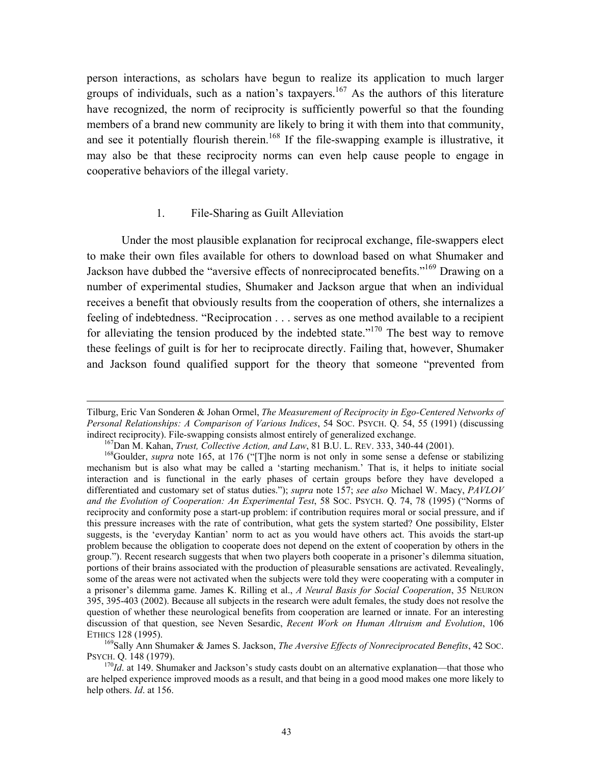person interactions, as scholars have begun to realize its application to much larger groups of individuals, such as a nation's taxpayers.[167] As the authors of this literature have recognized, the norm of reciprocity is sufficiently powerful so that the founding members of a brand new community are likely to bring it with them into that community, and see it potentially flourish therein.[168] If the file-swapping example is illustrative, it may also be that these reciprocity norms can even help cause people to engage in cooperative behaviors of the illegal variety.

### 1. File-Sharing as Guilt Alleviation

Under the most plausible explanation for reciprocal exchange, file-swappers elect to make their own files available for others to download based on what Shumaker and Jackson have dubbed the "aversive effects of nonreciprocated benefits."[169] Drawing on a number of experimental studies, Shumaker and Jackson argue that when an individual receives a benefit that obviously results from the cooperation of others, she internalizes a feeling of indebtedness. "Reciprocation . . . serves as one method available to a recipient for alleviating the tension produced by the indebted state."[170] The best way to remove these feelings of guilt is for her to reciprocate directly. Failing that, however, Shumaker and Jackson found qualified support for the theory that someone "prevented from

---

Tilburg, Eric Van Sonderen & Johan Ormel, *The Measurement of Reciprocity in Ego-Centered Networks of Personal Relationships: A Comparison of Various Indices*, 54 SOC. PSYCH. Q. 54, 55 (1991) (discussing indirect reciprocity). File-swapping consists almost entirely of generalized exchange.

[167] Dan M. Kahan, *Trust, Collective Action, and Law*, 81 B.U. L. REV. 333, 340-44 (2001).

[168] Goulder, *supra* note 165, at 176 ("[T]he norm is not only in some sense a defense or stabilizing mechanism but is also what may be called a 'starting mechanism.' That is, it helps to initiate social interaction and is functional in the early phases of certain groups before they have developed a differentiated and customary set of status duties."); *supra* note 157; *see also* Michael W. Macy, *PAVLOV and the Evolution of Cooperation: An Experimental Test*, 58 SOC. PSYCH. Q. 74, 78 (1995) ("Norms of reciprocity and conformity pose a start-up problem: if contribution requires moral or social pressure, and if this pressure increases with the rate of contribution, what gets the system started? One possibility, Elster suggests, is the 'everyday Kantian' norm to act as you would have others act. This avoids the start-up problem because the obligation to cooperate does not depend on the extent of cooperation by others in the group."). Recent research suggests that when two players both cooperate in a prisoner's dilemma situation, portions of their brains associated with the production of pleasurable sensations are activated. Revealingly, some of the areas were not activated when the subjects were told they were cooperating with a computer in a prisoner's dilemma game. James K. Rilling et al., *A Neural Basis for Social Cooperation*, 35 NEURON 395, 395-403 (2002). Because all subjects in the research were adult females, the study does not resolve the question of whether these neurological benefits from cooperation are learned or innate. For an interesting discussion of that question, see Neven Sesardic, *Recent Work on Human Altruism and Evolution*, 106 ETHICS 128 (1995).

[169] Sally Ann Shumaker & James S. Jackson, *The Aversive Effects of Nonreciprocated Benefits*, 42 SOC. PSYCH. Q. 148 (1979).

[170] *Id*. at 149. Shumaker and Jackson's study casts doubt on an alternative explanation—that those who are helped experience improved moods as a result, and that being in a good mood makes one more likely to help others. *Id*. at 156.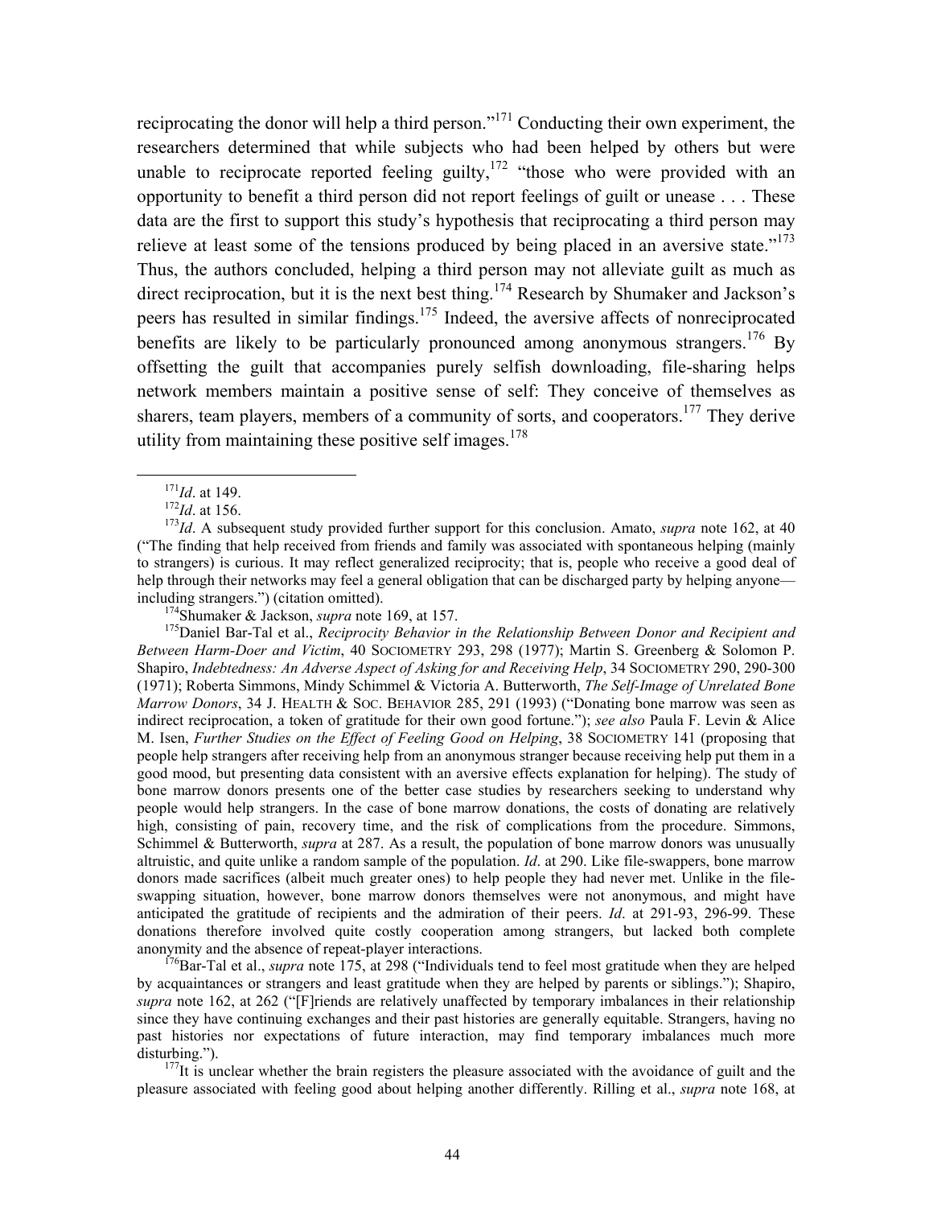reciprocating the donor will help a third person."[171] Conducting their own experiment, the researchers determined that while subjects who had been helped by others but were unable to reciprocate reported feeling guilty,[172] "those who were provided with an opportunity to benefit a third person did not report feelings of guilt or unease . . . These data are the first to support this study's hypothesis that reciprocating a third person may relieve at least some of the tensions produced by being placed in an aversive state."[173] Thus, the authors concluded, helping a third person may not alleviate guilt as much as direct reciprocation, but it is the next best thing.[174] Research by Shumaker and Jackson's peers has resulted in similar findings.[175] Indeed, the aversive affects of nonreciprocated benefits are likely to be particularly pronounced among anonymous strangers.[176] By offsetting the guilt that accompanies purely selfish downloading, file-sharing helps network members maintain a positive sense of self: They conceive of themselves as sharers, team players, members of a community of sorts, and cooperators.[177] They derive utility from maintaining these positive self images.[178]

---

[171] *Id*. at 149.

[172] *Id*. at 156.

[173] *Id*. A subsequent study provided further support for this conclusion. Amato, *supra* note 162, at 40 ("The finding that help received from friends and family was associated with spontaneous helping (mainly to strangers) is curious. It may reflect generalized reciprocity; that is, people who receive a good deal of help through their networks may feel a general obligation that can be discharged party by helping anyone—including strangers.") (citation omitted).

[174] Shumaker & Jackson, *supra* note 169, at 157.

[175] Daniel Bar-Tal et al., *Reciprocity Behavior in the Relationship Between Donor and Recipient and Between Harm-Doer and Victim*, 40 SOCIOMETRY 293, 298 (1977); Martin S. Greenberg & Solomon P. Shapiro, *Indebtedness: An Adverse Aspect of Asking for and Receiving Help*, 34 SOCIOMETRY 290, 290-300 (1971); Roberta Simmons, Mindy Schimmel & Victoria A. Butterworth, *The Self-Image of Unrelated Bone Marrow Donors*, 34 J. HEALTH & SOC. BEHAVIOR 285, 291 (1993) ("Donating bone marrow was seen as indirect reciprocation, a token of gratitude for their own good fortune."); *see also* Paula F. Levin & Alice M. Isen, *Further Studies on the Effect of Feeling Good on Helping*, 38 SOCIOMETRY 141 (proposing that people help strangers after receiving help from an anonymous stranger because receiving help put them in a good mood, but presenting data consistent with an aversive effects explanation for helping). The study of bone marrow donors presents one of the better case studies by researchers seeking to understand why people would help strangers. In the case of bone marrow donations, the costs of donating are relatively high, consisting of pain, recovery time, and the risk of complications from the procedure. Simmons, Schimmel & Butterworth, *supra* at 287. As a result, the population of bone marrow donors was unusually altruistic, and quite unlike a random sample of the population. *Id*. at 290. Like file-swappers, bone marrow donors made sacrifices (albeit much greater ones) to help people they had never met. Unlike in the file-swapping situation, however, bone marrow donors themselves were not anonymous, and might have anticipated the gratitude of recipients and the admiration of their peers. *Id*. at 291-93, 296-99. These donations therefore involved quite costly cooperation among strangers, but lacked both complete anonymity and the absence of repeat-player interactions.

[176] Bar-Tal et al., *supra* note 175, at 298 ("Individuals tend to feel most gratitude when they are helped by acquaintances or strangers and least gratitude when they are helped by parents or siblings."); Shapiro, *supra* note 162, at 262 ("[F]riends are relatively unaffected by temporary imbalances in their relationship since they have continuing exchanges and their past histories are generally equitable. Strangers, having no past histories nor expectations of future interaction, may find temporary imbalances much more disturbing.").

[177] It is unclear whether the brain registers the pleasure associated with the avoidance of guilt and the pleasure associated with feeling good about helping another differently. Rilling et al., *supra* note 168, at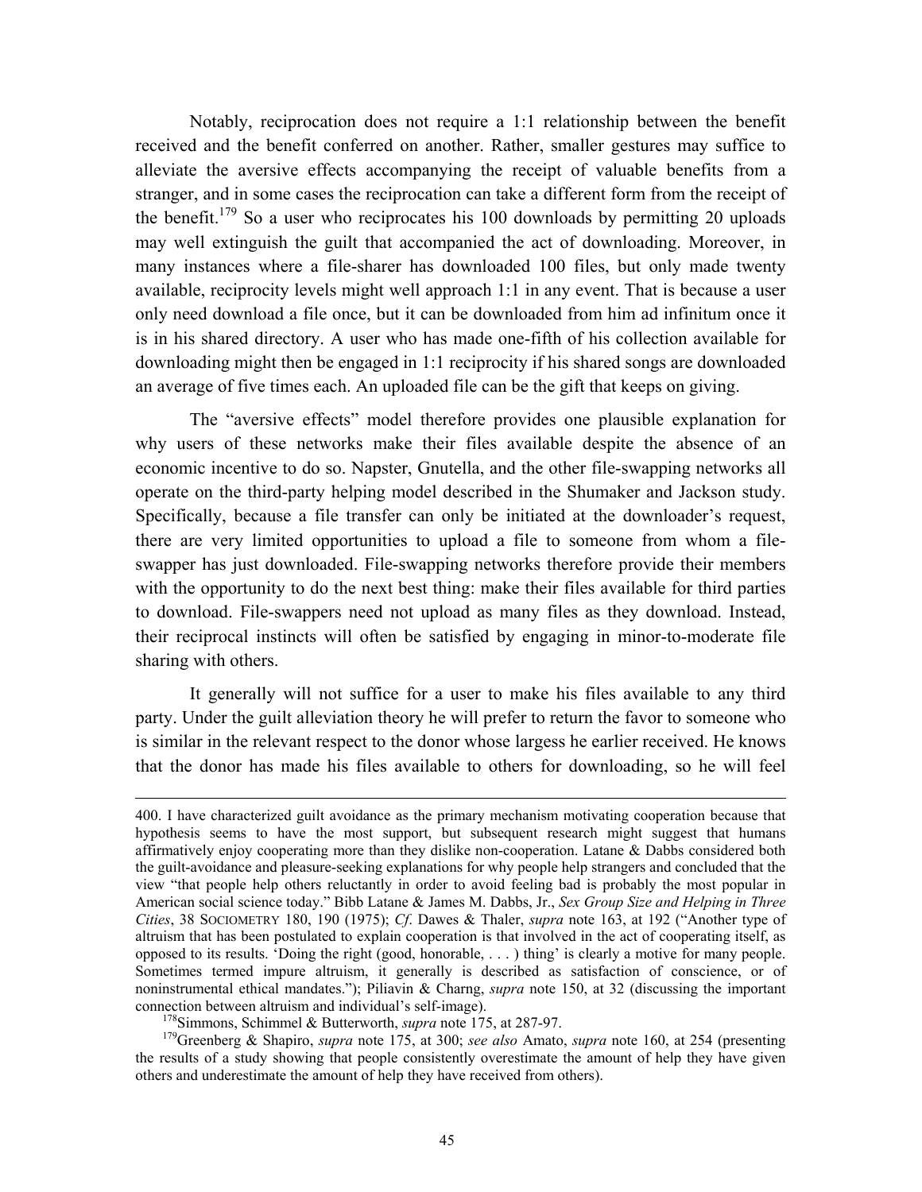Notably, reciprocation does not require a 1:1 relationship between the benefit received and the benefit conferred on another. Rather, smaller gestures may suffice to alleviate the aversive effects accompanying the receipt of valuable benefits from a stranger, and in some cases the reciprocation can take a different form from the receipt of the benefit.[179] So a user who reciprocates his 100 downloads by permitting 20 uploads may well extinguish the guilt that accompanied the act of downloading. Moreover, in many instances where a file-sharer has downloaded 100 files, but only made twenty available, reciprocity levels might well approach 1:1 in any event. That is because a user only need download a file once, but it can be downloaded from him ad infinitum once it is in his shared directory. A user who has made one-fifth of his collection available for downloading might then be engaged in 1:1 reciprocity if his shared songs are downloaded an average of five times each. An uploaded file can be the gift that keeps on giving.

The "aversive effects" model therefore provides one plausible explanation for why users of these networks make their files available despite the absence of an economic incentive to do so. Napster, Gnutella, and the other file-swapping networks all operate on the third-party helping model described in the Shumaker and Jackson study. Specifically, because a file transfer can only be initiated at the downloader's request, there are very limited opportunities to upload a file to someone from whom a file-swapper has just downloaded. File-swapping networks therefore provide their members with the opportunity to do the next best thing: make their files available for third parties to download. File-swappers need not upload as many files as they download. Instead, their reciprocal instincts will often be satisfied by engaging in minor-to-moderate file sharing with others.

It generally will not suffice for a user to make his files available to any third party. Under the guilt alleviation theory he will prefer to return the favor to someone who is similar in the relevant respect to the donor whose largess he earlier received. He knows that the donor has made his files available to others for downloading, so he will feel

---

400. I have characterized guilt avoidance as the primary mechanism motivating cooperation because that hypothesis seems to have the most support, but subsequent research might suggest that humans affirmatively enjoy cooperating more than they dislike non-cooperation. Latane & Dabbs considered both the guilt-avoidance and pleasure-seeking explanations for why people help strangers and concluded that the view "that people help others reluctantly in order to avoid feeling bad is probably the most popular in American social science today." Bibb Latane & James M. Dabbs, Jr., *Sex Group Size and Helping in Three Cities*, 38 SOCIOMETRY 180, 190 (1975); *Cf*. Dawes & Thaler, *supra* note 163, at 192 ("Another type of altruism that has been postulated to explain cooperation is that involved in the act of cooperating itself, as opposed to its results. 'Doing the right (good, honorable, . . . ) thing' is clearly a motive for many people. Sometimes termed impure altruism, it generally is described as satisfaction of conscience, or of noninstrumental ethical mandates."); Piliavin & Charng, *supra* note 150, at 32 (discussing the important connection between altruism and individual's self-image).

[178] Simmons, Schimmel & Butterworth, *supra* note 175, at 287-97.

[179] Greenberg & Shapiro, *supra* note 175, at 300; *see also* Amato, *supra* note 160, at 254 (presenting the results of a study showing that people consistently overestimate the amount of help they have given others and underestimate the amount of help they have received from others).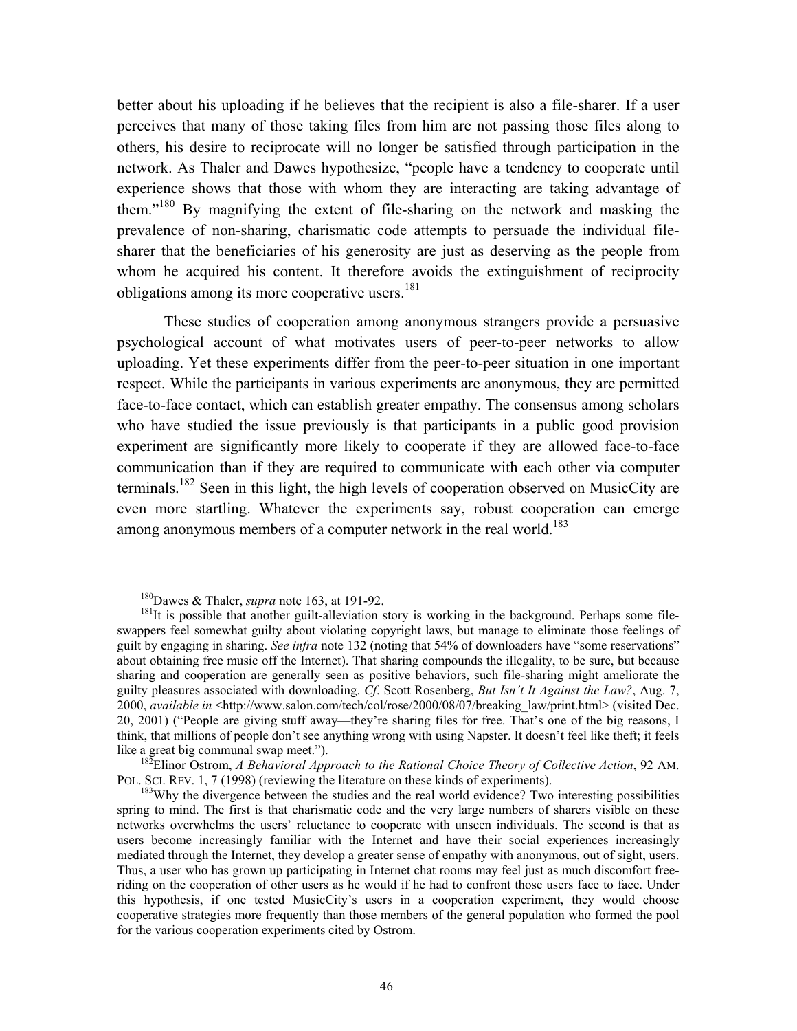better about his uploading if he believes that the recipient is also a file-sharer. If a user perceives that many of those taking files from him are not passing those files along to others, his desire to reciprocate will no longer be satisfied through participation in the network. As Thaler and Dawes hypothesize, "people have a tendency to cooperate until experience shows that those with whom they are interacting are taking advantage of them."[180] By magnifying the extent of file-sharing on the network and masking the prevalence of non-sharing, charismatic code attempts to persuade the individual file-sharer that the beneficiaries of his generosity are just as deserving as the people from whom he acquired his content. It therefore avoids the extinguishment of reciprocity obligations among its more cooperative users.[181]

These studies of cooperation among anonymous strangers provide a persuasive psychological account of what motivates users of peer-to-peer networks to allow uploading. Yet these experiments differ from the peer-to-peer situation in one important respect. While the participants in various experiments are anonymous, they are permitted face-to-face contact, which can establish greater empathy. The consensus among scholars who have studied the issue previously is that participants in a public good provision experiment are significantly more likely to cooperate if they are allowed face-to-face communication than if they are required to communicate with each other via computer terminals.[182] Seen in this light, the high levels of cooperation observed on MusicCity are even more startling. Whatever the experiments say, robust cooperation can emerge among anonymous members of a computer network in the real world.[183]

---

[180] Dawes & Thaler, *supra* note 163, at 191-92.

[181] It is possible that another guilt-alleviation story is working in the background. Perhaps some file-swappers feel somewhat guilty about violating copyright laws, but manage to eliminate those feelings of guilt by engaging in sharing. *See infra* note 132 (noting that 54% of downloaders have "some reservations" about obtaining free music off the Internet). That sharing compounds the illegality, to be sure, but because sharing and cooperation are generally seen as positive behaviors, such file-sharing might ameliorate the guilty pleasures associated with downloading. *Cf.* Scott Rosenberg, *But Isn't It Against the Law?*, Aug. 7, 2000, *available in* <http://www.salon.com/tech/col/rose/2000/08/07/breaking_law/print.html> (visited Dec. 20, 2001) ("People are giving stuff away—they're sharing files for free. That's one of the big reasons, I think, that millions of people don't see anything wrong with using Napster. It doesn't feel like theft; it feels like a great big communal swap meet.").

[182] Elinor Ostrom, *A Behavioral Approach to the Rational Choice Theory of Collective Action*, 92 AM. POL. SCI. REV. 1, 7 (1998) (reviewing the literature on these kinds of experiments).

[183] Why the divergence between the studies and the real world evidence? Two interesting possibilities spring to mind. The first is that charismatic code and the very large numbers of sharers visible on these networks overwhelms the users' reluctance to cooperate with unseen individuals. The second is that as users become increasingly familiar with the Internet and have their social experiences increasingly mediated through the Internet, they develop a greater sense of empathy with anonymous, out of sight, users. Thus, a user who has grown up participating in Internet chat rooms may feel just as much discomfort free-riding on the cooperation of other users as he would if he had to confront those users face to face. Under this hypothesis, if one tested MusicCity's users in a cooperation experiment, they would choose cooperative strategies more frequently than those members of the general population who formed the pool for the various cooperation experiments cited by Ostrom.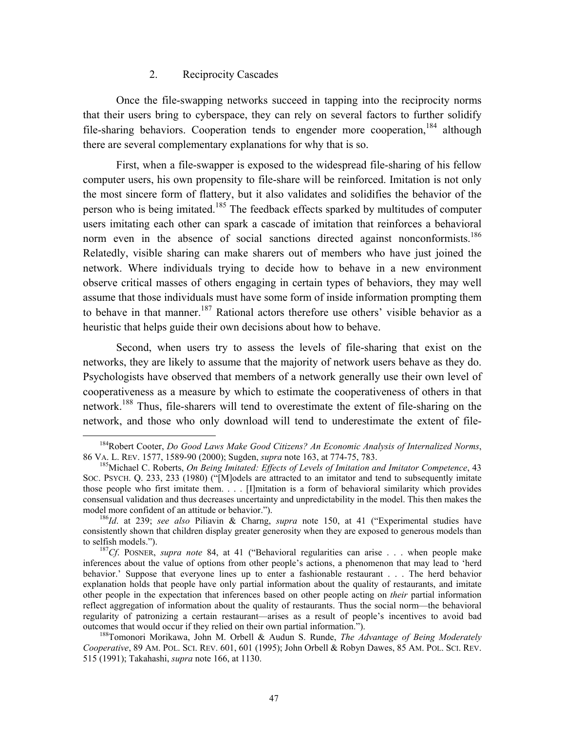### 2. Reciprocity Cascades

Once the file-swapping networks succeed in tapping into the reciprocity norms that their users bring to cyberspace, they can rely on several factors to further solidify file-sharing behaviors. Cooperation tends to engender more cooperation,[184] although there are several complementary explanations for why that is so.

First, when a file-swapper is exposed to the widespread file-sharing of his fellow computer users, his own propensity to file-share will be reinforced. Imitation is not only the most sincere form of flattery, but it also validates and solidifies the behavior of the person who is being imitated.[185] The feedback effects sparked by multitudes of computer users imitating each other can spark a cascade of imitation that reinforces a behavioral norm even in the absence of social sanctions directed against nonconformists.[186] Relatedly, visible sharing can make sharers out of members who have just joined the network. Where individuals trying to decide how to behave in a new environment observe critical masses of others engaging in certain types of behaviors, they may well assume that those individuals must have some form of inside information prompting them to behave in that manner.[187] Rational actors therefore use others' visible behavior as a heuristic that helps guide their own decisions about how to behave.

Second, when users try to assess the levels of file-sharing that exist on the networks, they are likely to assume that the majority of network users behave as they do. Psychologists have observed that members of a network generally use their own level of cooperativeness as a measure by which to estimate the cooperativeness of others in that network.[188] Thus, file-sharers will tend to overestimate the extent of file-sharing on the network, and those who only download will tend to underestimate the extent of file-

---

[184] Robert Cooter, *Do Good Laws Make Good Citizens? An Economic Analysis of Internalized Norms*, 86 VA. L. REV. 1577, 1589-90 (2000); Sugden, *supra* note 163, at 774-75, 783.

[185] Michael C. Roberts, *On Being Imitated: Effects of Levels of Imitation and Imitator Competence*, 43 SOC. PSYCH. Q. 233, 233 (1980) ("[M]odels are attracted to an imitator and tend to subsequently imitate those people who first imitate them. . . . [I]mitation is a form of behavioral similarity which provides consensual validation and thus decreases uncertainty and unpredictability in the model. This then makes the model more confident of an attitude or behavior.").

[186] *Id*. at 239; *see also* Piliavin & Charng, *supra* note 150, at 41 ("Experimental studies have consistently shown that children display greater generosity when they are exposed to generous models than to selfish models.").

[187] *Cf*. POSNER, *supra note* 84, at 41 ("Behavioral regularities can arise . . . when people make inferences about the value of options from other people's actions, a phenomenon that may lead to 'herd behavior.' Suppose that everyone lines up to enter a fashionable restaurant . . . The herd behavior explanation holds that people have only partial information about the quality of restaurants, and imitate other people in the expectation that inferences based on other people acting on *their* partial information reflect aggregation of information about the quality of restaurants. Thus the social norm—the behavioral regularity of patronizing a certain restaurant—arises as a result of people's incentives to avoid bad outcomes that would occur if they relied on their own partial information.").

[188] Tomonori Morikawa, John M. Orbell & Audun S. Runde, *The Advantage of Being Moderately Cooperative*, 89 AM. POL. SCI. REV. 601, 601 (1995); John Orbell & Robyn Dawes, 85 AM. POL. SCI. REV. 515 (1991); Takahashi, *supra* note 166, at 1130.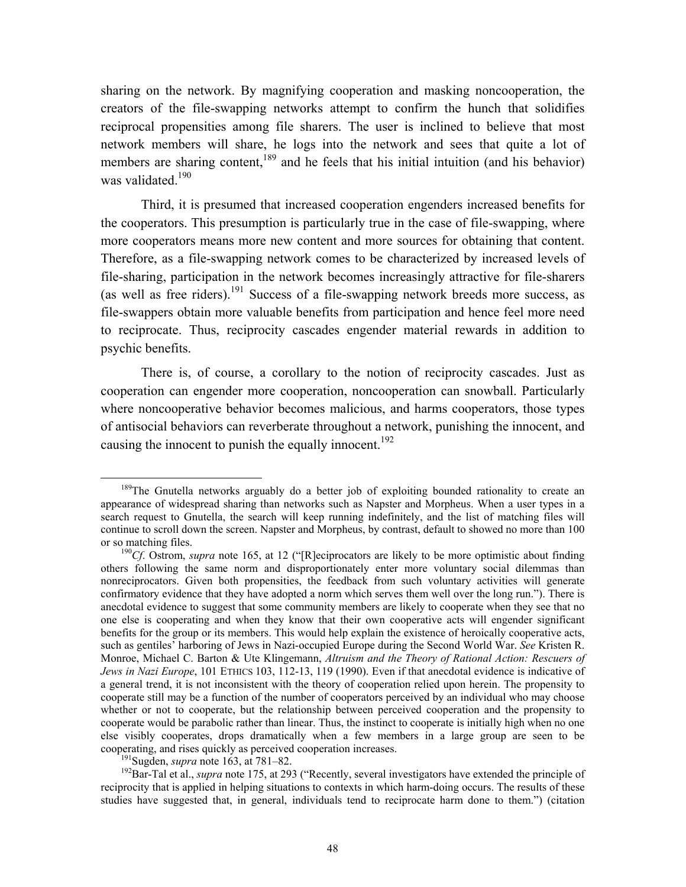sharing on the network. By magnifying cooperation and masking noncooperation, the creators of the file-swapping networks attempt to confirm the hunch that solidifies reciprocal propensities among file sharers. The user is inclined to believe that most network members will share, he logs into the network and sees that quite a lot of members are sharing content,[189] and he feels that his initial intuition (and his behavior) was validated.[190]

Third, it is presumed that increased cooperation engenders increased benefits for the cooperators. This presumption is particularly true in the case of file-swapping, where more cooperators means more new content and more sources for obtaining that content. Therefore, as a file-swapping network comes to be characterized by increased levels of file-sharing, participation in the network becomes increasingly attractive for file-sharers (as well as free riders).[191] Success of a file-swapping network breeds more success, as file-swappers obtain more valuable benefits from participation and hence feel more need to reciprocate. Thus, reciprocity cascades engender material rewards in addition to psychic benefits.

There is, of course, a corollary to the notion of reciprocity cascades. Just as cooperation can engender more cooperation, noncooperation can snowball. Particularly where noncooperative behavior becomes malicious, and harms cooperators, those types of antisocial behaviors can reverberate throughout a network, punishing the innocent, and causing the innocent to punish the equally innocent.[192]

---

[189]The Gnutella networks arguably do a better job of exploiting bounded rationality to create an appearance of widespread sharing than networks such as Napster and Morpheus. When a user types in a search request to Gnutella, the search will keep running indefinitely, and the list of matching files will continue to scroll down the screen. Napster and Morpheus, by contrast, default to showed no more than 100 or so matching files.

[190]*Cf*. Ostrom, *supra* note 165, at 12 ("[R]eciprocators are likely to be more optimistic about finding others following the same norm and disproportionately enter more voluntary social dilemmas than nonreciprocators. Given both propensities, the feedback from such voluntary activities will generate confirmatory evidence that they have adopted a norm which serves them well over the long run."). There is anecdotal evidence to suggest that some community members are likely to cooperate when they see that no one else is cooperating and when they know that their own cooperative acts will engender significant benefits for the group or its members. This would help explain the existence of heroically cooperative acts, such as gentiles' harboring of Jews in Nazi-occupied Europe during the Second World War. *See* Kristen R. Monroe, Michael C. Barton & Ute Klingemann, *Altruism and the Theory of Rational Action: Rescuers of Jews in Nazi Europe*, 101 ETHICS 103, 112-13, 119 (1990). Even if that anecdotal evidence is indicative of a general trend, it is not inconsistent with the theory of cooperation relied upon herein. The propensity to cooperate still may be a function of the number of cooperators perceived by an individual who may choose whether or not to cooperate, but the relationship between perceived cooperation and the propensity to cooperate would be parabolic rather than linear. Thus, the instinct to cooperate is initially high when no one else visibly cooperates, drops dramatically when a few members in a large group are seen to be cooperating, and rises quickly as perceived cooperation increases.

[191]Sugden, *supra* note 163, at 781–82.

[192]Bar-Tal et al., *supra* note 175, at 293 ("Recently, several investigators have extended the principle of reciprocity that is applied in helping situations to contexts in which harm-doing occurs. The results of these studies have suggested that, in general, individuals tend to reciprocate harm done to them.") (citation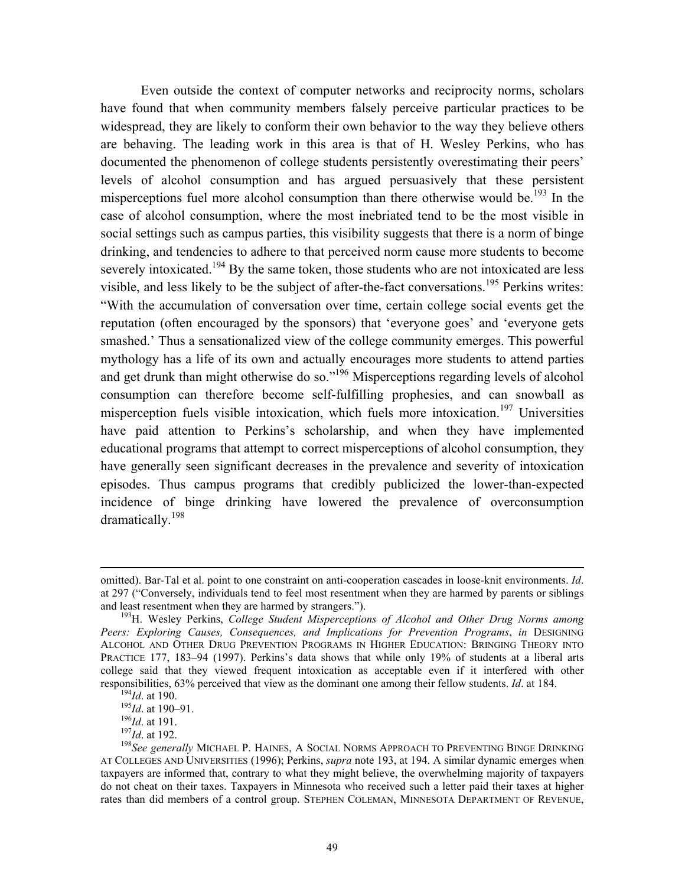Even outside the context of computer networks and reciprocity norms, scholars have found that when community members falsely perceive particular practices to be widespread, they are likely to conform their own behavior to the way they believe others are behaving. The leading work in this area is that of H. Wesley Perkins, who has documented the phenomenon of college students persistently overestimating their peers' levels of alcohol consumption and has argued persuasively that these persistent misperceptions fuel more alcohol consumption than there otherwise would be.[193] In the case of alcohol consumption, where the most inebriated tend to be the most visible in social settings such as campus parties, this visibility suggests that there is a norm of binge drinking, and tendencies to adhere to that perceived norm cause more students to become severely intoxicated.[194] By the same token, those students who are not intoxicated are less visible, and less likely to be the subject of after-the-fact conversations.[195] Perkins writes: "With the accumulation of conversation over time, certain college social events get the reputation (often encouraged by the sponsors) that 'everyone goes' and 'everyone gets smashed.' Thus a sensationalized view of the college community emerges. This powerful mythology has a life of its own and actually encourages more students to attend parties and get drunk than might otherwise do so."[196] Misperceptions regarding levels of alcohol consumption can therefore become self-fulfilling prophesies, and can snowball as misperception fuels visible intoxication, which fuels more intoxication.[197] Universities have paid attention to Perkins's scholarship, and when they have implemented educational programs that attempt to correct misperceptions of alcohol consumption, they have generally seen significant decreases in the prevalence and severity of intoxication episodes. Thus campus programs that credibly publicized the lower-than-expected incidence of binge drinking have lowered the prevalence of overconsumption dramatically.[198]

---

omitted). Bar-Tal et al. point to one constraint on anti-cooperation cascades in loose-knit environments. *Id*. at 297 ("Conversely, individuals tend to feel most resentment when they are harmed by parents or siblings and least resentment when they are harmed by strangers.").

[193] H. Wesley Perkins, *College Student Misperceptions of Alcohol and Other Drug Norms among Peers: Exploring Causes, Consequences, and Implications for Prevention Programs*, *in* DESIGNING ALCOHOL AND OTHER DRUG PREVENTION PROGRAMS IN HIGHER EDUCATION: BRINGING THEORY INTO PRACTICE 177, 183–94 (1997). Perkins's data shows that while only 19% of students at a liberal arts college said that they viewed frequent intoxication as acceptable even if it interfered with other responsibilities, 63% perceived that view as the dominant one among their fellow students. *Id*. at 184.

[194] *Id*. at 190.

[195] *Id*. at 190–91.

[196] *Id*. at 191.

[197] *Id*. at 192.

[198] *See generally* MICHAEL P. HAINES, A SOCIAL NORMS APPROACH TO PREVENTING BINGE DRINKING AT COLLEGES AND UNIVERSITIES (1996); Perkins, *supra* note 193, at 194. A similar dynamic emerges when taxpayers are informed that, contrary to what they might believe, the overwhelming majority of taxpayers do not cheat on their taxes. Taxpayers in Minnesota who received such a letter paid their taxes at higher rates than did members of a control group. STEPHEN COLEMAN, MINNESOTA DEPARTMENT OF REVENUE,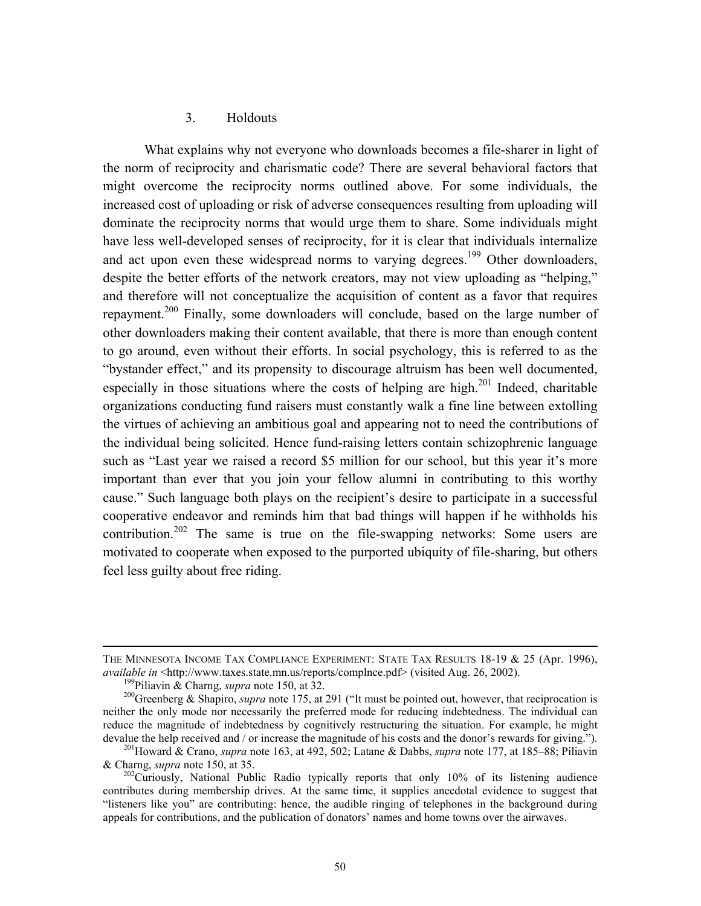### 3. Holdouts

What explains why not everyone who downloads becomes a file-sharer in light of the norm of reciprocity and charismatic code? There are several behavioral factors that might overcome the reciprocity norms outlined above. For some individuals, the increased cost of uploading or risk of adverse consequences resulting from uploading will dominate the reciprocity norms that would urge them to share. Some individuals might have less well-developed senses of reciprocity, for it is clear that individuals internalize and act upon even these widespread norms to varying degrees.[199] Other downloaders, despite the better efforts of the network creators, may not view uploading as "helping," and therefore will not conceptualize the acquisition of content as a favor that requires repayment.[200] Finally, some downloaders will conclude, based on the large number of other downloaders making their content available, that there is more than enough content to go around, even without their efforts. In social psychology, this is referred to as the "bystander effect," and its propensity to discourage altruism has been well documented, especially in those situations where the costs of helping are high.[201] Indeed, charitable organizations conducting fund raisers must constantly walk a fine line between extolling the virtues of achieving an ambitious goal and appearing not to need the contributions of the individual being solicited. Hence fund-raising letters contain schizophrenic language such as "Last year we raised a record \$5 million for our school, but this year it's more important than ever that you join your fellow alumni in contributing to this worthy cause." Such language both plays on the recipient's desire to participate in a successful cooperative endeavor and reminds him that bad things will happen if he withholds his contribution.[202] The same is true on the file-swapping networks: Some users are motivated to cooperate when exposed to the purported ubiquity of file-sharing, but others feel less guilty about free riding.

---

THE MINNESOTA INCOME TAX COMPLIANCE EXPERIMENT: STATE TAX RESULTS 18-19 & 25 (Apr. 1996), *available in* <http://www.taxes.state.mn.us/reports/complnce.pdf> (visited Aug. 26, 2002).

[199] Piliavin & Charng, *supra* note 150, at 32.

[200] Greenberg & Shapiro, *supra* note 175, at 291 ("It must be pointed out, however, that reciprocation is neither the only mode nor necessarily the preferred mode for reducing indebtedness. The individual can reduce the magnitude of indebtedness by cognitively restructuring the situation. For example, he might devalue the help received and / or increase the magnitude of his costs and the donor's rewards for giving.").

[201] Howard & Crano, *supra* note 163, at 492, 502; Latane & Dabbs, *supra* note 177, at 185–88; Piliavin & Charng, *supra* note 150, at 35.

[202] Curiously, National Public Radio typically reports that only 10% of its listening audience contributes during membership drives. At the same time, it supplies anecdotal evidence to suggest that "listeners like you" are contributing: hence, the audible ringing of telephones in the background during appeals for contributions, and the publication of donators' names and home towns over the airwaves.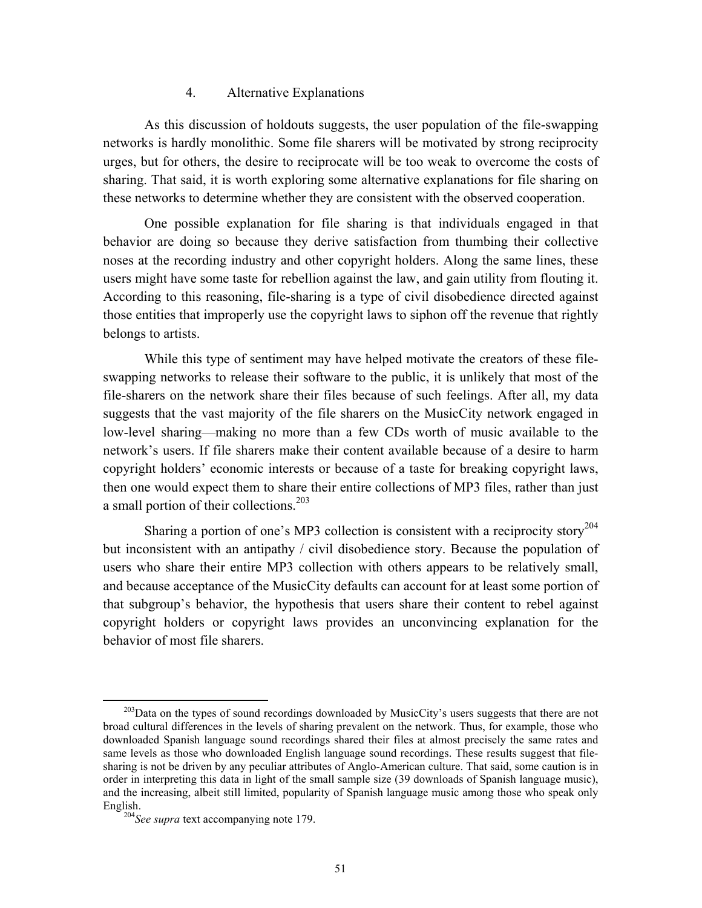#### 4. Alternative Explanations

As this discussion of holdouts suggests, the user population of the file-swapping networks is hardly monolithic. Some file sharers will be motivated by strong reciprocity urges, but for others, the desire to reciprocate will be too weak to overcome the costs of sharing. That said, it is worth exploring some alternative explanations for file sharing on these networks to determine whether they are consistent with the observed cooperation.

One possible explanation for file sharing is that individuals engaged in that behavior are doing so because they derive satisfaction from thumbing their collective noses at the recording industry and other copyright holders. Along the same lines, these users might have some taste for rebellion against the law, and gain utility from flouting it. According to this reasoning, file-sharing is a type of civil disobedience directed against those entities that improperly use the copyright laws to siphon off the revenue that rightly belongs to artists.

While this type of sentiment may have helped motivate the creators of these file-swapping networks to release their software to the public, it is unlikely that most of the file-sharers on the network share their files because of such feelings. After all, my data suggests that the vast majority of the file sharers on the MusicCity network engaged in low-level sharing—making no more than a few CDs worth of music available to the network's users. If file sharers make their content available because of a desire to harm copyright holders' economic interests or because of a taste for breaking copyright laws, then one would expect them to share their entire collections of MP3 files, rather than just a small portion of their collections.[203]

Sharing a portion of one's MP3 collection is consistent with a reciprocity story[204] but inconsistent with an antipathy / civil disobedience story. Because the population of users who share their entire MP3 collection with others appears to be relatively small, and because acceptance of the MusicCity defaults can account for at least some portion of that subgroup's behavior, the hypothesis that users share their content to rebel against copyright holders or copyright laws provides an unconvincing explanation for the behavior of most file sharers.

---

[203] Data on the types of sound recordings downloaded by MusicCity's users suggests that there are not broad cultural differences in the levels of sharing prevalent on the network. Thus, for example, those who downloaded Spanish language sound recordings shared their files at almost precisely the same rates and same levels as those who downloaded English language sound recordings. These results suggest that file-sharing is not be driven by any peculiar attributes of Anglo-American culture. That said, some caution is in order in interpreting this data in light of the small sample size (39 downloads of Spanish language music), and the increasing, albeit still limited, popularity of Spanish language music among those who speak only English.

[204] *See supra* text accompanying note 179.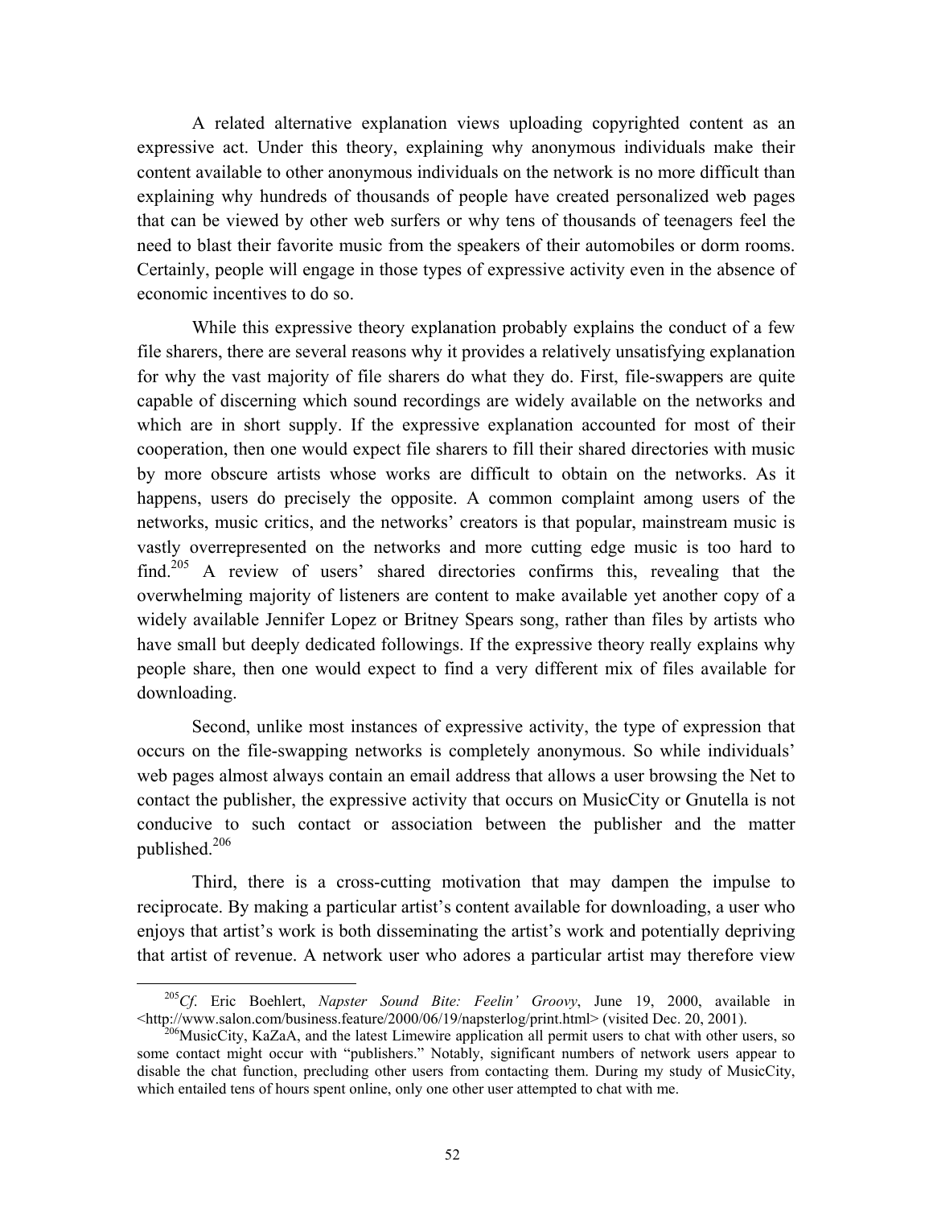A related alternative explanation views uploading copyrighted content as an expressive act. Under this theory, explaining why anonymous individuals make their content available to other anonymous individuals on the network is no more difficult than explaining why hundreds of thousands of people have created personalized web pages that can be viewed by other web surfers or why tens of thousands of teenagers feel the need to blast their favorite music from the speakers of their automobiles or dorm rooms. Certainly, people will engage in those types of expressive activity even in the absence of economic incentives to do so.

While this expressive theory explanation probably explains the conduct of a few file sharers, there are several reasons why it provides a relatively unsatisfying explanation for why the vast majority of file sharers do what they do. First, file-swappers are quite capable of discerning which sound recordings are widely available on the networks and which are in short supply. If the expressive explanation accounted for most of their cooperation, then one would expect file sharers to fill their shared directories with music by more obscure artists whose works are difficult to obtain on the networks. As it happens, users do precisely the opposite. A common complaint among users of the networks, music critics, and the networks' creators is that popular, mainstream music is vastly overrepresented on the networks and more cutting edge music is too hard to find.[205] A review of users' shared directories confirms this, revealing that the overwhelming majority of listeners are content to make available yet another copy of a widely available Jennifer Lopez or Britney Spears song, rather than files by artists who have small but deeply dedicated followings. If the expressive theory really explains why people share, then one would expect to find a very different mix of files available for downloading.

Second, unlike most instances of expressive activity, the type of expression that occurs on the file-swapping networks is completely anonymous. So while individuals' web pages almost always contain an email address that allows a user browsing the Net to contact the publisher, the expressive activity that occurs on MusicCity or Gnutella is not conducive to such contact or association between the publisher and the matter published.[206]

Third, there is a cross-cutting motivation that may dampen the impulse to reciprocate. By making a particular artist's content available for downloading, a user who enjoys that artist's work is both disseminating the artist's work and potentially depriving that artist of revenue. A network user who adores a particular artist may therefore view

---

[205] *Cf.* Eric Boehlert, *Napster Sound Bite: Feelin' Groovy*, June 19, 2000, available in <http://www.salon.com/business.feature/2000/06/19/napsterlog/print.html> (visited Dec. 20, 2001).

[206] MusicCity, KaZaA, and the latest Limewire application all permit users to chat with other users, so some contact might occur with "publishers." Notably, significant numbers of network users appear to disable the chat function, precluding other users from contacting them. During my study of MusicCity, which entailed tens of hours spent online, only one other user attempted to chat with me.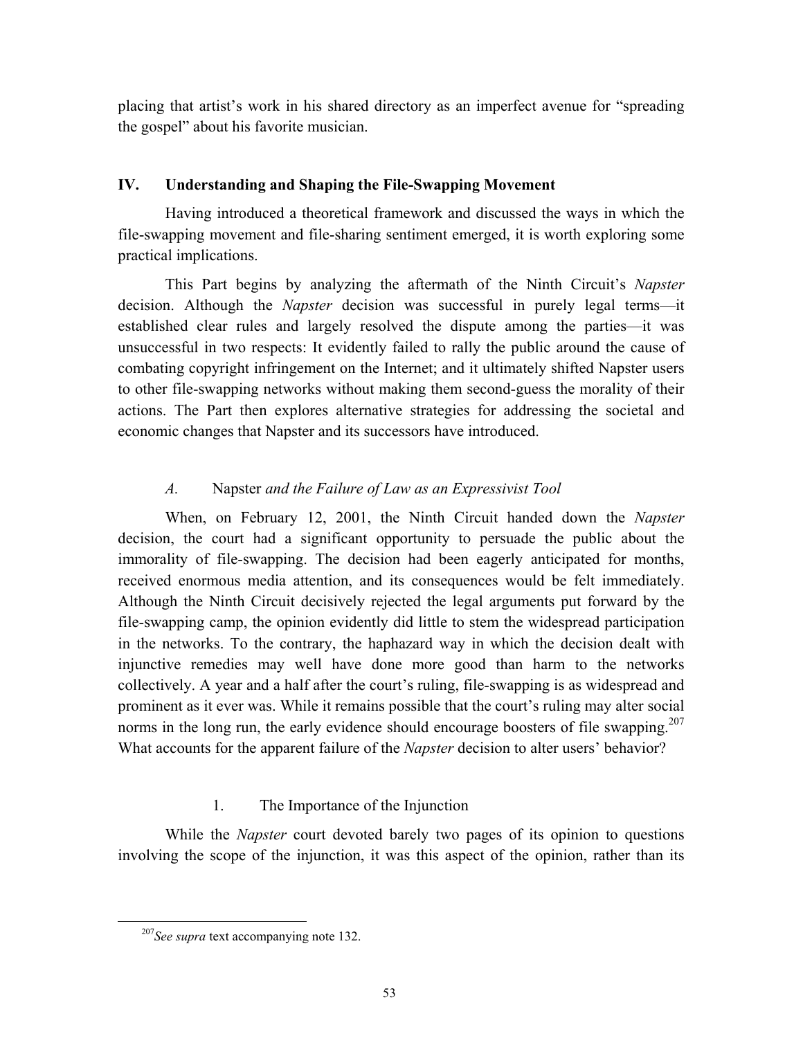placing that artist's work in his shared directory as an imperfect avenue for "spreading the gospel" about his favorite musician.

## IV. Understanding and Shaping the File-Swapping Movement

Having introduced a theoretical framework and discussed the ways in which the file-swapping movement and file-sharing sentiment emerged, it is worth exploring some practical implications.

This Part begins by analyzing the aftermath of the Ninth Circuit's *Napster* decision. Although the *Napster* decision was successful in purely legal terms—it established clear rules and largely resolved the dispute among the parties—it was unsuccessful in two respects: It evidently failed to rally the public around the cause of combating copyright infringement on the Internet; and it ultimately shifted Napster users to other file-swapping networks without making them second-guess the morality of their actions. The Part then explores alternative strategies for addressing the societal and economic changes that Napster and its successors have introduced.

### *A.* Napster *and the Failure of Law as an Expressivist Tool*

When, on February 12, 2001, the Ninth Circuit handed down the *Napster* decision, the court had a significant opportunity to persuade the public about the immorality of file-swapping. The decision had been eagerly anticipated for months, received enormous media attention, and its consequences would be felt immediately. Although the Ninth Circuit decisively rejected the legal arguments put forward by the file-swapping camp, the opinion evidently did little to stem the widespread participation in the networks. To the contrary, the haphazard way in which the decision dealt with injunctive remedies may well have done more good than harm to the networks collectively. A year and a half after the court's ruling, file-swapping is as widespread and prominent as it ever was. While it remains possible that the court's ruling may alter social norms in the long run, the early evidence should encourage boosters of file swapping.[207] What accounts for the apparent failure of the *Napster* decision to alter users' behavior?

#### 1. The Importance of the Injunction

While the *Napster* court devoted barely two pages of its opinion to questions involving the scope of the injunction, it was this aspect of the opinion, rather than its

[207] *See supra* text accompanying note 132.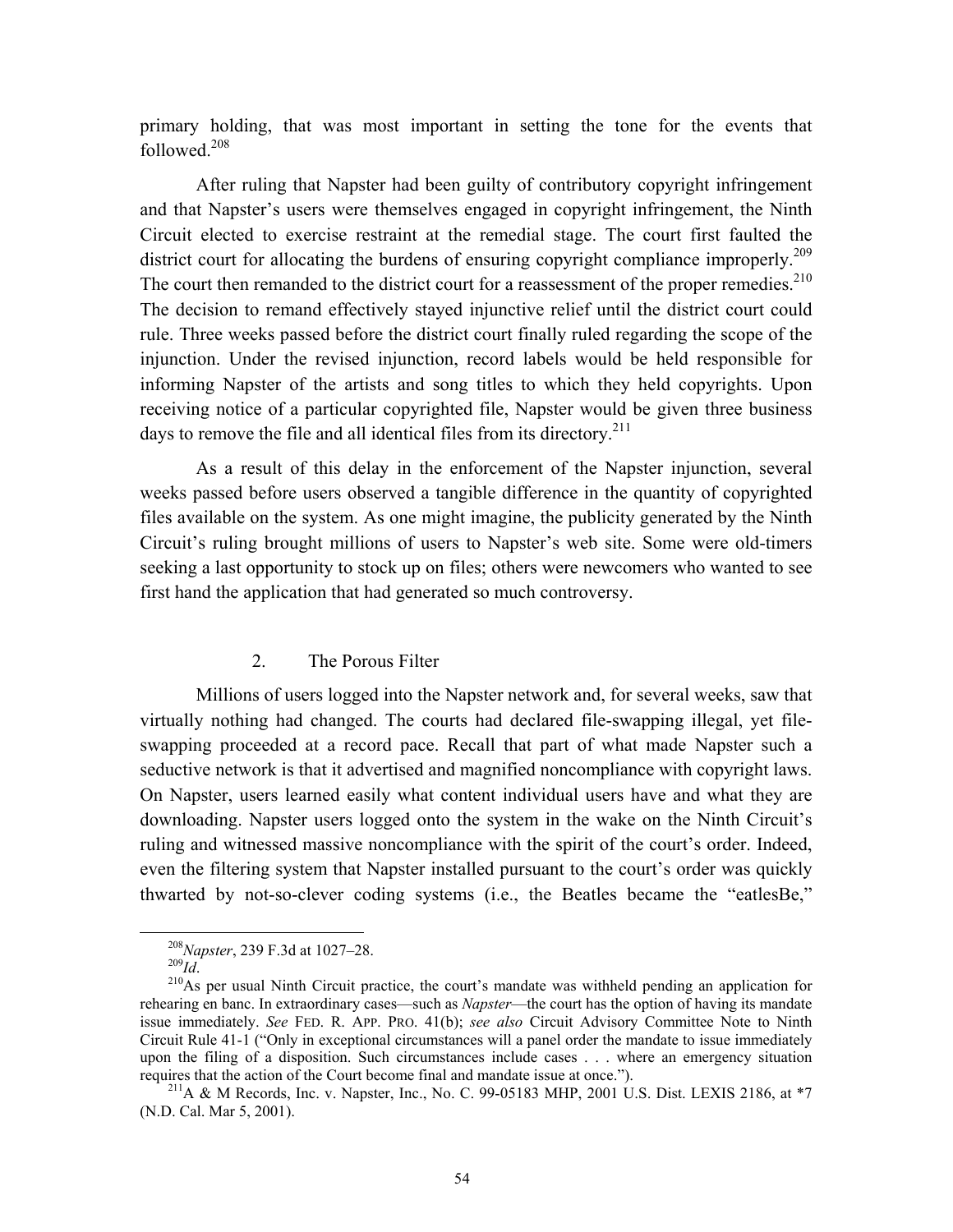primary holding, that was most important in setting the tone for the events that followed.[208]

After ruling that Napster had been guilty of contributory copyright infringement and that Napster's users were themselves engaged in copyright infringement, the Ninth Circuit elected to exercise restraint at the remedial stage. The court first faulted the district court for allocating the burdens of ensuring copyright compliance improperly.[209] The court then remanded to the district court for a reassessment of the proper remedies.[210] The decision to remand effectively stayed injunctive relief until the district court could rule. Three weeks passed before the district court finally ruled regarding the scope of the injunction. Under the revised injunction, record labels would be held responsible for informing Napster of the artists and song titles to which they held copyrights. Upon receiving notice of a particular copyrighted file, Napster would be given three business days to remove the file and all identical files from its directory.[211]

As a result of this delay in the enforcement of the Napster injunction, several weeks passed before users observed a tangible difference in the quantity of copyrighted files available on the system. As one might imagine, the publicity generated by the Ninth Circuit's ruling brought millions of users to Napster's web site. Some were old-timers seeking a last opportunity to stock up on files; others were newcomers who wanted to see first hand the application that had generated so much controversy.

### 2. The Porous Filter

Millions of users logged into the Napster network and, for several weeks, saw that virtually nothing had changed. The courts had declared file-swapping illegal, yet file-swapping proceeded at a record pace. Recall that part of what made Napster such a seductive network is that it advertised and magnified noncompliance with copyright laws. On Napster, users learned easily what content individual users have and what they are downloading. Napster users logged onto the system in the wake on the Ninth Circuit's ruling and witnessed massive noncompliance with the spirit of the court's order. Indeed, even the filtering system that Napster installed pursuant to the court's order was quickly thwarted by not-so-clever coding systems (i.e., the Beatles became the "eatlesBe,"

---

[208] *Napster*, 239 F.3d at 1027–28.

[209] *Id*.

[210] As per usual Ninth Circuit practice, the court's mandate was withheld pending an application for rehearing en banc. In extraordinary cases—such as *Napster*—the court has the option of having its mandate issue immediately. *See* FED. R. APP. PRO. 41(b); *see also* Circuit Advisory Committee Note to Ninth Circuit Rule 41-1 ("Only in exceptional circumstances will a panel order the mandate to issue immediately upon the filing of a disposition. Such circumstances include cases . . . where an emergency situation requires that the action of the Court become final and mandate issue at once.").

[211] A & M Records, Inc. v. Napster, Inc., No. C. 99-05183 MHP, 2001 U.S. Dist. LEXIS 2186, at *7 (N.D. Cal. Mar 5, 2001).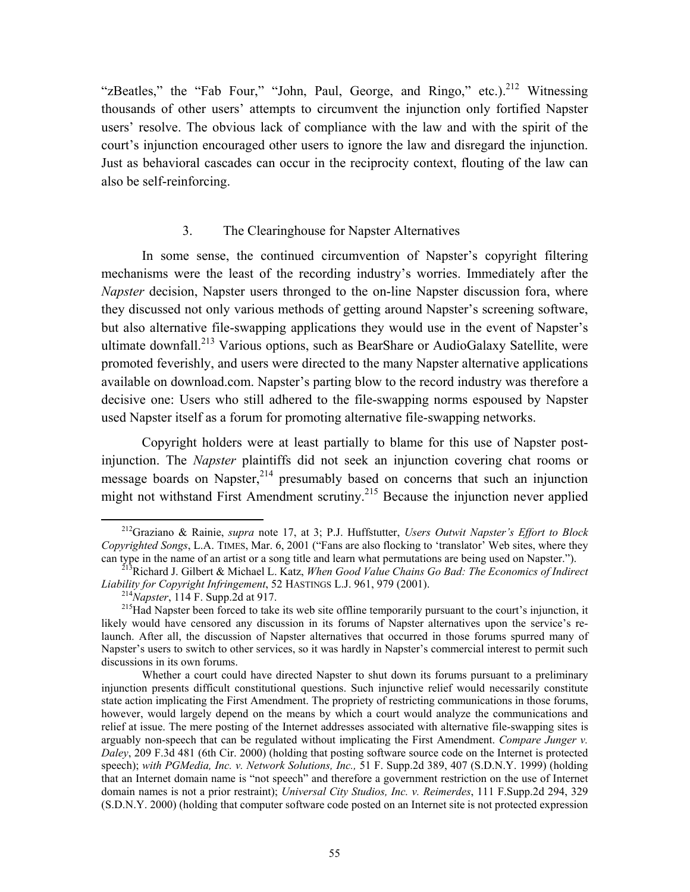"zBeatles," the "Fab Four," "John, Paul, George, and Ringo," etc.).[212] Witnessing thousands of other users' attempts to circumvent the injunction only fortified Napster users' resolve. The obvious lack of compliance with the law and with the spirit of the court's injunction encouraged other users to ignore the law and disregard the injunction. Just as behavioral cascades can occur in the reciprocity context, flouting of the law can also be self-reinforcing.

### 3. The Clearinghouse for Napster Alternatives

In some sense, the continued circumvention of Napster's copyright filtering mechanisms were the least of the recording industry's worries. Immediately after the *Napster* decision, Napster users thronged to the on-line Napster discussion fora, where they discussed not only various methods of getting around Napster's screening software, but also alternative file-swapping applications they would use in the event of Napster's ultimate downfall.[213] Various options, such as BearShare or AudioGalaxy Satellite, were promoted feverishly, and users were directed to the many Napster alternative applications available on download.com. Napster's parting blow to the record industry was therefore a decisive one: Users who still adhered to the file-swapping norms espoused by Napster used Napster itself as a forum for promoting alternative file-swapping networks.

Copyright holders were at least partially to blame for this use of Napster post-injunction. The *Napster* plaintiffs did not seek an injunction covering chat rooms or message boards on Napster,[214] presumably based on concerns that such an injunction might not withstand First Amendment scrutiny.[215] Because the injunction never applied

---

[212] Graziano & Rainie, *supra* note 17, at 3; P.J. Huffstutter, *Users Outwit Napster's Effort to Block Copyrighted Songs*, L.A. TIMES, Mar. 6, 2001 ("Fans are also flocking to 'translator' Web sites, where they can type in the name of an artist or a song title and learn what permutations are being used on Napster.").

[213] Richard J. Gilbert & Michael L. Katz, *When Good Value Chains Go Bad: The Economics of Indirect Liability for Copyright Infringement*, 52 HASTINGS L.J. 961, 979 (2001).

[214] *Napster*, 114 F. Supp.2d at 917.

[215] Had Napster been forced to take its web site offline temporarily pursuant to the court's injunction, it likely would have censored any discussion in its forums of Napster alternatives upon the service's re-launch. After all, the discussion of Napster alternatives that occurred in those forums spurred many of Napster's users to switch to other services, so it was hardly in Napster's commercial interest to permit such discussions in its own forums.

Whether a court could have directed Napster to shut down its forums pursuant to a preliminary injunction presents difficult constitutional questions. Such injunctive relief would necessarily constitute state action implicating the First Amendment. The propriety of restricting communications in those forums, however, would largely depend on the means by which a court would analyze the communications and relief at issue. The mere posting of the Internet addresses associated with alternative file-swapping sites is arguably non-speech that can be regulated without implicating the First Amendment. *Compare Junger v. Daley*, 209 F.3d 481 (6th Cir. 2000) (holding that posting software source code on the Internet is protected speech); *with PGMedia, Inc. v. Network Solutions, Inc.,* 51 F. Supp.2d 389, 407 (S.D.N.Y. 1999) (holding that an Internet domain name is "not speech" and therefore a government restriction on the use of Internet domain names is not a prior restraint); *Universal City Studios, Inc. v. Reimerdes*, 111 F.Supp.2d 294, 329 (S.D.N.Y. 2000) (holding that computer software code posted on an Internet site is not protected expression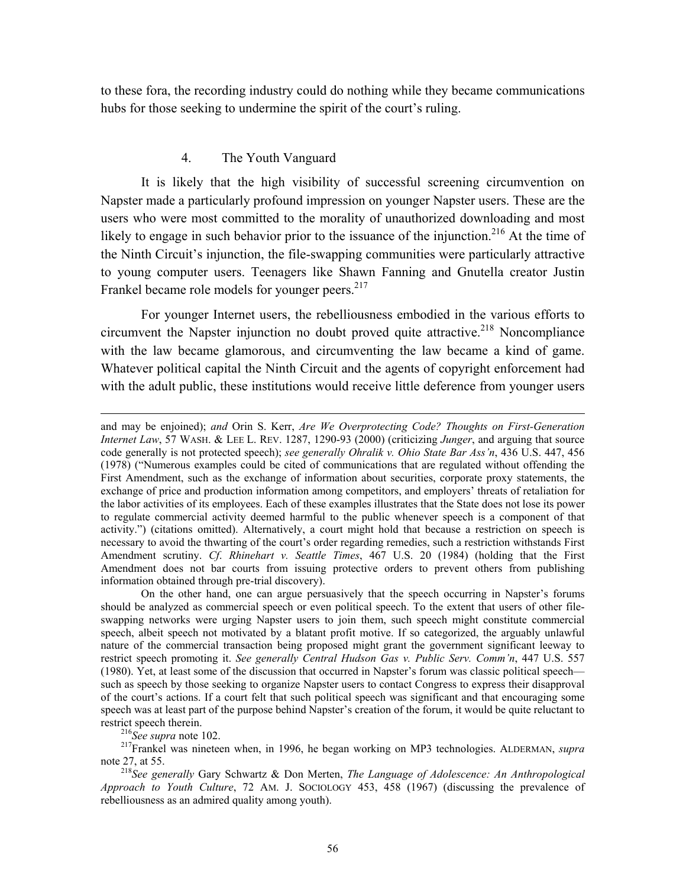to these fora, the recording industry could do nothing while they became communications hubs for those seeking to undermine the spirit of the court's ruling.

### 4. The Youth Vanguard

It is likely that the high visibility of successful screening circumvention on Napster made a particularly profound impression on younger Napster users. These are the users who were most committed to the morality of unauthorized downloading and most likely to engage in such behavior prior to the issuance of the injunction.[216] At the time of the Ninth Circuit's injunction, the file-swapping communities were particularly attractive to young computer users. Teenagers like Shawn Fanning and Gnutella creator Justin Frankel became role models for younger peers.[217]

For younger Internet users, the rebelliousness embodied in the various efforts to circumvent the Napster injunction no doubt proved quite attractive.[218] Noncompliance with the law became glamorous, and circumventing the law became a kind of game. Whatever political capital the Ninth Circuit and the agents of copyright enforcement had with the adult public, these institutions would receive little deference from younger users

---

and may be enjoined); *and* Orin S. Kerr, *Are We Overprotecting Code? Thoughts on First-Generation Internet Law*, 57 WASH. & LEE L. REV. 1287, 1290-93 (2000) (criticizing *Junger*, and arguing that source code generally is not protected speech); *see generally Ohralik v. Ohio State Bar Ass'n*, 436 U.S. 447, 456 (1978) ("Numerous examples could be cited of communications that are regulated without offending the First Amendment, such as the exchange of information about securities, corporate proxy statements, the exchange of price and production information among competitors, and employers' threats of retaliation for the labor activities of its employees. Each of these examples illustrates that the State does not lose its power to regulate commercial activity deemed harmful to the public whenever speech is a component of that activity.") (citations omitted). Alternatively, a court might hold that because a restriction on speech is necessary to avoid the thwarting of the court's order regarding remedies, such a restriction withstands First Amendment scrutiny. *Cf. Rhinehart v. Seattle Times*, 467 U.S. 20 (1984) (holding that the First Amendment does not bar courts from issuing protective orders to prevent others from publishing information obtained through pre-trial discovery).

On the other hand, one can argue persuasively that the speech occurring in Napster's forums should be analyzed as commercial speech or even political speech. To the extent that users of other file-swapping networks were urging Napster users to join them, such speech might constitute commercial speech, albeit speech not motivated by a blatant profit motive. If so categorized, the arguably unlawful nature of the commercial transaction being proposed might grant the government significant leeway to restrict speech promoting it. *See generally Central Hudson Gas v. Public Serv. Comm'n*, 447 U.S. 557 (1980). Yet, at least some of the discussion that occurred in Napster's forum was classic political speech—such as speech by those seeking to organize Napster users to contact Congress to express their disapproval of the court's actions. If a court felt that such political speech was significant and that encouraging some speech was at least part of the purpose behind Napster's creation of the forum, it would be quite reluctant to restrict speech therein.

[216] *See supra* note 102.

[217] Frankel was nineteen when, in 1996, he began working on MP3 technologies. ALDERMAN, *supra* note 27, at 55.

[218] *See generally* Gary Schwartz & Don Merten, *The Language of Adolescence: An Anthropological Approach to Youth Culture*, 72 AM. J. SOCIOLOGY 453, 458 (1967) (discussing the prevalence of rebelliousness as an admired quality among youth).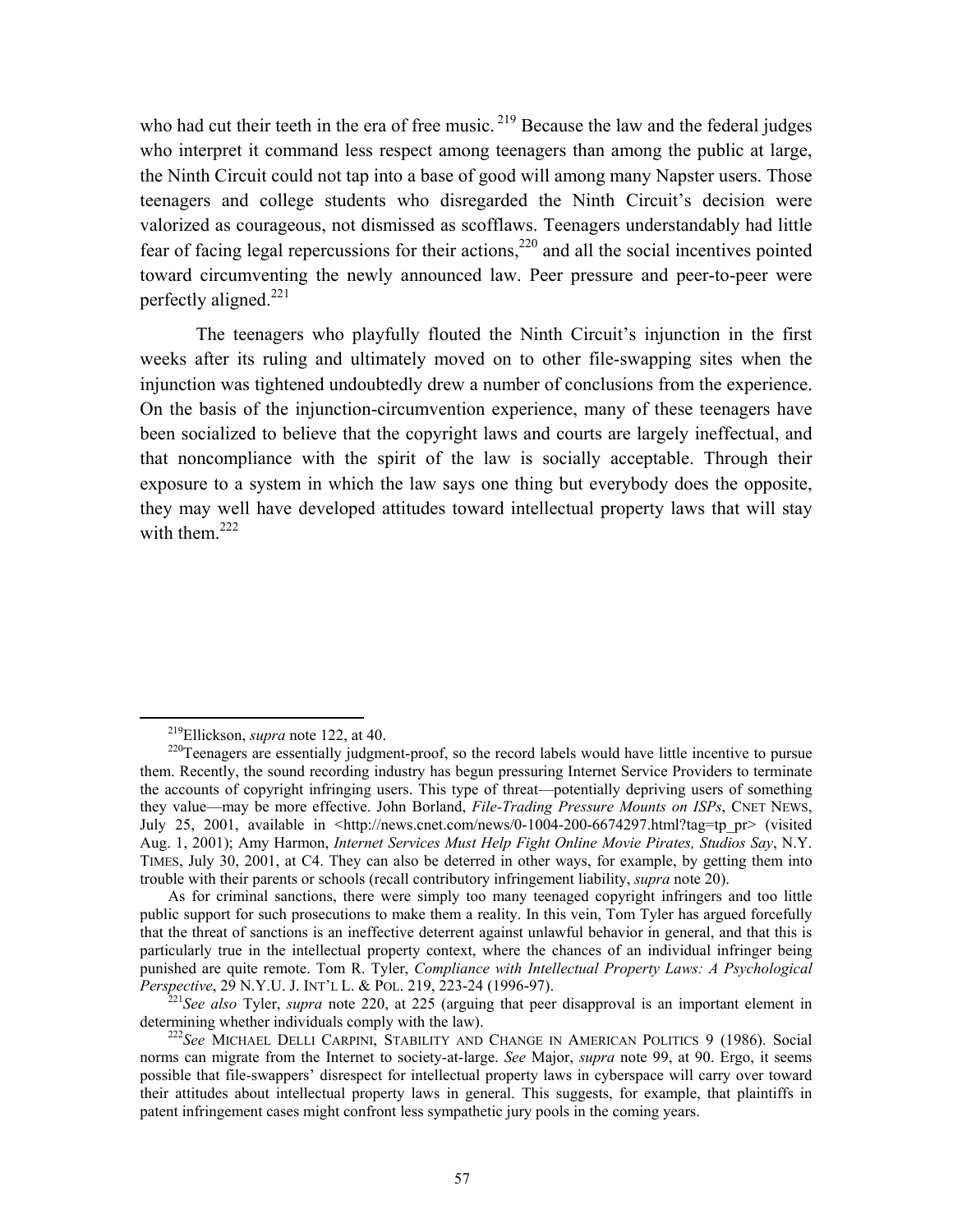who had cut their teeth in the era of free music.[219] Because the law and the federal judges who interpret it command less respect among teenagers than among the public at large, the Ninth Circuit could not tap into a base of good will among many Napster users. Those teenagers and college students who disregarded the Ninth Circuit's decision were valorized as courageous, not dismissed as scofflaws. Teenagers understandably had little fear of facing legal repercussions for their actions,[220] and all the social incentives pointed toward circumventing the newly announced law. Peer pressure and peer-to-peer were perfectly aligned.[221]

The teenagers who playfully flouted the Ninth Circuit's injunction in the first weeks after its ruling and ultimately moved on to other file-swapping sites when the injunction was tightened undoubtedly drew a number of conclusions from the experience. On the basis of the injunction-circumvention experience, many of these teenagers have been socialized to believe that the copyright laws and courts are largely ineffectual, and that noncompliance with the spirit of the law is socially acceptable. Through their exposure to a system in which the law says one thing but everybody does the opposite, they may well have developed attitudes toward intellectual property laws that will stay with them.[222]

---

[219] Ellickson, *supra* note 122, at 40.

[220] Teenagers are essentially judgment-proof, so the record labels would have little incentive to pursue them. Recently, the sound recording industry has begun pressuring Internet Service Providers to terminate the accounts of copyright infringing users. This type of threat—potentially depriving users of something they value—may be more effective. John Borland, *File-Trading Pressure Mounts on ISPs*, CNET NEWS, July 25, 2001, available in <http://news.cnet.com/news/0-1004-200-6674297.html?tag=tp_pr> (visited Aug. 1, 2001); Amy Harmon, *Internet Services Must Help Fight Online Movie Pirates, Studios Say*, N.Y. TIMES, July 30, 2001, at C4. They can also be deterred in other ways, for example, by getting them into trouble with their parents or schools (recall contributory infringement liability, *supra* note 20).

As for criminal sanctions, there were simply too many teenaged copyright infringers and too little public support for such prosecutions to make them a reality. In this vein, Tom Tyler has argued forcefully that the threat of sanctions is an ineffective deterrent against unlawful behavior in general, and that this is particularly true in the intellectual property context, where the chances of an individual infringer being punished are quite remote. Tom R. Tyler, *Compliance with Intellectual Property Laws: A Psychological Perspective*, 29 N.Y.U. J. INT'L L. & POL. 219, 223-24 (1996-97).

[221] *See also* Tyler, *supra* note 220, at 225 (arguing that peer disapproval is an important element in determining whether individuals comply with the law).

[222] *See* MICHAEL DELLI CARPINI, STABILITY AND CHANGE IN AMERICAN POLITICS 9 (1986). Social norms can migrate from the Internet to society-at-large. *See* Major, *supra* note 99, at 90. Ergo, it seems possible that file-swappers' disrespect for intellectual property laws in cyberspace will carry over toward their attitudes about intellectual property laws in general. This suggests, for example, that plaintiffs in patent infringement cases might confront less sympathetic jury pools in the coming years.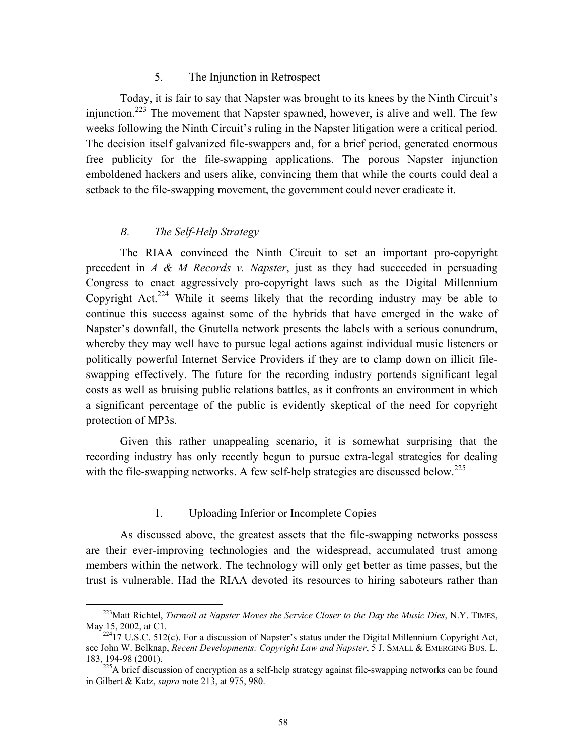### 5. The Injunction in Retrospect

Today, it is fair to say that Napster was brought to its knees by the Ninth Circuit's injunction.[223] The movement that Napster spawned, however, is alive and well. The few weeks following the Ninth Circuit's ruling in the Napster litigation were a critical period. The decision itself galvanized file-swappers and, for a brief period, generated enormous free publicity for the file-swapping applications. The porous Napster injunction emboldened hackers and users alike, convincing them that while the courts could deal a setback to the file-swapping movement, the government could never eradicate it.

## *B. The Self-Help Strategy*

The RIAA convinced the Ninth Circuit to set an important pro-copyright precedent in *A & M Records v. Napster*, just as they had succeeded in persuading Congress to enact aggressively pro-copyright laws such as the Digital Millennium Copyright Act.[224] While it seems likely that the recording industry may be able to continue this success against some of the hybrids that have emerged in the wake of Napster's downfall, the Gnutella network presents the labels with a serious conundrum, whereby they may well have to pursue legal actions against individual music listeners or politically powerful Internet Service Providers if they are to clamp down on illicit file-swapping effectively. The future for the recording industry portends significant legal costs as well as bruising public relations battles, as it confronts an environment in which a significant percentage of the public is evidently skeptical of the need for copyright protection of MP3s.

Given this rather unappealing scenario, it is somewhat surprising that the recording industry has only recently begun to pursue extra-legal strategies for dealing with the file-swapping networks. A few self-help strategies are discussed below.[225]

### 1. Uploading Inferior or Incomplete Copies

As discussed above, the greatest assets that the file-swapping networks possess are their ever-improving technologies and the widespread, accumulated trust among members within the network. The technology will only get better as time passes, but the trust is vulnerable. Had the RIAA devoted its resources to hiring saboteurs rather than

---

[223] Matt Richtel, *Turmoil at Napster Moves the Service Closer to the Day the Music Dies*, N.Y. TIMES, May 15, 2002, at C1.

[224] 17 U.S.C. 512(c). For a discussion of Napster's status under the Digital Millennium Copyright Act, see John W. Belknap, *Recent Developments: Copyright Law and Napster*, 5 J. SMALL & EMERGING BUS. L. 183, 194-98 (2001).

[225] A brief discussion of encryption as a self-help strategy against file-swapping networks can be found in Gilbert & Katz, *supra* note 213, at 975, 980.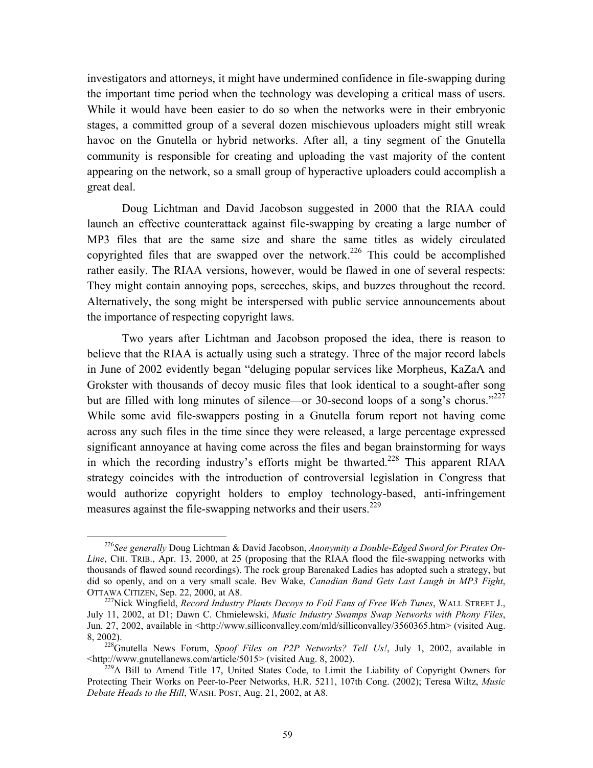investigators and attorneys, it might have undermined confidence in file-swapping during the important time period when the technology was developing a critical mass of users. While it would have been easier to do so when the networks were in their embryonic stages, a committed group of a several dozen mischievous uploaders might still wreak havoc on the Gnutella or hybrid networks. After all, a tiny segment of the Gnutella community is responsible for creating and uploading the vast majority of the content appearing on the network, so a small group of hyperactive uploaders could accomplish a great deal.

Doug Lichtman and David Jacobson suggested in 2000 that the RIAA could launch an effective counterattack against file-swapping by creating a large number of MP3 files that are the same size and share the same titles as widely circulated copyrighted files that are swapped over the network.[226] This could be accomplished rather easily. The RIAA versions, however, would be flawed in one of several respects: They might contain annoying pops, screeches, skips, and buzzes throughout the record. Alternatively, the song might be interspersed with public service announcements about the importance of respecting copyright laws.

Two years after Lichtman and Jacobson proposed the idea, there is reason to believe that the RIAA is actually using such a strategy. Three of the major record labels in June of 2002 evidently began "deluging popular services like Morpheus, KaZaA and Grokster with thousands of decoy music files that look identical to a sought-after song but are filled with long minutes of silence—or 30-second loops of a song's chorus."[227] While some avid file-swappers posting in a Gnutella forum report not having come across any such files in the time since they were released, a large percentage expressed significant annoyance at having come across the files and began brainstorming for ways in which the recording industry's efforts might be thwarted.[228] This apparent RIAA strategy coincides with the introduction of controversial legislation in Congress that would authorize copyright holders to employ technology-based, anti-infringement measures against the file-swapping networks and their users.[229]

---

[226]*See generally* Doug Lichtman & David Jacobson, *Anonymity a Double-Edged Sword for Pirates On-Line*, CHI. TRIB., Apr. 13, 2000, at 25 (proposing that the RIAA flood the file-swapping networks with thousands of flawed sound recordings). The rock group Barenaked Ladies has adopted such a strategy, but did so openly, and on a very small scale. Bev Wake, *Canadian Band Gets Last Laugh in MP3 Fight*, OTTAWA CITIZEN, Sep. 22, 2000, at A8.

[227]Nick Wingfield, *Record Industry Plants Decoys to Foil Fans of Free Web Tunes*, WALL STREET J., July 11, 2002, at D1; Dawn C. Chmielewski, *Music Industry Swamps Swap Networks with Phony Files*, Jun. 27, 2002, available in <http://www.siliconvalley.com/mld/siliconvalley/3560365.htm> (visited Aug. 8, 2002).

[228]Gnutella News Forum, *Spoof Files on P2P Networks? Tell Us!*, July 1, 2002, available in <http://www.gnutellanews.com/article/5015> (visited Aug. 8, 2002).

[229]A Bill to Amend Title 17, United States Code, to Limit the Liability of Copyright Owners for Protecting Their Works on Peer-to-Peer Networks, H.R. 5211, 107th Cong. (2002); Teresa Wiltz, *Music Debate Heads to the Hill*, WASH. POST, Aug. 21, 2002, at A8.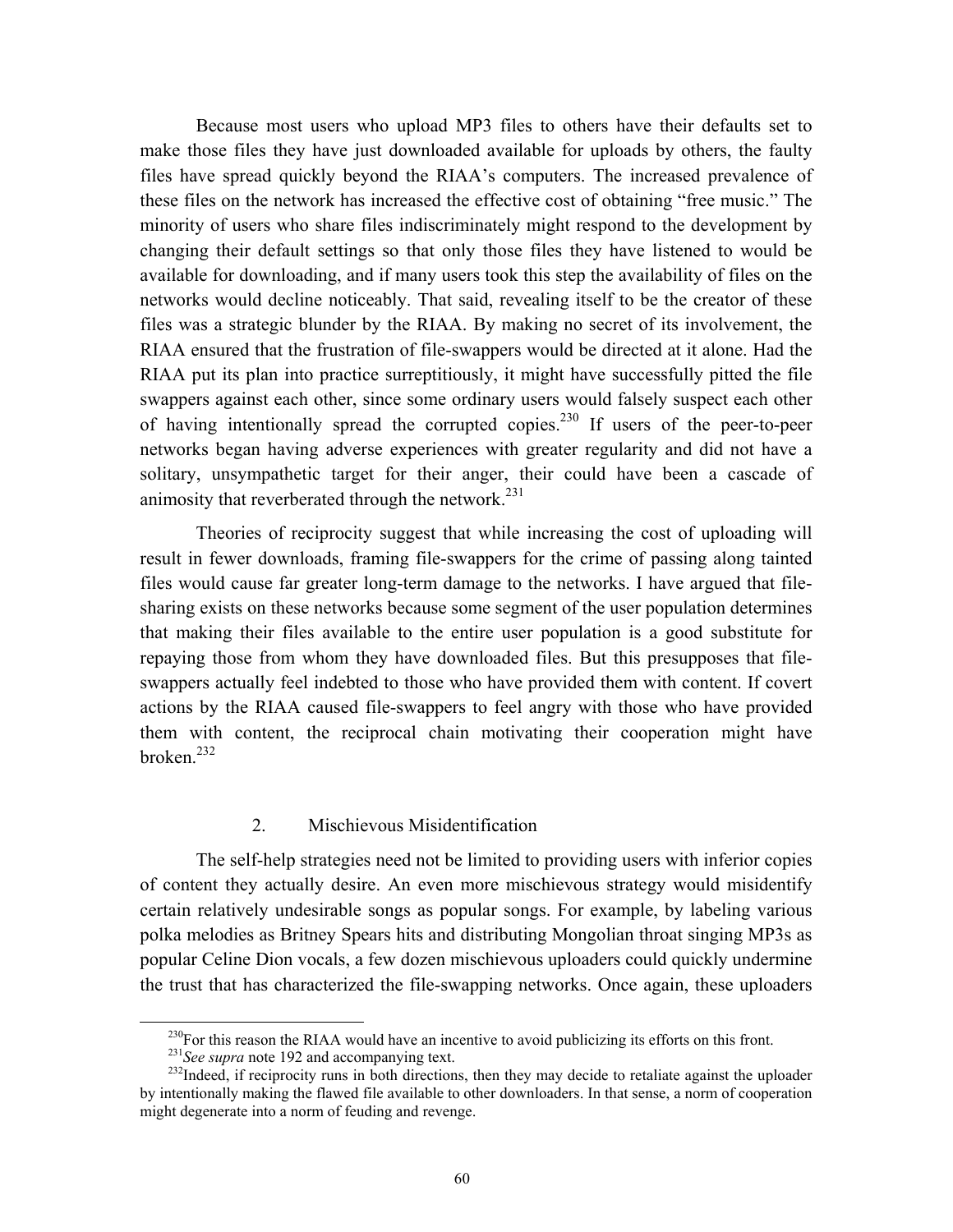Because most users who upload MP3 files to others have their defaults set to make those files they have just downloaded available for uploads by others, the faulty files have spread quickly beyond the RIAA's computers. The increased prevalence of these files on the network has increased the effective cost of obtaining "free music." The minority of users who share files indiscriminately might respond to the development by changing their default settings so that only those files they have listened to would be available for downloading, and if many users took this step the availability of files on the networks would decline noticeably. That said, revealing itself to be the creator of these files was a strategic blunder by the RIAA. By making no secret of its involvement, the RIAA ensured that the frustration of file-swappers would be directed at it alone. Had the RIAA put its plan into practice surreptitiously, it might have successfully pitted the file swappers against each other, since some ordinary users would falsely suspect each other of having intentionally spread the corrupted copies.[230] If users of the peer-to-peer networks began having adverse experiences with greater regularity and did not have a solitary, unsympathetic target for their anger, their could have been a cascade of animosity that reverberated through the network.[231]

Theories of reciprocity suggest that while increasing the cost of uploading will result in fewer downloads, framing file-swappers for the crime of passing along tainted files would cause far greater long-term damage to the networks. I have argued that file-sharing exists on these networks because some segment of the user population determines that making their files available to the entire user population is a good substitute for repaying those from whom they have downloaded files. But this presupposes that file-swappers actually feel indebted to those who have provided them with content. If covert actions by the RIAA caused file-swappers to feel angry with those who have provided them with content, the reciprocal chain motivating their cooperation might have broken.[232]

### 2. Mischievous Misidentification

The self-help strategies need not be limited to providing users with inferior copies of content they actually desire. An even more mischievous strategy would misidentify certain relatively undesirable songs as popular songs. For example, by labeling various polka melodies as Britney Spears hits and distributing Mongolian throat singing MP3s as popular Celine Dion vocals, a few dozen mischievous uploaders could quickly undermine the trust that has characterized the file-swapping networks. Once again, these uploaders

---

[230] For this reason the RIAA would have an incentive to avoid publicizing its efforts on this front.

[231] *See supra* note 192 and accompanying text.

[232] Indeed, if reciprocity runs in both directions, then they may decide to retaliate against the uploader by intentionally making the flawed file available to other downloaders. In that sense, a norm of cooperation might degenerate into a norm of feuding and revenge.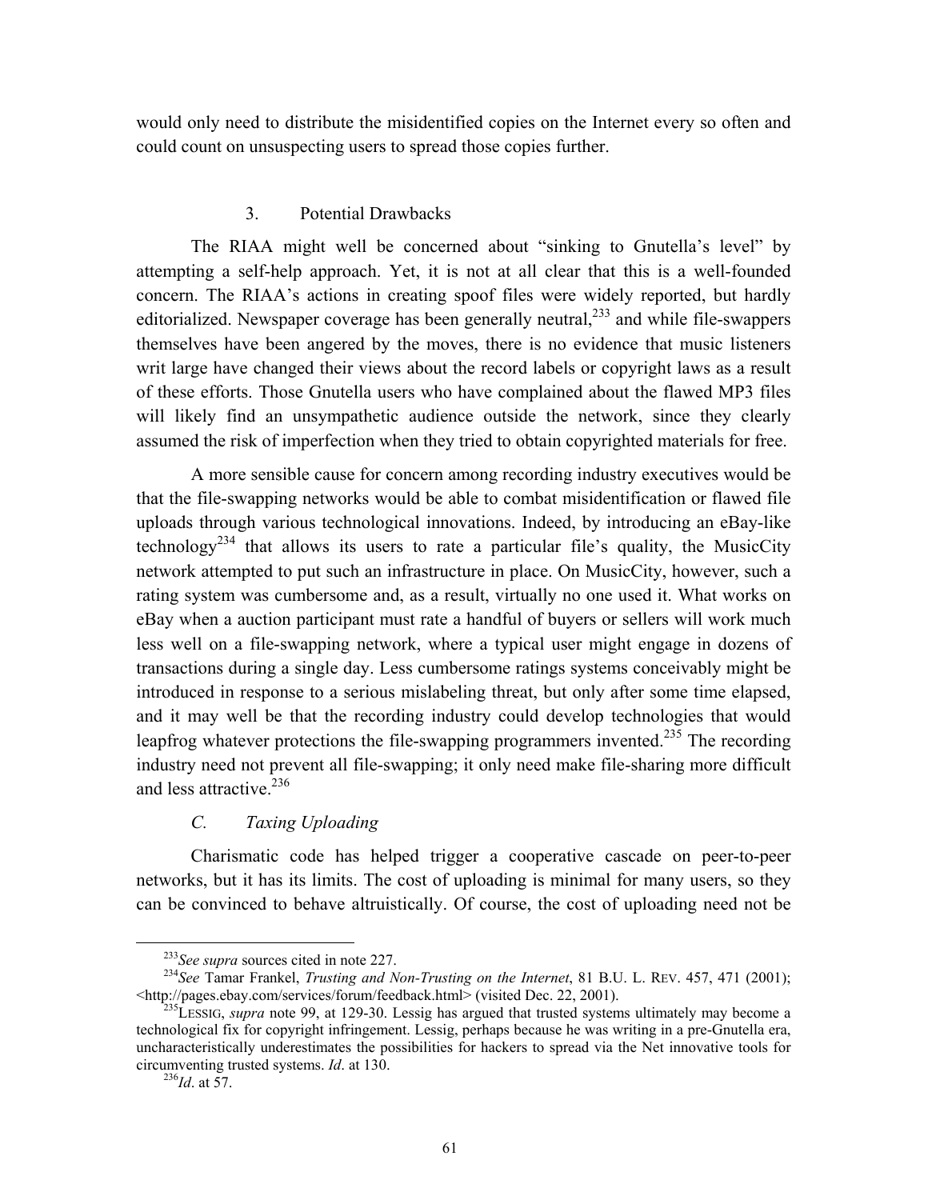would only need to distribute the misidentified copies on the Internet every so often and could count on unsuspecting users to spread those copies further.

### 3. Potential Drawbacks

The RIAA might well be concerned about "sinking to Gnutella's level" by attempting a self-help approach. Yet, it is not at all clear that this is a well-founded concern. The RIAA's actions in creating spoof files were widely reported, but hardly editorialized. Newspaper coverage has been generally neutral,[233] and while file-swappers themselves have been angered by the moves, there is no evidence that music listeners writ large have changed their views about the record labels or copyright laws as a result of these efforts. Those Gnutella users who have complained about the flawed MP3 files will likely find an unsympathetic audience outside the network, since they clearly assumed the risk of imperfection when they tried to obtain copyrighted materials for free.

A more sensible cause for concern among recording industry executives would be that the file-swapping networks would be able to combat misidentification or flawed file uploads through various technological innovations. Indeed, by introducing an eBay-like technology[234] that allows its users to rate a particular file's quality, the MusicCity network attempted to put such an infrastructure in place. On MusicCity, however, such a rating system was cumbersome and, as a result, virtually no one used it. What works on eBay when a auction participant must rate a handful of buyers or sellers will work much less well on a file-swapping network, where a typical user might engage in dozens of transactions during a single day. Less cumbersome ratings systems conceivably might be introduced in response to a serious mislabeling threat, but only after some time elapsed, and it may well be that the recording industry could develop technologies that would leapfrog whatever protections the file-swapping programmers invented.[235] The recording industry need not prevent all file-swapping; it only need make file-sharing more difficult and less attractive.[236]

## *C. Taxing Uploading*

Charismatic code has helped trigger a cooperative cascade on peer-to-peer networks, but it has its limits. The cost of uploading is minimal for many users, so they can be convinced to behave altruistically. Of course, the cost of uploading need not be

---

[233] *See supra* sources cited in note 227.

[234] *See* Tamar Frankel, *Trusting and Non-Trusting on the Internet*, 81 B.U. L. REV. 457, 471 (2001); <http://pages.ebay.com/services/forum/feedback.html> (visited Dec. 22, 2001).

[235] LESSIG, *supra* note 99, at 129-30. Lessig has argued that trusted systems ultimately may become a technological fix for copyright infringement. Lessig, perhaps because he was writing in a pre-Gnutella era, uncharacteristically underestimates the possibilities for hackers to spread via the Net innovative tools for circumventing trusted systems. *Id*. at 130.

[236] *Id*. at 57.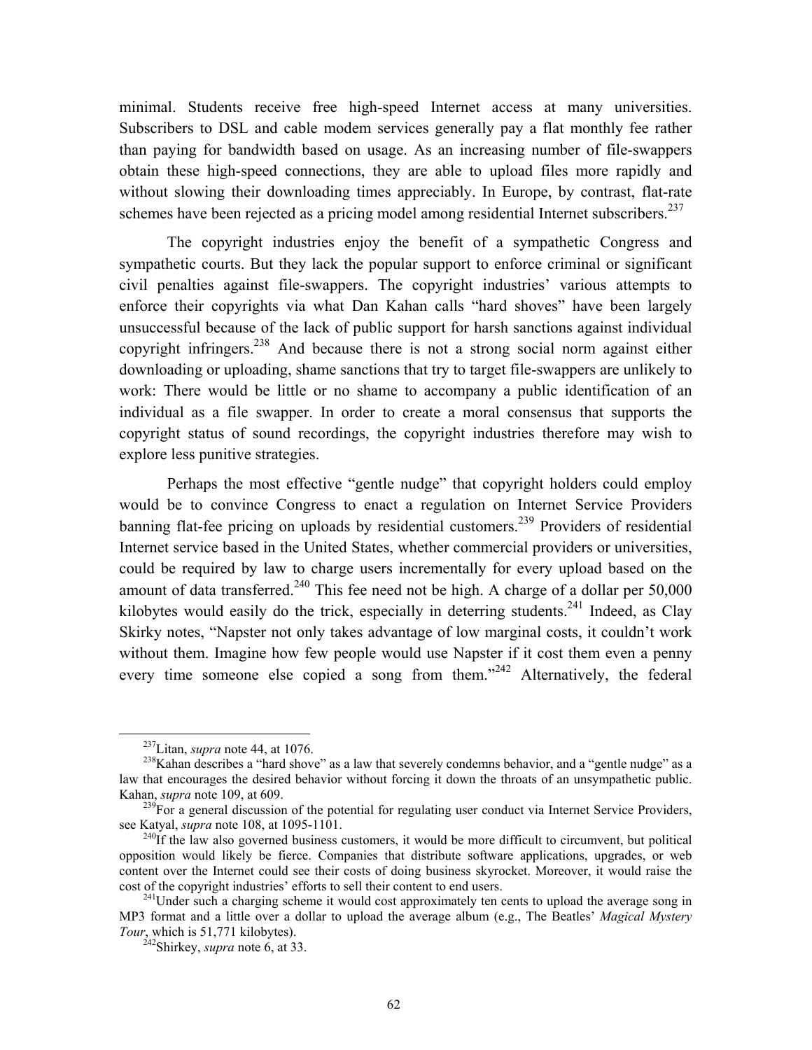minimal. Students receive free high-speed Internet access at many universities. Subscribers to DSL and cable modem services generally pay a flat monthly fee rather than paying for bandwidth based on usage. As an increasing number of file-swappers obtain these high-speed connections, they are able to upload files more rapidly and without slowing their downloading times appreciably. In Europe, by contrast, flat-rate schemes have been rejected as a pricing model among residential Internet subscribers.[237]

The copyright industries enjoy the benefit of a sympathetic Congress and sympathetic courts. But they lack the popular support to enforce criminal or significant civil penalties against file-swappers. The copyright industries' various attempts to enforce their copyrights via what Dan Kahan calls "hard shoves" have been largely unsuccessful because of the lack of public support for harsh sanctions against individual copyright infringers.[238] And because there is not a strong social norm against either downloading or uploading, shame sanctions that try to target file-swappers are unlikely to work: There would be little or no shame to accompany a public identification of an individual as a file swapper. In order to create a moral consensus that supports the copyright status of sound recordings, the copyright industries therefore may wish to explore less punitive strategies.

Perhaps the most effective "gentle nudge" that copyright holders could employ would be to convince Congress to enact a regulation on Internet Service Providers banning flat-fee pricing on uploads by residential customers.[239] Providers of residential Internet service based in the United States, whether commercial providers or universities, could be required by law to charge users incrementally for every upload based on the amount of data transferred.[240] This fee need not be high. A charge of a dollar per 50,000 kilobytes would easily do the trick, especially in deterring students.[241] Indeed, as Clay Skirky notes, "Napster not only takes advantage of low marginal costs, it couldn't work without them. Imagine how few people would use Napster if it cost them even a penny every time someone else copied a song from them."[242] Alternatively, the federal

---

[237] Litan, *supra* note 44, at 1076.

[238] Kahan describes a "hard shove" as a law that severely condemns behavior, and a "gentle nudge" as a law that encourages the desired behavior without forcing it down the throats of an unsympathetic public. Kahan, *supra* note 109, at 609.

[239] For a general discussion of the potential for regulating user conduct via Internet Service Providers, see Katyal, *supra* note 108, at 1095-1101.

[240] If the law also governed business customers, it would be more difficult to circumvent, but political opposition would likely be fierce. Companies that distribute software applications, upgrades, or web content over the Internet could see their costs of doing business skyrocket. Moreover, it would raise the cost of the copyright industries' efforts to sell their content to end users.

[241] Under such a charging scheme it would cost approximately ten cents to upload the average song in MP3 format and a little over a dollar to upload the average album (e.g., The Beatles' *Magical Mystery Tour*, which is 51,771 kilobytes).

[242] Shirkey, *supra* note 6, at 33.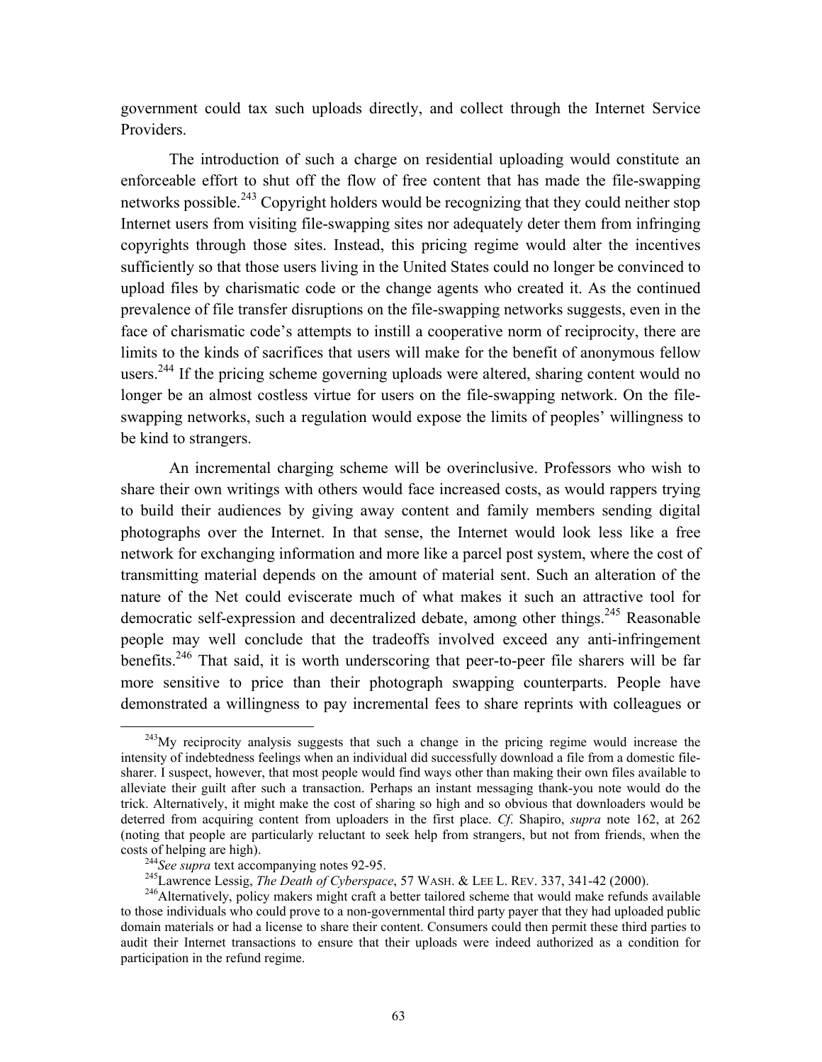government could tax such uploads directly, and collect through the Internet Service Providers.

The introduction of such a charge on residential uploading would constitute an enforceable effort to shut off the flow of free content that has made the file-swapping networks possible.[243] Copyright holders would be recognizing that they could neither stop Internet users from visiting file-swapping sites nor adequately deter them from infringing copyrights through those sites. Instead, this pricing regime would alter the incentives sufficiently so that those users living in the United States could no longer be convinced to upload files by charismatic code or the change agents who created it. As the continued prevalence of file transfer disruptions on the file-swapping networks suggests, even in the face of charismatic code's attempts to instill a cooperative norm of reciprocity, there are limits to the kinds of sacrifices that users will make for the benefit of anonymous fellow users.[244] If the pricing scheme governing uploads were altered, sharing content would no longer be an almost costless virtue for users on the file-swapping network. On the file-swapping networks, such a regulation would expose the limits of peoples' willingness to be kind to strangers.

An incremental charging scheme will be overinclusive. Professors who wish to share their own writings with others would face increased costs, as would rappers trying to build their audiences by giving away content and family members sending digital photographs over the Internet. In that sense, the Internet would look less like a free network for exchanging information and more like a parcel post system, where the cost of transmitting material depends on the amount of material sent. Such an alteration of the nature of the Net could eviscerate much of what makes it such an attractive tool for democratic self-expression and decentralized debate, among other things.[245] Reasonable people may well conclude that the tradeoffs involved exceed any anti-infringement benefits.[246] That said, it is worth underscoring that peer-to-peer file sharers will be far more sensitive to price than their photograph swapping counterparts. People have demonstrated a willingness to pay incremental fees to share reprints with colleagues or

---

[243] My reciprocity analysis suggests that such a change in the pricing regime would increase the intensity of indebtedness feelings when an individual did successfully download a file from a domestic file-sharer. I suspect, however, that most people would find ways other than making their own files available to alleviate their guilt after such a transaction. Perhaps an instant messaging thank-you note would do the trick. Alternatively, it might make the cost of sharing so high and so obvious that downloaders would be deterred from acquiring content from uploaders in the first place. *Cf*. Shapiro, *supra* note 162, at 262 (noting that people are particularly reluctant to seek help from strangers, but not from friends, when the costs of helping are high).

[244] *See supra* text accompanying notes 92-95.

[245] Lawrence Lessig, *The Death of Cyberspace*, 57 WASH. & LEE L. REV. 337, 341-42 (2000).

[246] Alternatively, policy makers might craft a better tailored scheme that would make refunds available to those individuals who could prove to a non-governmental third party payer that they had uploaded public domain materials or had a license to share their content. Consumers could then permit these third parties to audit their Internet transactions to ensure that their uploads were indeed authorized as a condition for participation in the refund regime.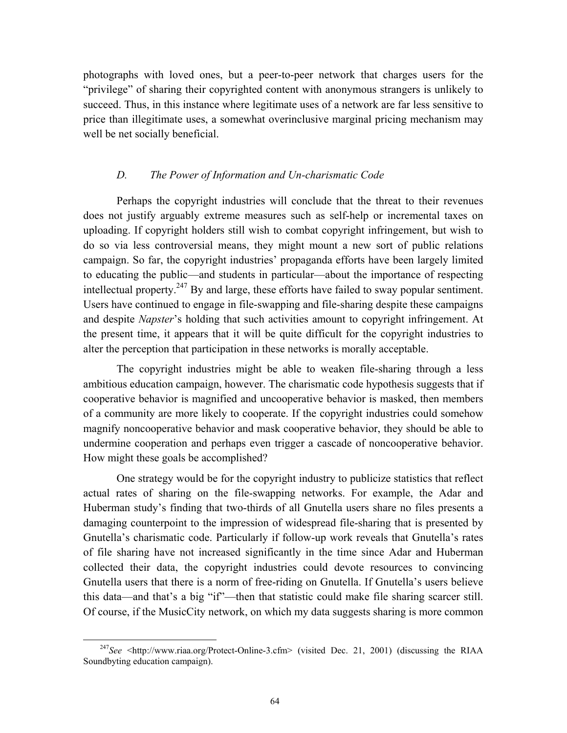photographs with loved ones, but a peer-to-peer network that charges users for the "privilege" of sharing their copyrighted content with anonymous strangers is unlikely to succeed. Thus, in this instance where legitimate uses of a network are far less sensitive to price than illegitimate uses, a somewhat overinclusive marginal pricing mechanism may well be net socially beneficial.

### *D. The Power of Information and Un-charismatic Code*

Perhaps the copyright industries will conclude that the threat to their revenues does not justify arguably extreme measures such as self-help or incremental taxes on uploading. If copyright holders still wish to combat copyright infringement, but wish to do so via less controversial means, they might mount a new sort of public relations campaign. So far, the copyright industries' propaganda efforts have been largely limited to educating the public—and students in particular—about the importance of respecting intellectual property.[247] By and large, these efforts have failed to sway popular sentiment. Users have continued to engage in file-swapping and file-sharing despite these campaigns and despite *Napster*'s holding that such activities amount to copyright infringement. At the present time, it appears that it will be quite difficult for the copyright industries to alter the perception that participation in these networks is morally acceptable.

The copyright industries might be able to weaken file-sharing through a less ambitious education campaign, however. The charismatic code hypothesis suggests that if cooperative behavior is magnified and uncooperative behavior is masked, then members of a community are more likely to cooperate. If the copyright industries could somehow magnify noncooperative behavior and mask cooperative behavior, they should be able to undermine cooperation and perhaps even trigger a cascade of noncooperative behavior. How might these goals be accomplished?

One strategy would be for the copyright industry to publicize statistics that reflect actual rates of sharing on the file-swapping networks. For example, the Adar and Huberman study's finding that two-thirds of all Gnutella users share no files presents a damaging counterpoint to the impression of widespread file-sharing that is presented by Gnutella's charismatic code. Particularly if follow-up work reveals that Gnutella's rates of file sharing have not increased significantly in the time since Adar and Huberman collected their data, the copyright industries could devote resources to convincing Gnutella users that there is a norm of free-riding on Gnutella. If Gnutella's users believe this data—and that's a big "if"—then that statistic could make file sharing scarcer still. Of course, if the MusicCity network, on which my data suggests sharing is more common

---

[247] *See* <http://www.riaa.org/Protect-Online-3.cfm> (visited Dec. 21, 2001) (discussing the RIAA Soundbyting education campaign).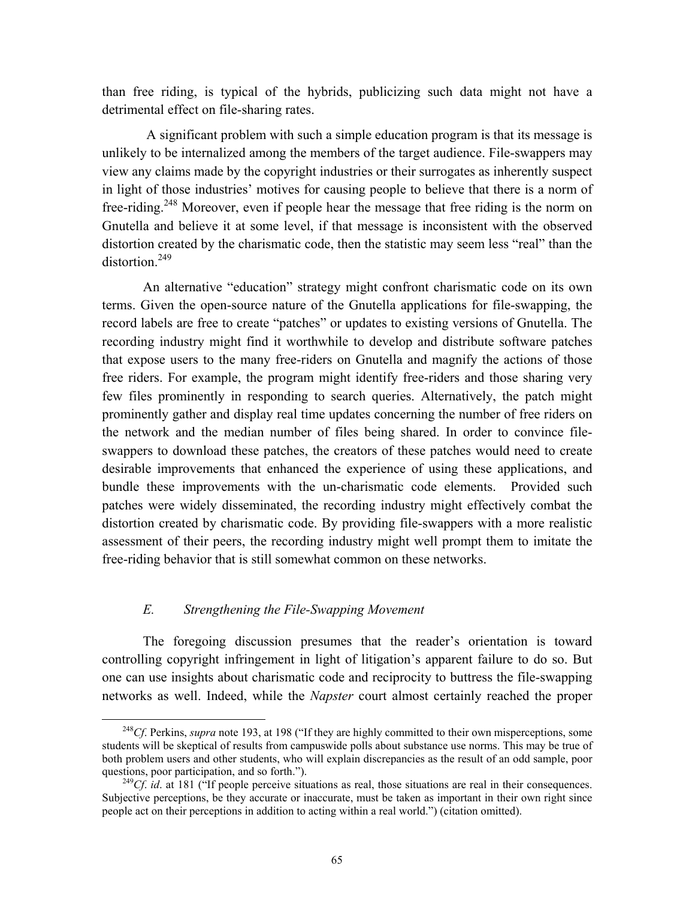than free riding, is typical of the hybrids, publicizing such data might not have a detrimental effect on file-sharing rates.

A significant problem with such a simple education program is that its message is unlikely to be internalized among the members of the target audience. File-swappers may view any claims made by the copyright industries or their surrogates as inherently suspect in light of those industries' motives for causing people to believe that there is a norm of free-riding.[248] Moreover, even if people hear the message that free riding is the norm on Gnutella and believe it at some level, if that message is inconsistent with the observed distortion created by the charismatic code, then the statistic may seem less "real" than the distortion.[249]

An alternative "education" strategy might confront charismatic code on its own terms. Given the open-source nature of the Gnutella applications for file-swapping, the record labels are free to create "patches" or updates to existing versions of Gnutella. The recording industry might find it worthwhile to develop and distribute software patches that expose users to the many free-riders on Gnutella and magnify the actions of those free riders. For example, the program might identify free-riders and those sharing very few files prominently in responding to search queries. Alternatively, the patch might prominently gather and display real time updates concerning the number of free riders on the network and the median number of files being shared. In order to convince file-swappers to download these patches, the creators of these patches would need to create desirable improvements that enhanced the experience of using these applications, and bundle these improvements with the un-charismatic code elements. Provided such patches were widely disseminated, the recording industry might effectively combat the distortion created by charismatic code. By providing file-swappers with a more realistic assessment of their peers, the recording industry might well prompt them to imitate the free-riding behavior that is still somewhat common on these networks.

### *E. Strengthening the File-Swapping Movement*

The foregoing discussion presumes that the reader's orientation is toward controlling copyright infringement in light of litigation's apparent failure to do so. But one can use insights about charismatic code and reciprocity to buttress the file-swapping networks as well. Indeed, while the *Napster* court almost certainly reached the proper

[248] *Cf.* Perkins, *supra* note 193, at 198 ("If they are highly committed to their own misperceptions, some students will be skeptical of results from campuswide polls about substance use norms. This may be true of both problem users and other students, who will explain discrepancies as the result of an odd sample, poor questions, poor participation, and so forth.").

[249] *Cf. id*. at 181 ("If people perceive situations as real, those situations are real in their consequences. Subjective perceptions, be they accurate or inaccurate, must be taken as important in their own right since people act on their perceptions in addition to acting within a real world.") (citation omitted).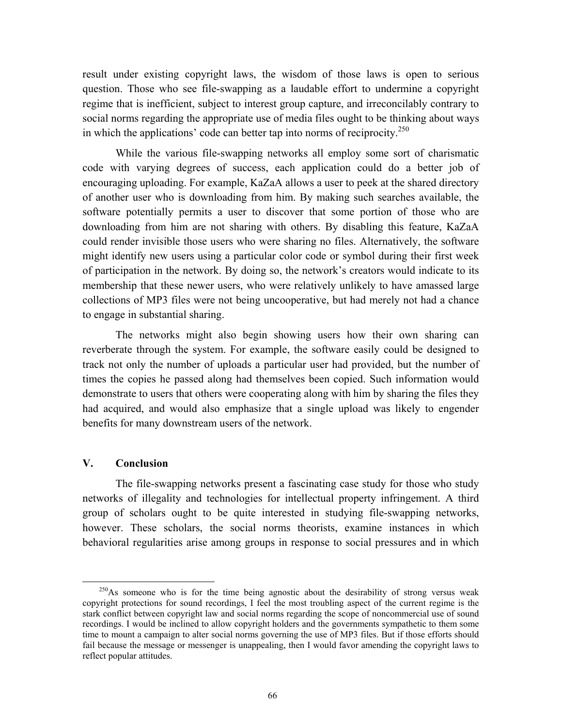result under existing copyright laws, the wisdom of those laws is open to serious question. Those who see file-swapping as a laudable effort to undermine a copyright regime that is inefficient, subject to interest group capture, and irreconcilably contrary to social norms regarding the appropriate use of media files ought to be thinking about ways in which the applications' code can better tap into norms of reciprocity.[250]

While the various file-swapping networks all employ some sort of charismatic code with varying degrees of success, each application could do a better job of encouraging uploading. For example, KaZaA allows a user to peek at the shared directory of another user who is downloading from him. By making such searches available, the software potentially permits a user to discover that some portion of those who are downloading from him are not sharing with others. By disabling this feature, KaZaA could render invisible those users who were sharing no files. Alternatively, the software might identify new users using a particular color code or symbol during their first week of participation in the network. By doing so, the network's creators would indicate to its membership that these newer users, who were relatively unlikely to have amassed large collections of MP3 files were not being uncooperative, but had merely not had a chance to engage in substantial sharing.

The networks might also begin showing users how their own sharing can reverberate through the system. For example, the software easily could be designed to track not only the number of uploads a particular user had provided, but the number of times the copies he passed along had themselves been copied. Such information would demonstrate to users that others were cooperating along with him by sharing the files they had acquired, and would also emphasize that a single upload was likely to engender benefits for many downstream users of the network.

## V. Conclusion

The file-swapping networks present a fascinating case study for those who study networks of illegality and technologies for intellectual property infringement. A third group of scholars ought to be quite interested in studying file-swapping networks, however. These scholars, the social norms theorists, examine instances in which behavioral regularities arise among groups in response to social pressures and in which

---

[250] As someone who is for the time being agnostic about the desirability of strong versus weak copyright protections for sound recordings, I feel the most troubling aspect of the current regime is the stark conflict between copyright law and social norms regarding the scope of noncommercial use of sound recordings. I would be inclined to allow copyright holders and the governments sympathetic to them some time to mount a campaign to alter social norms governing the use of MP3 files. But if those efforts should fail because the message or messenger is unappealing, then I would favor amending the copyright laws to reflect popular attitudes.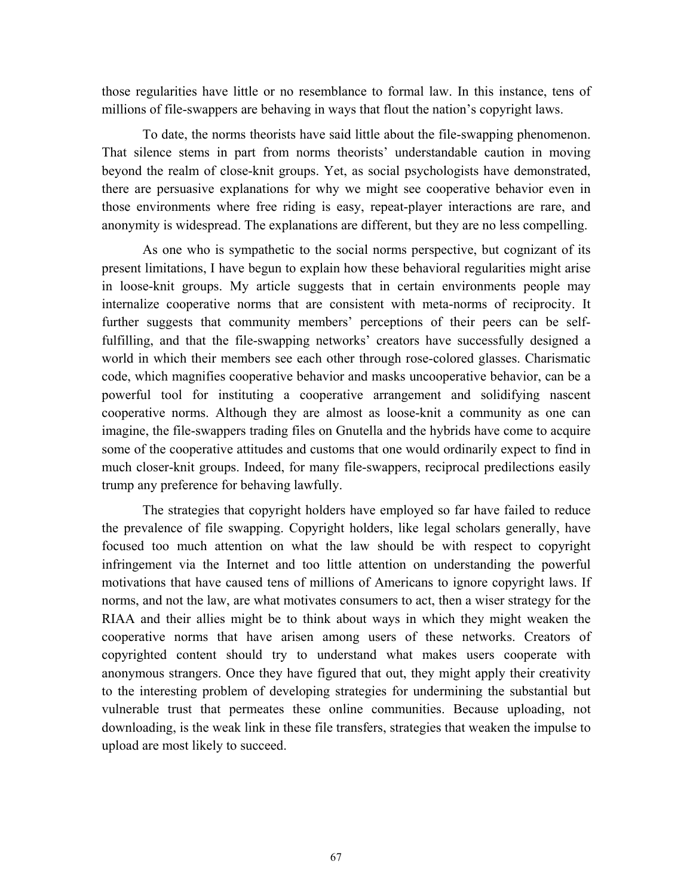those regularities have little or no resemblance to formal law. In this instance, tens of millions of file-swappers are behaving in ways that flout the nation's copyright laws.

To date, the norms theorists have said little about the file-swapping phenomenon. That silence stems in part from norms theorists' understandable caution in moving beyond the realm of close-knit groups. Yet, as social psychologists have demonstrated, there are persuasive explanations for why we might see cooperative behavior even in those environments where free riding is easy, repeat-player interactions are rare, and anonymity is widespread. The explanations are different, but they are no less compelling.

As one who is sympathetic to the social norms perspective, but cognizant of its present limitations, I have begun to explain how these behavioral regularities might arise in loose-knit groups. My article suggests that in certain environments people may internalize cooperative norms that are consistent with meta-norms of reciprocity. It further suggests that community members' perceptions of their peers can be self-fulfilling, and that the file-swapping networks' creators have successfully designed a world in which their members see each other through rose-colored glasses. Charismatic code, which magnifies cooperative behavior and masks uncooperative behavior, can be a powerful tool for instituting a cooperative arrangement and solidifying nascent cooperative norms. Although they are almost as loose-knit a community as one can imagine, the file-swappers trading files on Gnutella and the hybrids have come to acquire some of the cooperative attitudes and customs that one would ordinarily expect to find in much closer-knit groups. Indeed, for many file-swappers, reciprocal predilections easily trump any preference for behaving lawfully.

The strategies that copyright holders have employed so far have failed to reduce the prevalence of file swapping. Copyright holders, like legal scholars generally, have focused too much attention on what the law should be with respect to copyright infringement via the Internet and too little attention on understanding the powerful motivations that have caused tens of millions of Americans to ignore copyright laws. If norms, and not the law, are what motivates consumers to act, then a wiser strategy for the RIAA and their allies might be to think about ways in which they might weaken the cooperative norms that have arisen among users of these networks. Creators of copyrighted content should try to understand what makes users cooperate with anonymous strangers. Once they have figured that out, they might apply their creativity to the interesting problem of developing strategies for undermining the substantial but vulnerable trust that permeates these online communities. Because uploading, not downloading, is the weak link in these file transfers, strategies that weaken the impulse to upload are most likely to succeed.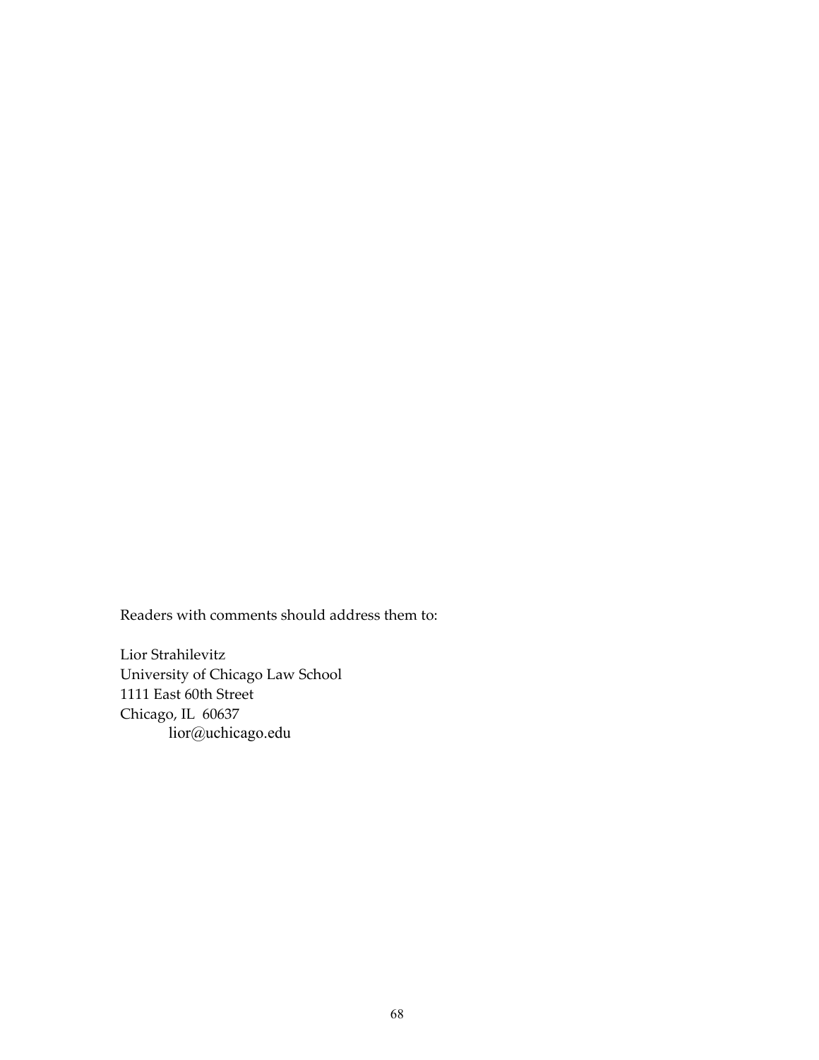Readers with comments should address them to:

Lior Strahilevitz
University of Chicago Law School
1111 East 60th Street
Chicago, IL  60637
lior@uchicago.edu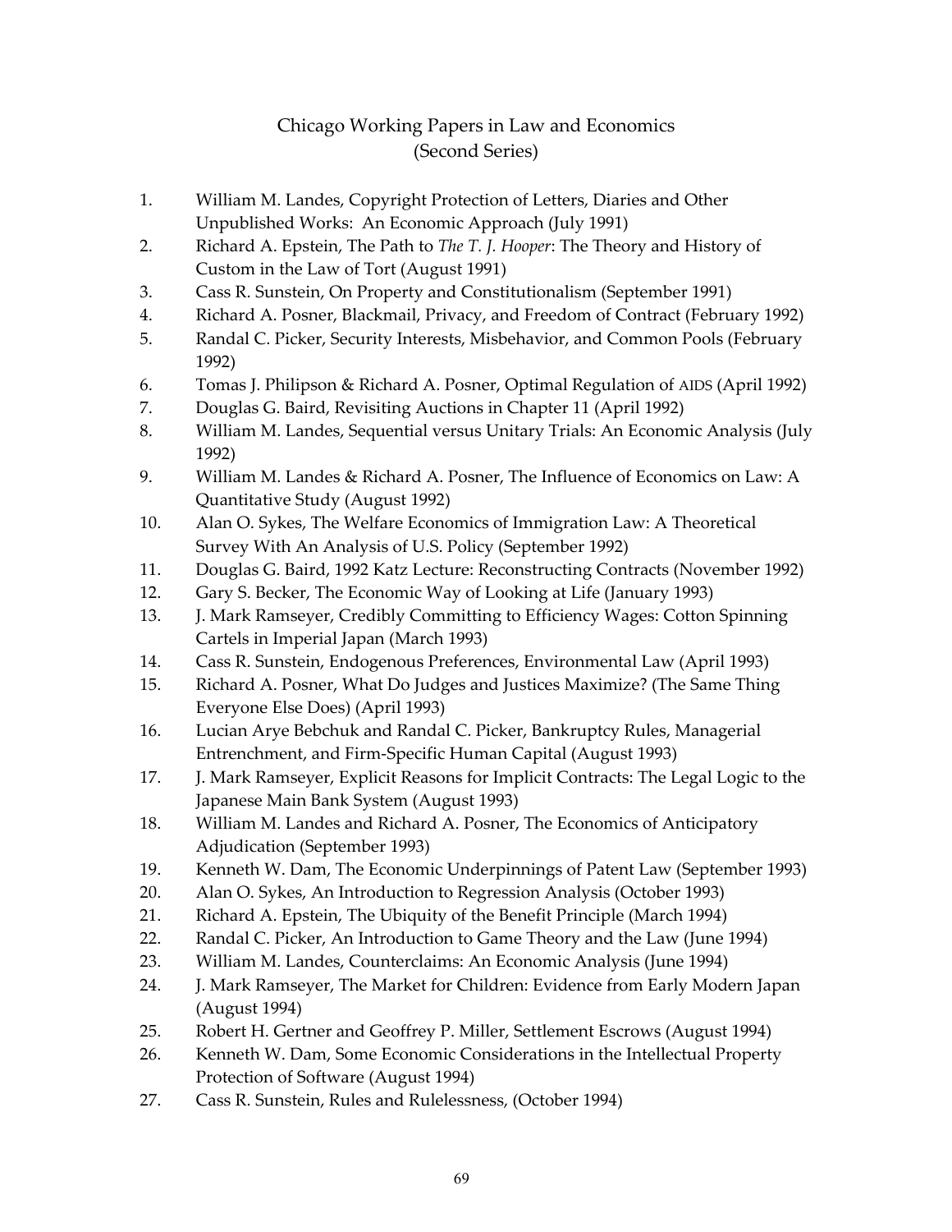# Chicago Working Papers in Law and Economics
## (Second Series)

1. William M. Landes, Copyright Protection of Letters, Diaries and Other Unpublished Works: An Economic Approach (July 1991)
2. Richard A. Epstein, The Path to *The T. J. Hooper*: The Theory and History of Custom in the Law of Tort (August 1991)
3. Cass R. Sunstein, On Property and Constitutionalism (September 1991)
4. Richard A. Posner, Blackmail, Privacy, and Freedom of Contract (February 1992)
5. Randal C. Picker, Security Interests, Misbehavior, and Common Pools (February 1992)
6. Tomas J. Philipson & Richard A. Posner, Optimal Regulation of AIDS (April 1992)
7. Douglas G. Baird, Revisiting Auctions in Chapter 11 (April 1992)
8. William M. Landes, Sequential versus Unitary Trials: An Economic Analysis (July 1992)
9. William M. Landes & Richard A. Posner, The Influence of Economics on Law: A Quantitative Study (August 1992)
10. Alan O. Sykes, The Welfare Economics of Immigration Law: A Theoretical Survey With An Analysis of U.S. Policy (September 1992)
11. Douglas G. Baird, 1992 Katz Lecture: Reconstructing Contracts (November 1992)
12. Gary S. Becker, The Economic Way of Looking at Life (January 1993)
13. J. Mark Ramseyer, Credibly Committing to Efficiency Wages: Cotton Spinning Cartels in Imperial Japan (March 1993)
14. Cass R. Sunstein, Endogenous Preferences, Environmental Law (April 1993)
15. Richard A. Posner, What Do Judges and Justices Maximize? (The Same Thing Everyone Else Does) (April 1993)
16. Lucian Arye Bebchuk and Randal C. Picker, Bankruptcy Rules, Managerial Entrenchment, and Firm-Specific Human Capital (August 1993)
17. J. Mark Ramseyer, Explicit Reasons for Implicit Contracts: The Legal Logic to the Japanese Main Bank System (August 1993)
18. William M. Landes and Richard A. Posner, The Economics of Anticipatory Adjudication (September 1993)
19. Kenneth W. Dam, The Economic Underpinnings of Patent Law (September 1993)
20. Alan O. Sykes, An Introduction to Regression Analysis (October 1993)
21. Richard A. Epstein, The Ubiquity of the Benefit Principle (March 1994)
22. Randal C. Picker, An Introduction to Game Theory and the Law (June 1994)
23. William M. Landes, Counterclaims: An Economic Analysis (June 1994)
24. J. Mark Ramseyer, The Market for Children: Evidence from Early Modern Japan (August 1994)
25. Robert H. Gertner and Geoffrey P. Miller, Settlement Escrows (August 1994)
26. Kenneth W. Dam, Some Economic Considerations in the Intellectual Property Protection of Software (August 1994)
27. Cass R. Sunstein, Rules and Rulelessness, (October 1994)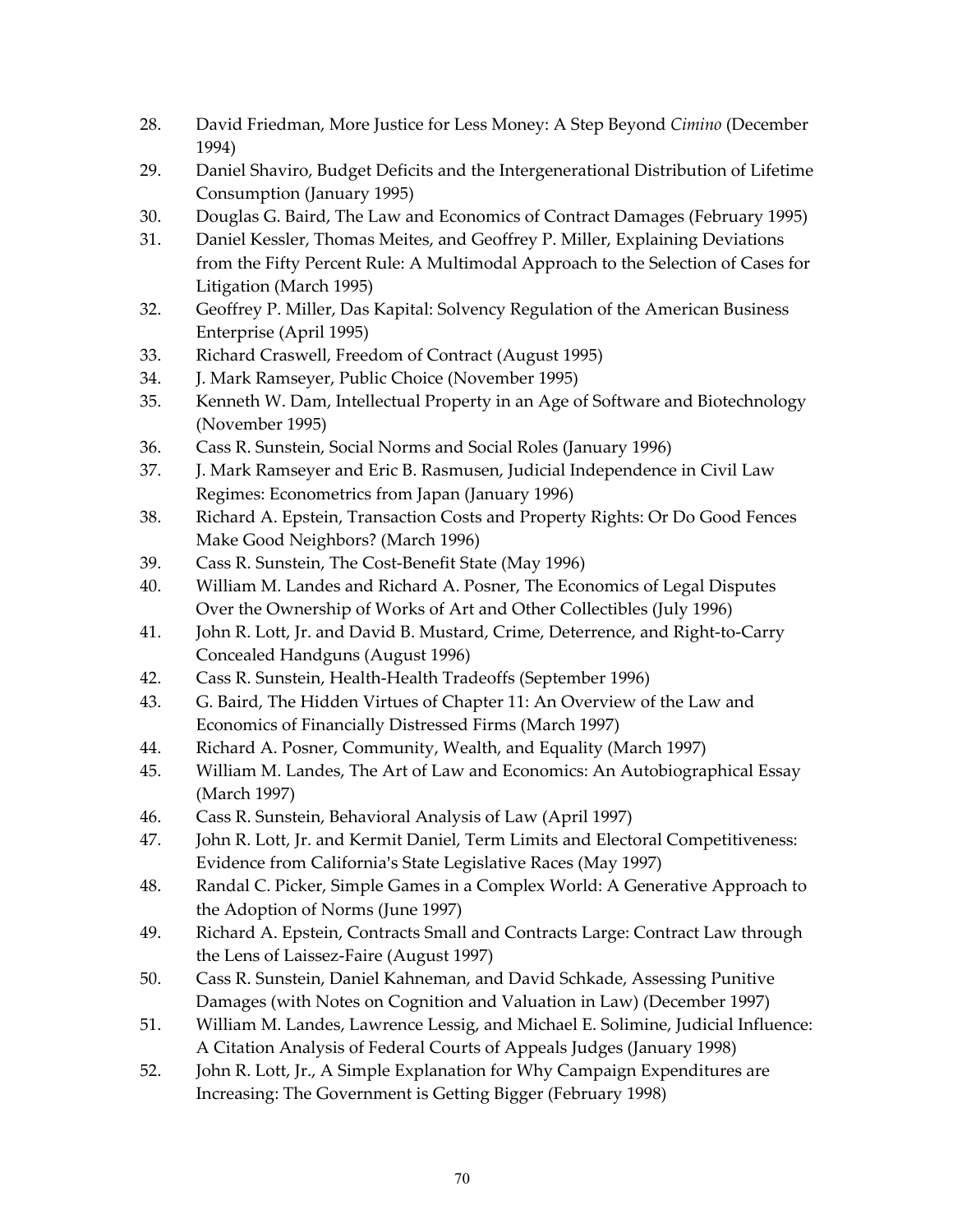28. David Friedman, More Justice for Less Money: A Step Beyond *Cimino* (December 1994)
29. Daniel Shaviro, Budget Deficits and the Intergenerational Distribution of Lifetime Consumption (January 1995)
30. Douglas G. Baird, The Law and Economics of Contract Damages (February 1995)
31. Daniel Kessler, Thomas Meites, and Geoffrey P. Miller, Explaining Deviations from the Fifty Percent Rule: A Multimodal Approach to the Selection of Cases for Litigation (March 1995)
32. Geoffrey P. Miller, Das Kapital: Solvency Regulation of the American Business Enterprise (April 1995)
33. Richard Craswell, Freedom of Contract (August 1995)
34. J. Mark Ramseyer, Public Choice (November 1995)
35. Kenneth W. Dam, Intellectual Property in an Age of Software and Biotechnology (November 1995)
36. Cass R. Sunstein, Social Norms and Social Roles (January 1996)
37. J. Mark Ramseyer and Eric B. Rasmusen, Judicial Independence in Civil Law Regimes: Econometrics from Japan (January 1996)
38. Richard A. Epstein, Transaction Costs and Property Rights: Or Do Good Fences Make Good Neighbors? (March 1996)
39. Cass R. Sunstein, The Cost-Benefit State (May 1996)
40. William M. Landes and Richard A. Posner, The Economics of Legal Disputes Over the Ownership of Works of Art and Other Collectibles (July 1996)
41. John R. Lott, Jr. and David B. Mustard, Crime, Deterrence, and Right-to-Carry Concealed Handguns (August 1996)
42. Cass R. Sunstein, Health-Health Tradeoffs (September 1996)
43. G. Baird, The Hidden Virtues of Chapter 11: An Overview of the Law and Economics of Financially Distressed Firms (March 1997)
44. Richard A. Posner, Community, Wealth, and Equality (March 1997)
45. William M. Landes, The Art of Law and Economics: An Autobiographical Essay (March 1997)
46. Cass R. Sunstein, Behavioral Analysis of Law (April 1997)
47. John R. Lott, Jr. and Kermit Daniel, Term Limits and Electoral Competitiveness: Evidence from California's State Legislative Races (May 1997)
48. Randal C. Picker, Simple Games in a Complex World: A Generative Approach to the Adoption of Norms (June 1997)
49. Richard A. Epstein, Contracts Small and Contracts Large: Contract Law through the Lens of Laissez-Faire (August 1997)
50. Cass R. Sunstein, Daniel Kahneman, and David Schkade, Assessing Punitive Damages (with Notes on Cognition and Valuation in Law) (December 1997)
51. William M. Landes, Lawrence Lessig, and Michael E. Solimine, Judicial Influence: A Citation Analysis of Federal Courts of Appeals Judges (January 1998)
52. John R. Lott, Jr., A Simple Explanation for Why Campaign Expenditures are Increasing: The Government is Getting Bigger (February 1998)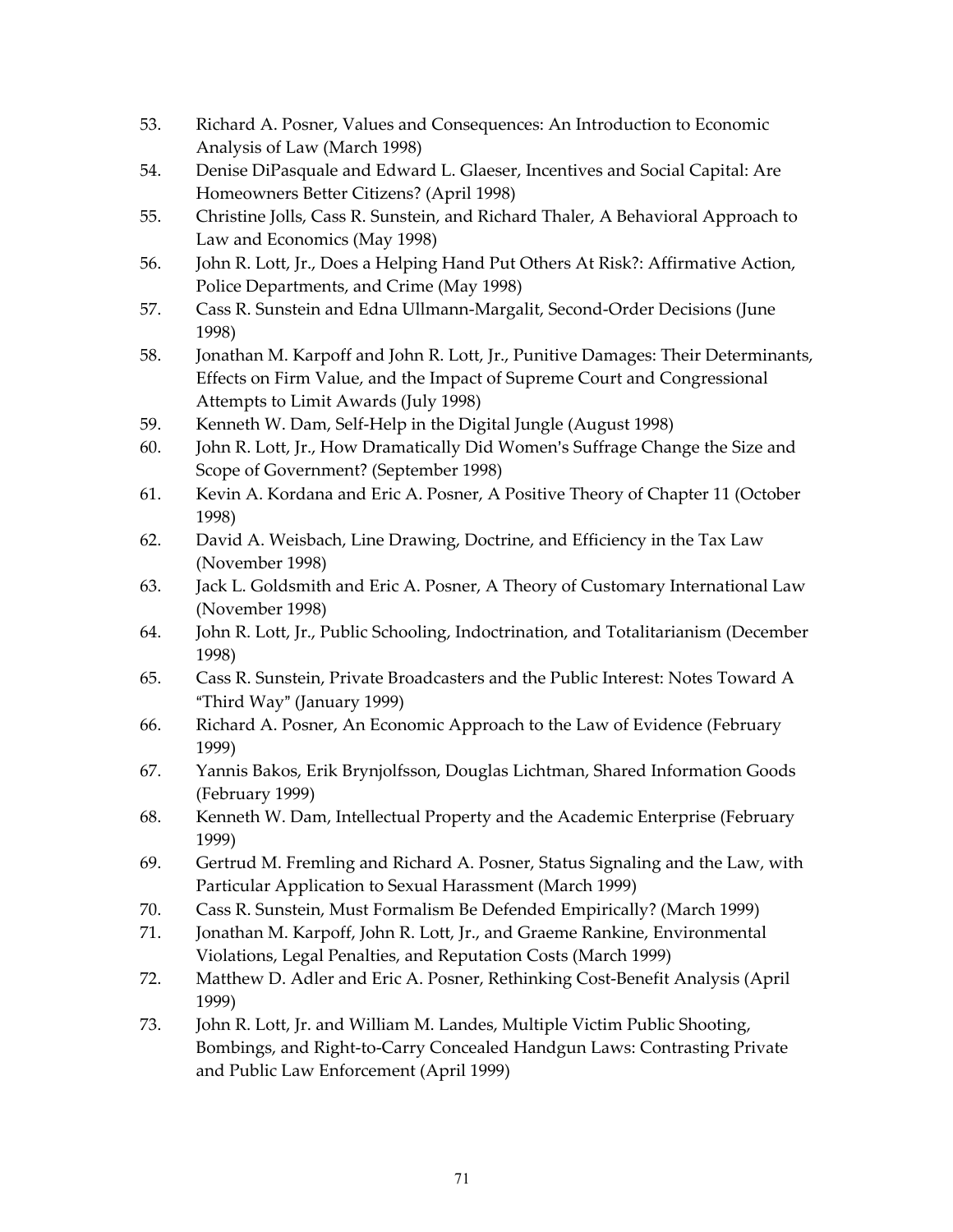53. Richard A. Posner, Values and Consequences: An Introduction to Economic Analysis of Law (March 1998)
54. Denise DiPasquale and Edward L. Glaeser, Incentives and Social Capital: Are Homeowners Better Citizens? (April 1998)
55. Christine Jolls, Cass R. Sunstein, and Richard Thaler, A Behavioral Approach to Law and Economics (May 1998)
56. John R. Lott, Jr., Does a Helping Hand Put Others At Risk?: Affirmative Action, Police Departments, and Crime (May 1998)
57. Cass R. Sunstein and Edna Ullmann-Margalit, Second-Order Decisions (June 1998)
58. Jonathan M. Karpoff and John R. Lott, Jr., Punitive Damages: Their Determinants, Effects on Firm Value, and the Impact of Supreme Court and Congressional Attempts to Limit Awards (July 1998)
59. Kenneth W. Dam, Self-Help in the Digital Jungle (August 1998)
60. John R. Lott, Jr., How Dramatically Did Women's Suffrage Change the Size and Scope of Government? (September 1998)
61. Kevin A. Kordana and Eric A. Posner, A Positive Theory of Chapter 11 (October 1998)
62. David A. Weisbach, Line Drawing, Doctrine, and Efficiency in the Tax Law (November 1998)
63. Jack L. Goldsmith and Eric A. Posner, A Theory of Customary International Law (November 1998)
64. John R. Lott, Jr., Public Schooling, Indoctrination, and Totalitarianism (December 1998)
65. Cass R. Sunstein, Private Broadcasters and the Public Interest: Notes Toward A "Third Way" (January 1999)
66. Richard A. Posner, An Economic Approach to the Law of Evidence (February 1999)
67. Yannis Bakos, Erik Brynjolfsson, Douglas Lichtman, Shared Information Goods (February 1999)
68. Kenneth W. Dam, Intellectual Property and the Academic Enterprise (February 1999)
69. Gertrud M. Fremling and Richard A. Posner, Status Signaling and the Law, with Particular Application to Sexual Harassment (March 1999)
70. Cass R. Sunstein, Must Formalism Be Defended Empirically? (March 1999)
71. Jonathan M. Karpoff, John R. Lott, Jr., and Graeme Rankine, Environmental Violations, Legal Penalties, and Reputation Costs (March 1999)
72. Matthew D. Adler and Eric A. Posner, Rethinking Cost-Benefit Analysis (April 1999)
73. John R. Lott, Jr. and William M. Landes, Multiple Victim Public Shooting, Bombings, and Right-to-Carry Concealed Handgun Laws: Contrasting Private and Public Law Enforcement (April 1999)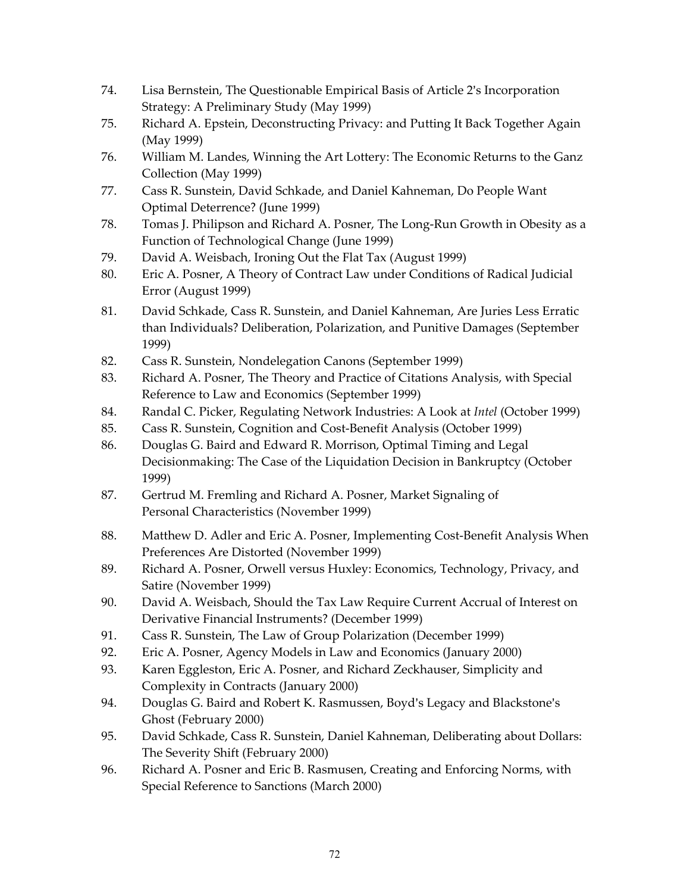74. Lisa Bernstein, The Questionable Empirical Basis of Article 2's Incorporation Strategy: A Preliminary Study (May 1999)
75. Richard A. Epstein, Deconstructing Privacy: and Putting It Back Together Again (May 1999)
76. William M. Landes, Winning the Art Lottery: The Economic Returns to the Ganz Collection (May 1999)
77. Cass R. Sunstein, David Schkade, and Daniel Kahneman, Do People Want Optimal Deterrence? (June 1999)
78. Tomas J. Philipson and Richard A. Posner, The Long-Run Growth in Obesity as a Function of Technological Change (June 1999)
79. David A. Weisbach, Ironing Out the Flat Tax (August 1999)
80. Eric A. Posner, A Theory of Contract Law under Conditions of Radical Judicial Error (August 1999)
81. David Schkade, Cass R. Sunstein, and Daniel Kahneman, Are Juries Less Erratic than Individuals? Deliberation, Polarization, and Punitive Damages (September 1999)
82. Cass R. Sunstein, Nondelegation Canons (September 1999)
83. Richard A. Posner, The Theory and Practice of Citations Analysis, with Special Reference to Law and Economics (September 1999)
84. Randal C. Picker, Regulating Network Industries: A Look at *Intel* (October 1999)
85. Cass R. Sunstein, Cognition and Cost-Benefit Analysis (October 1999)
86. Douglas G. Baird and Edward R. Morrison, Optimal Timing and Legal Decisionmaking: The Case of the Liquidation Decision in Bankruptcy (October 1999)
87. Gertrud M. Fremling and Richard A. Posner, Market Signaling of Personal Characteristics (November 1999)
88. Matthew D. Adler and Eric A. Posner, Implementing Cost-Benefit Analysis When Preferences Are Distorted (November 1999)
89. Richard A. Posner, Orwell versus Huxley: Economics, Technology, Privacy, and Satire (November 1999)
90. David A. Weisbach, Should the Tax Law Require Current Accrual of Interest on Derivative Financial Instruments? (December 1999)
91. Cass R. Sunstein, The Law of Group Polarization (December 1999)
92. Eric A. Posner, Agency Models in Law and Economics (January 2000)
93. Karen Eggleston, Eric A. Posner, and Richard Zeckhauser, Simplicity and Complexity in Contracts (January 2000)
94. Douglas G. Baird and Robert K. Rasmussen, Boyd's Legacy and Blackstone's Ghost (February 2000)
95. David Schkade, Cass R. Sunstein, Daniel Kahneman, Deliberating about Dollars: The Severity Shift (February 2000)
96. Richard A. Posner and Eric B. Rasmusen, Creating and Enforcing Norms, with Special Reference to Sanctions (March 2000)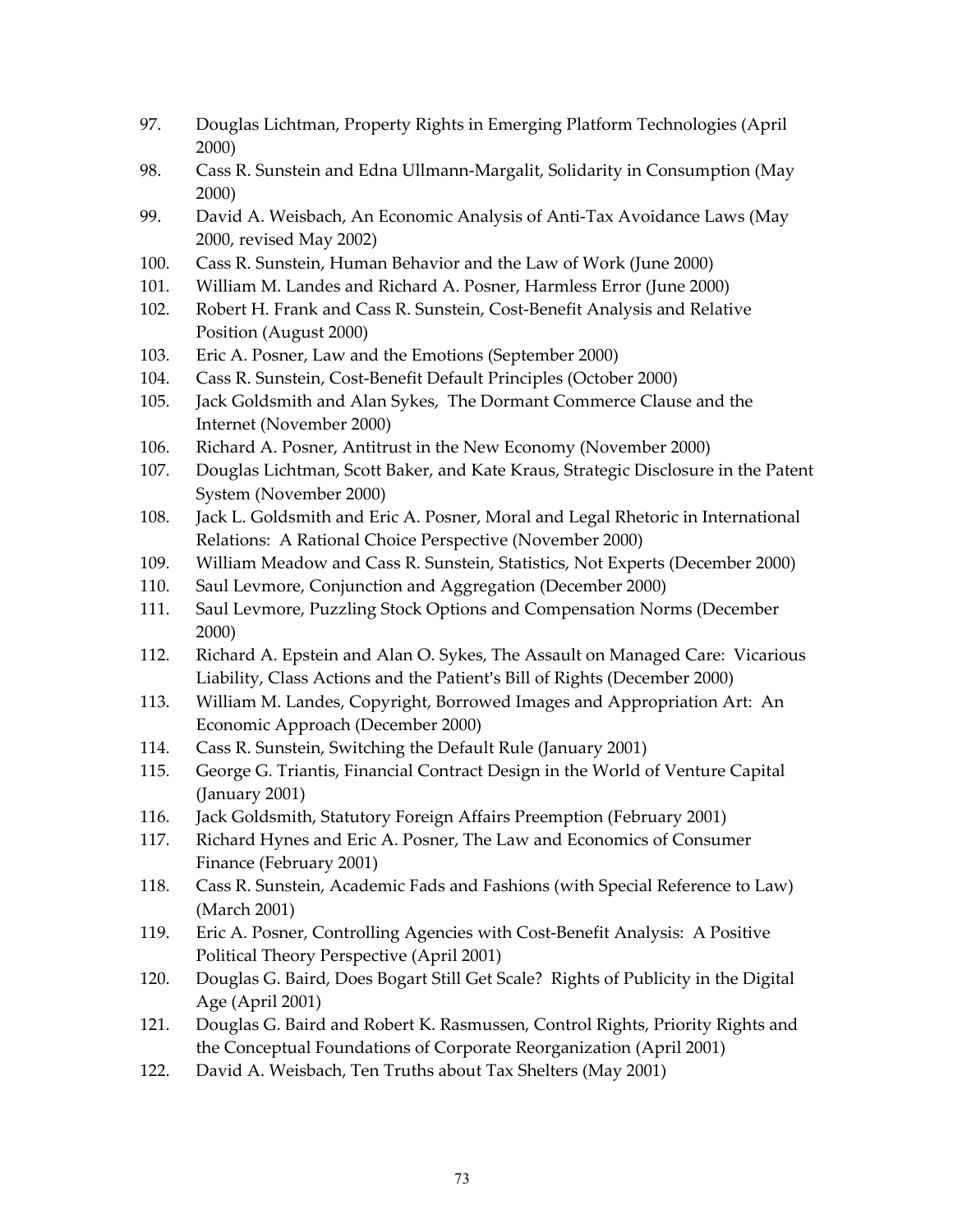97. Douglas Lichtman, Property Rights in Emerging Platform Technologies (April 2000)
98. Cass R. Sunstein and Edna Ullmann-Margalit, Solidarity in Consumption (May 2000)
99. David A. Weisbach, An Economic Analysis of Anti-Tax Avoidance Laws (May 2000, revised May 2002)
100. Cass R. Sunstein, Human Behavior and the Law of Work (June 2000)
101. William M. Landes and Richard A. Posner, Harmless Error (June 2000)
102. Robert H. Frank and Cass R. Sunstein, Cost-Benefit Analysis and Relative Position (August 2000)
103. Eric A. Posner, Law and the Emotions (September 2000)
104. Cass R. Sunstein, Cost-Benefit Default Principles (October 2000)
105. Jack Goldsmith and Alan Sykes, The Dormant Commerce Clause and the Internet (November 2000)
106. Richard A. Posner, Antitrust in the New Economy (November 2000)
107. Douglas Lichtman, Scott Baker, and Kate Kraus, Strategic Disclosure in the Patent System (November 2000)
108. Jack L. Goldsmith and Eric A. Posner, Moral and Legal Rhetoric in International Relations: A Rational Choice Perspective (November 2000)
109. William Meadow and Cass R. Sunstein, Statistics, Not Experts (December 2000)
110. Saul Levmore, Conjunction and Aggregation (December 2000)
111. Saul Levmore, Puzzling Stock Options and Compensation Norms (December 2000)
112. Richard A. Epstein and Alan O. Sykes, The Assault on Managed Care: Vicarious Liability, Class Actions and the Patient's Bill of Rights (December 2000)
113. William M. Landes, Copyright, Borrowed Images and Appropriation Art: An Economic Approach (December 2000)
114. Cass R. Sunstein, Switching the Default Rule (January 2001)
115. George G. Triantis, Financial Contract Design in the World of Venture Capital (January 2001)
116. Jack Goldsmith, Statutory Foreign Affairs Preemption (February 2001)
117. Richard Hynes and Eric A. Posner, The Law and Economics of Consumer Finance (February 2001)
118. Cass R. Sunstein, Academic Fads and Fashions (with Special Reference to Law) (March 2001)
119. Eric A. Posner, Controlling Agencies with Cost-Benefit Analysis: A Positive Political Theory Perspective (April 2001)
120. Douglas G. Baird, Does Bogart Still Get Scale? Rights of Publicity in the Digital Age (April 2001)
121. Douglas G. Baird and Robert K. Rasmussen, Control Rights, Priority Rights and the Conceptual Foundations of Corporate Reorganization (April 2001)
122. David A. Weisbach, Ten Truths about Tax Shelters (May 2001)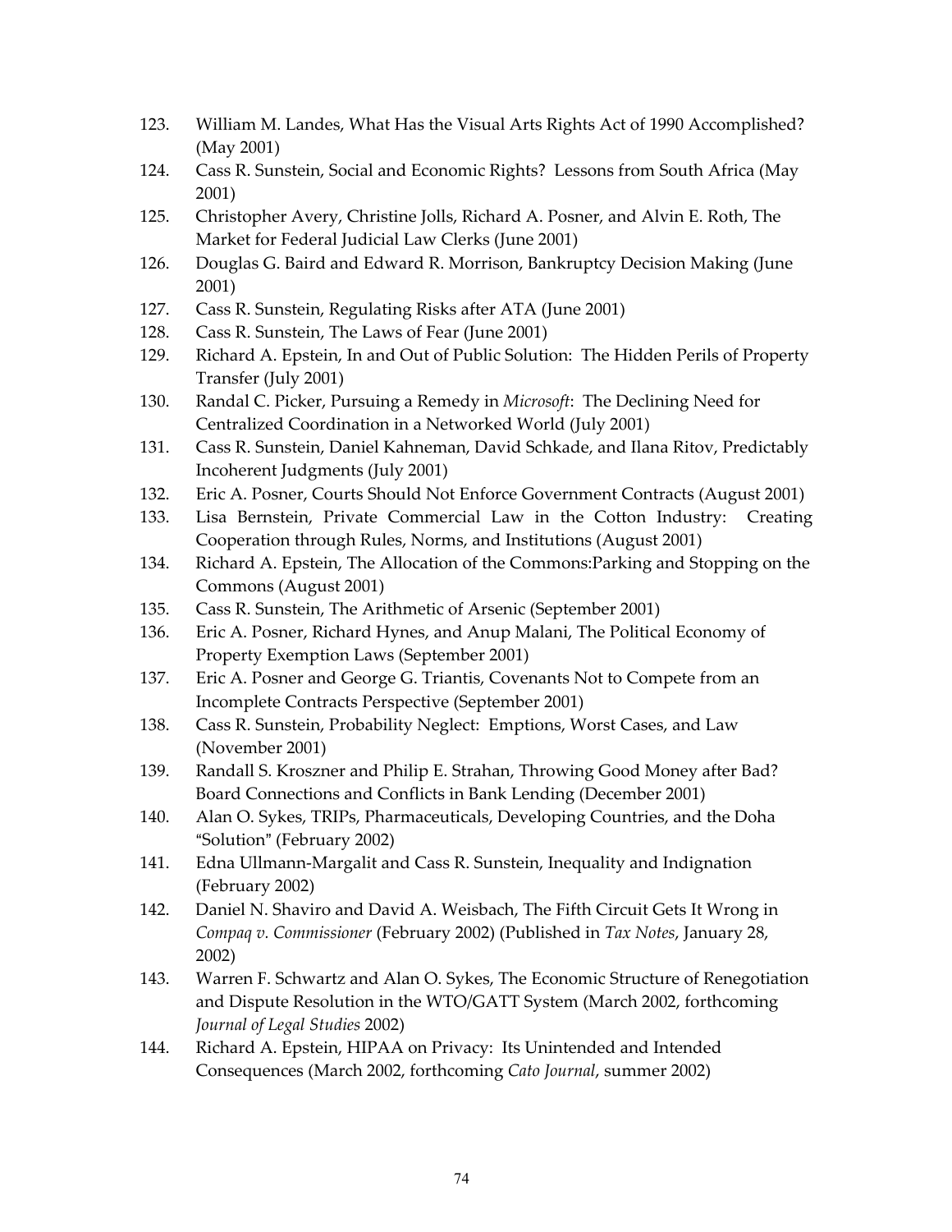123. William M. Landes, What Has the Visual Arts Rights Act of 1990 Accomplished? (May 2001)
124. Cass R. Sunstein, Social and Economic Rights? Lessons from South Africa (May 2001)
125. Christopher Avery, Christine Jolls, Richard A. Posner, and Alvin E. Roth, The Market for Federal Judicial Law Clerks (June 2001)
126. Douglas G. Baird and Edward R. Morrison, Bankruptcy Decision Making (June 2001)
127. Cass R. Sunstein, Regulating Risks after ATA (June 2001)
128. Cass R. Sunstein, The Laws of Fear (June 2001)
129. Richard A. Epstein, In and Out of Public Solution: The Hidden Perils of Property Transfer (July 2001)
130. Randal C. Picker, Pursuing a Remedy in *Microsoft*: The Declining Need for Centralized Coordination in a Networked World (July 2001)
131. Cass R. Sunstein, Daniel Kahneman, David Schkade, and Ilana Ritov, Predictably Incoherent Judgments (July 2001)
132. Eric A. Posner, Courts Should Not Enforce Government Contracts (August 2001)
133. Lisa Bernstein, Private Commercial Law in the Cotton Industry: Creating Cooperation through Rules, Norms, and Institutions (August 2001)
134. Richard A. Epstein, The Allocation of the Commons:Parking and Stopping on the Commons (August 2001)
135. Cass R. Sunstein, The Arithmetic of Arsenic (September 2001)
136. Eric A. Posner, Richard Hynes, and Anup Malani, The Political Economy of Property Exemption Laws (September 2001)
137. Eric A. Posner and George G. Triantis, Covenants Not to Compete from an Incomplete Contracts Perspective (September 2001)
138. Cass R. Sunstein, Probability Neglect: Emptions, Worst Cases, and Law (November 2001)
139. Randall S. Kroszner and Philip E. Strahan, Throwing Good Money after Bad? Board Connections and Conflicts in Bank Lending (December 2001)
140. Alan O. Sykes, TRIPs, Pharmaceuticals, Developing Countries, and the Doha "Solution" (February 2002)
141. Edna Ullmann-Margalit and Cass R. Sunstein, Inequality and Indignation (February 2002)
142. Daniel N. Shaviro and David A. Weisbach, The Fifth Circuit Gets It Wrong in *Compaq v. Commissioner* (February 2002) (Published in *Tax Notes*, January 28, 2002)
143. Warren F. Schwartz and Alan O. Sykes, The Economic Structure of Renegotiation and Dispute Resolution in the WTO/GATT System (March 2002, forthcoming *Journal of Legal Studies* 2002)
144. Richard A. Epstein, HIPAA on Privacy: Its Unintended and Intended Consequences (March 2002, forthcoming *Cato Journal*, summer 2002)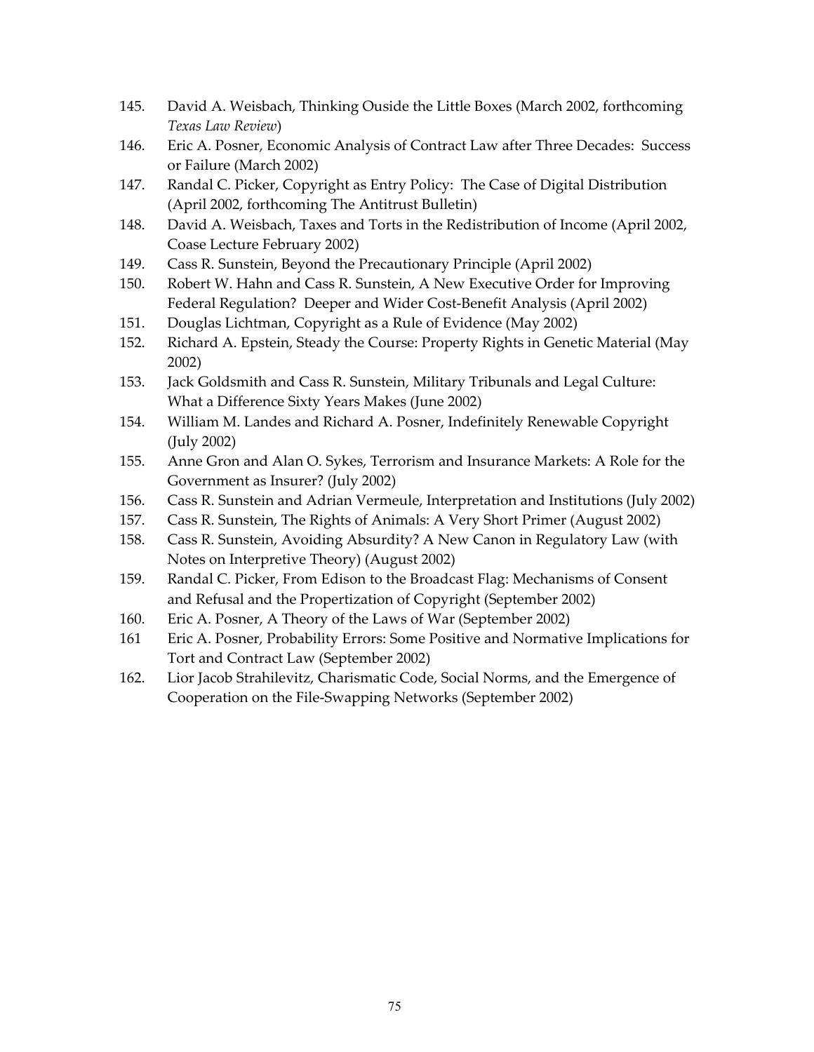145. David A. Weisbach, Thinking Ouside the Little Boxes (March 2002, forthcoming *Texas Law Review*)
146. Eric A. Posner, Economic Analysis of Contract Law after Three Decades: Success or Failure (March 2002)
147. Randal C. Picker, Copyright as Entry Policy: The Case of Digital Distribution (April 2002, forthcoming The Antitrust Bulletin)
148. David A. Weisbach, Taxes and Torts in the Redistribution of Income (April 2002, Coase Lecture February 2002)
149. Cass R. Sunstein, Beyond the Precautionary Principle (April 2002)
150. Robert W. Hahn and Cass R. Sunstein, A New Executive Order for Improving Federal Regulation? Deeper and Wider Cost-Benefit Analysis (April 2002)
151. Douglas Lichtman, Copyright as a Rule of Evidence (May 2002)
152. Richard A. Epstein, Steady the Course: Property Rights in Genetic Material (May 2002)
153. Jack Goldsmith and Cass R. Sunstein, Military Tribunals and Legal Culture: What a Difference Sixty Years Makes (June 2002)
154. William M. Landes and Richard A. Posner, Indefinitely Renewable Copyright (July 2002)
155. Anne Gron and Alan O. Sykes, Terrorism and Insurance Markets: A Role for the Government as Insurer? (July 2002)
156. Cass R. Sunstein and Adrian Vermeule, Interpretation and Institutions (July 2002)
157. Cass R. Sunstein, The Rights of Animals: A Very Short Primer (August 2002)
158. Cass R. Sunstein, Avoiding Absurdity? A New Canon in Regulatory Law (with Notes on Interpretive Theory) (August 2002)
159. Randal C. Picker, From Edison to the Broadcast Flag: Mechanisms of Consent and Refusal and the Propertization of Copyright (September 2002)
160. Eric A. Posner, A Theory of the Laws of War (September 2002)
161 Eric A. Posner, Probability Errors: Some Positive and Normative Implications for Tort and Contract Law (September 2002)
162. Lior Jacob Strahilevitz, Charismatic Code, Social Norms, and the Emergence of Cooperation on the File-Swapping Networks (September 2002)